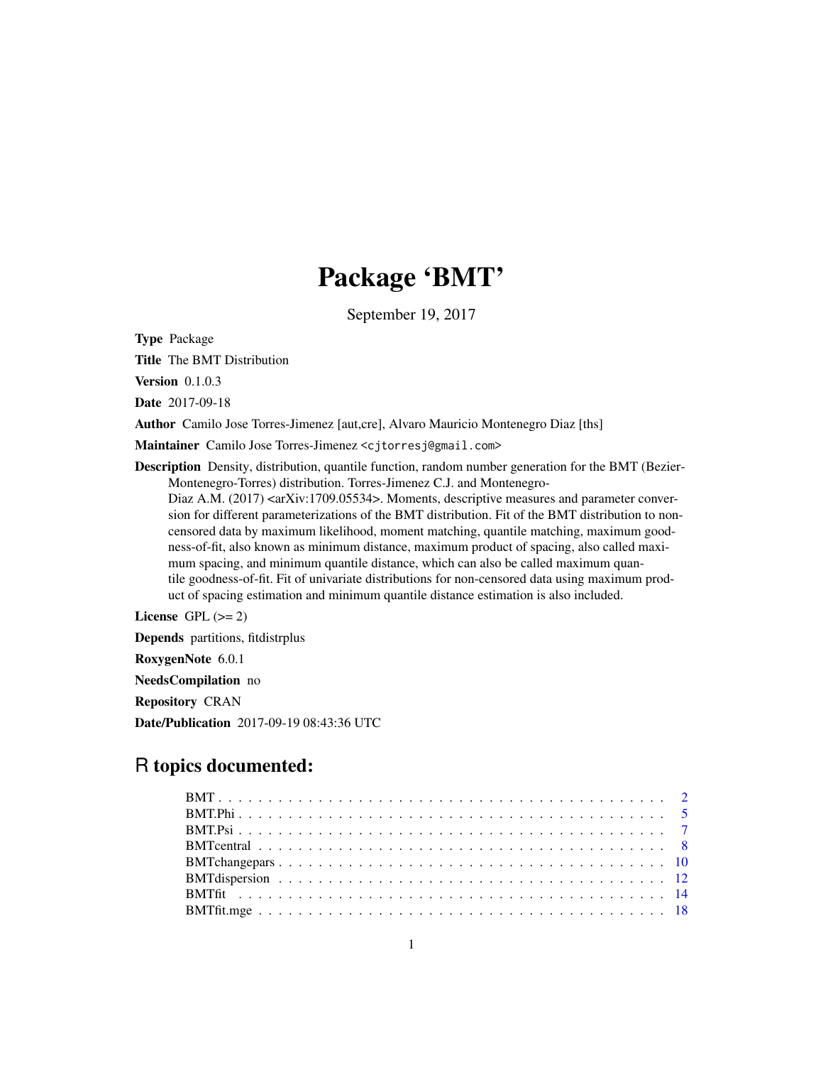# Package 'BMT'

September 19, 2017

**Type** Package

**Title** The BMT Distribution

**Version** 0.1.0.3

**Date** 2017-09-18

**Author** Camilo Jose Torres-Jimenez [aut,cre], Alvaro Mauricio Montenegro Diaz [ths]

**Maintainer** Camilo Jose Torres-Jimenez <cjtorresj@gmail.com>

**Description** Density, distribution, quantile function, random number generation for the BMT (Bezier-Montenegro-Torres) distribution. Torres-Jimenez C.J. and Montenegro-Diaz A.M. (2017) <arXiv:1709.05534>. Moments, descriptive measures and parameter conversion for different parameterizations of the BMT distribution. Fit of the BMT distribution to non-censored data by maximum likelihood, moment matching, quantile matching, maximum goodness-of-fit, also known as minimum distance, maximum product of spacing, also called maximum spacing, and minimum quantile distance, which can also be called maximum quantile goodness-of-fit. Fit of univariate distributions for non-censored data using maximum product of spacing estimation and minimum quantile distance estimation is also included.

**License** GPL (>= 2)

**Depends** partitions, fitdistrplus

**RoxygenNote** 6.0.1

**NeedsCompilation** no

**Repository** CRAN

**Date/Publication** 2017-09-19 08:43:36 UTC

## R topics documented:

| | |
|---|---|
| BMT | 2 |
| BMT.Phi | 5 |
| BMT.Psi | 7 |
| BMTcentral | 8 |
| BMTchangepars | 10 |
| BMTdispersion | 12 |
| BMTfit | 14 |
| BMTfit.mge | 18 |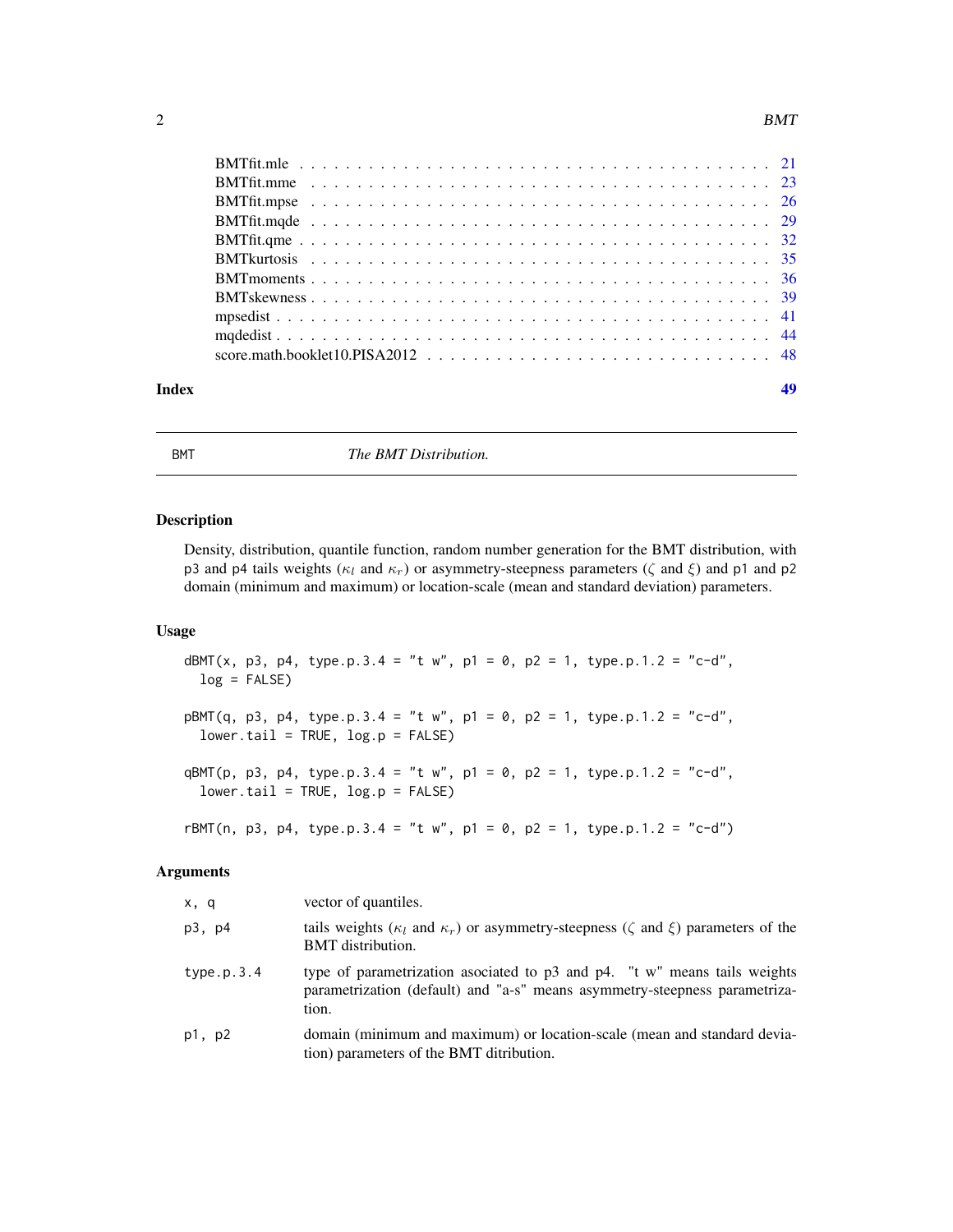| | |
|---|---|
| BMTfit.mle | 21 |
| BMTfit.mme | 23 |
| BMTfit.mpse | 26 |
| BMTfit.mqde | 29 |
| BMTfit.qme | 32 |
| BMTkurtosis | 35 |
| BMTmoments | 36 |
| BMTskewness | 39 |
| mpsedist | 41 |
| mqdedist | 44 |
| score.math.booklet10.PISA2012 | 48 |

**Index** **49**

---

BMT — *The BMT Distribution.*

---

## Description

Density, distribution, quantile function, random number generation for the BMT distribution, with p3 and p4 tails weights ($\kappa_l$ and $\kappa_r$) or asymmetry-steepness parameters ($\zeta$ and $\xi$) and p1 and p2 domain (minimum and maximum) or location-scale (mean and standard deviation) parameters.

## Usage

```
dBMT(x, p3, p4, type.p.3.4 = "t w", p1 = 0, p2 = 1, type.p.1.2 = "c-d",
  log = FALSE)

pBMT(q, p3, p4, type.p.3.4 = "t w", p1 = 0, p2 = 1, type.p.1.2 = "c-d",
  lower.tail = TRUE, log.p = FALSE)

qBMT(p, p3, p4, type.p.3.4 = "t w", p1 = 0, p2 = 1, type.p.1.2 = "c-d",
  lower.tail = TRUE, log.p = FALSE)

rBMT(n, p3, p4, type.p.3.4 = "t w", p1 = 0, p2 = 1, type.p.1.2 = "c-d")
```

## Arguments

| | |
|---|---|
| x, q | vector of quantiles. |
| p3, p4 | tails weights ($\kappa_l$ and $\kappa_r$) or asymmetry-steepness ($\zeta$ and $\xi$) parameters of the BMT distribution. |
| type.p.3.4 | type of parametrization asociated to p3 and p4. "t w" means tails weights parametrization (default) and "a-s" means asymmetry-steepness parametrization. |
| p1, p2 | domain (minimum and maximum) or location-scale (mean and standard deviation) parameters of the BMT ditribution. |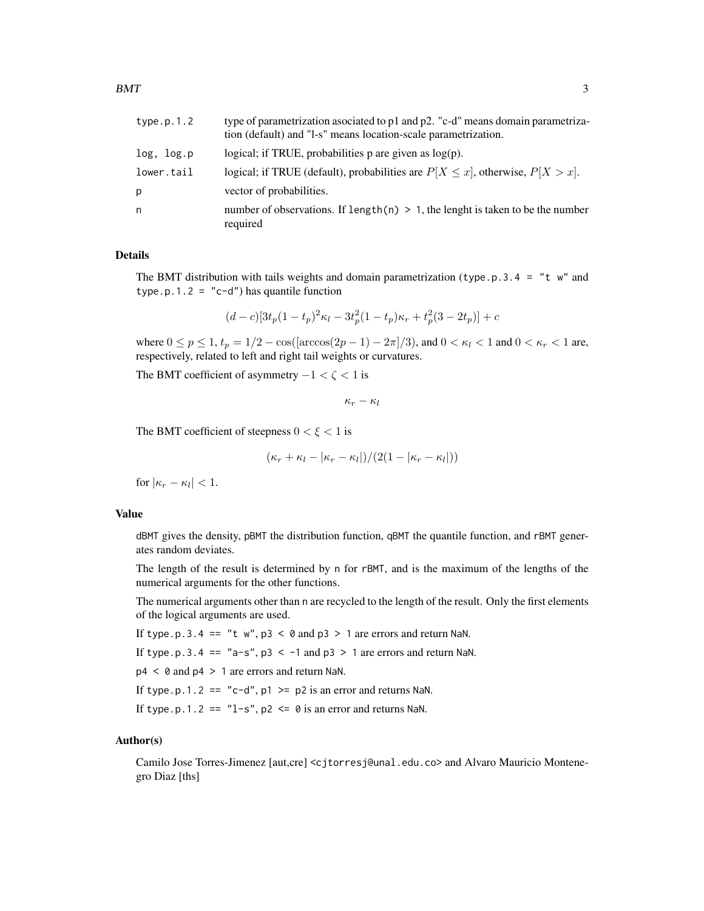| | |
|---|---|
| `type.p.1.2` | type of parametrization asociated to p1 and p2. "c-d" means domain parametrization (default) and "l-s" means location-scale parametrization. |
| `log, log.p` | logical; if TRUE, probabilities p are given as log(p). |
| `lower.tail` | logical; if TRUE (default), probabilities are $P[X \leq x]$, otherwise, $P[X > x]$. |
| `p` | vector of probabilities. |
| `n` | number of observations. If `length(n) > 1`, the lenght is taken to be the number required |

## Details

The BMT distribution with tails weights and domain parametrization (`type.p.3.4 = "t w"` and `type.p.1.2 = "c-d"`) has quantile function

$$(d-c)[3t_p(1-t_p)^2\kappa_l - 3t_p^2(1-t_p)\kappa_r + t_p^2(3-2t_p)] + c$$

where $0 \leq p \leq 1$, $t_p = 1/2 - \cos([\arccos(2p-1) - 2\pi]/3)$, and $0 < \kappa_l < 1$ and $0 < \kappa_r < 1$ are, respectively, related to left and right tail weights or curvatures.

The BMT coefficient of asymmetry $-1 < \zeta < 1$ is

$$\kappa_r - \kappa_l$$

The BMT coefficient of steepness $0 < \xi < 1$ is

$$(\kappa_r + \kappa_l - |\kappa_r - \kappa_l|)/(2(1 - |\kappa_r - \kappa_l|))$$

for $|\kappa_r - \kappa_l| < 1$.

## Value

`dBMT` gives the density, `pBMT` the distribution function, `qBMT` the quantile function, and `rBMT` generates random deviates.

The length of the result is determined by `n` for `rBMT`, and is the maximum of the lengths of the numerical arguments for the other functions.

The numerical arguments other than `n` are recycled to the length of the result. Only the first elements of the logical arguments are used.

If `type.p.3.4 == "t w"`, `p3 < 0` and `p3 > 1` are errors and return `NaN`.

If `type.p.3.4 == "a-s"`, `p3 < -1` and `p3 > 1` are errors and return `NaN`.

`p4 < 0` and `p4 > 1` are errors and return `NaN`.

If `type.p.1.2 == "c-d"`, `p1 >= p2` is an error and returns `NaN`.

If `type.p.1.2 == "l-s"`, `p2 <= 0` is an error and returns `NaN`.

## Author(s)

Camilo Jose Torres-Jimenez [aut,cre] <`cjtorresj@unal.edu.co`> and Alvaro Mauricio Montenegro Diaz [ths]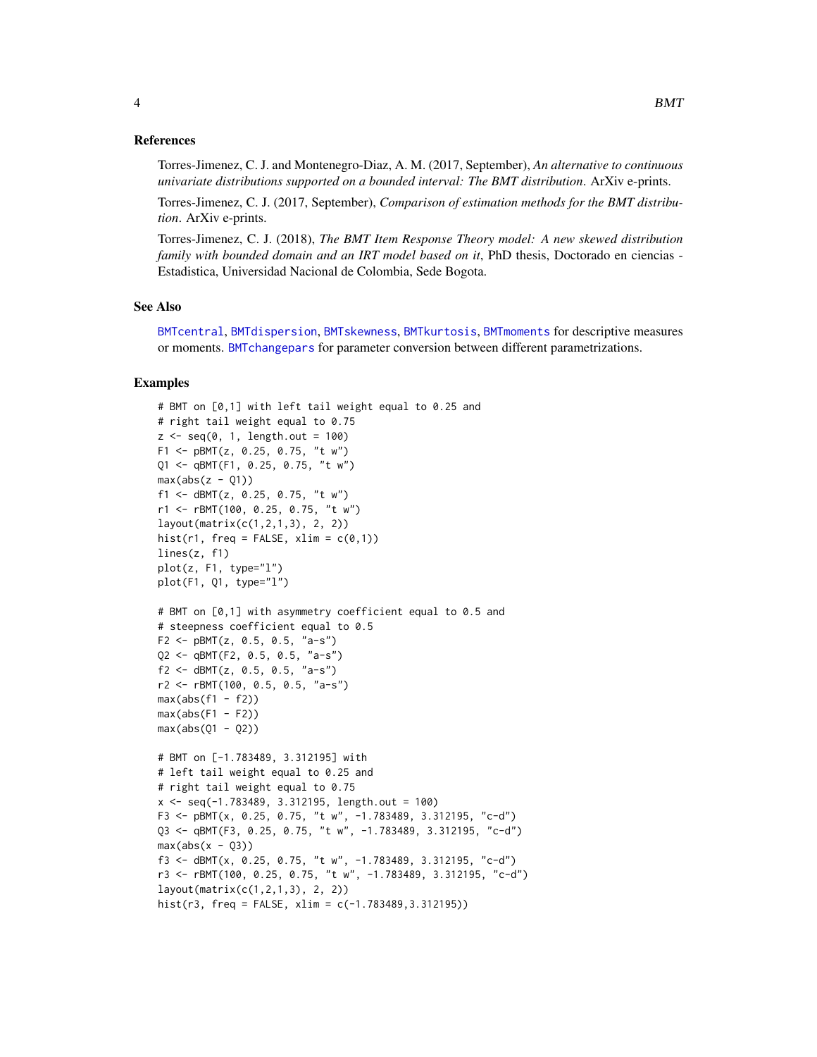## References

Torres-Jimenez, C. J. and Montenegro-Diaz, A. M. (2017, September), *An alternative to continuous univariate distributions supported on a bounded interval: The BMT distribution*. ArXiv e-prints.

Torres-Jimenez, C. J. (2017, September), *Comparison of estimation methods for the BMT distribution*. ArXiv e-prints.

Torres-Jimenez, C. J. (2018), *The BMT Item Response Theory model: A new skewed distribution family with bounded domain and an IRT model based on it*, PhD thesis, Doctorado en ciencias - Estadistica, Universidad Nacional de Colombia, Sede Bogota.

## See Also

BMTcentral, BMTdispersion, BMTskewness, BMTkurtosis, BMTmoments for descriptive measures or moments. BMTchangepars for parameter conversion between different parametrizations.

## Examples

```
# BMT on [0,1] with left tail weight equal to 0.25 and
# right tail weight equal to 0.75
z <- seq(0, 1, length.out = 100)
F1 <- pBMT(z, 0.25, 0.75, "t w")
Q1 <- qBMT(F1, 0.25, 0.75, "t w")
max(abs(z - Q1))
f1 <- dBMT(z, 0.25, 0.75, "t w")
r1 <- rBMT(100, 0.25, 0.75, "t w")
layout(matrix(c(1,2,1,3), 2, 2))
hist(r1, freq = FALSE, xlim = c(0,1))
lines(z, f1)
plot(z, F1, type="l")
plot(F1, Q1, type="l")

# BMT on [0,1] with asymmetry coefficient equal to 0.5 and
# steepness coefficient equal to 0.5
F2 <- pBMT(z, 0.5, 0.5, "a-s")
Q2 <- qBMT(F2, 0.5, 0.5, "a-s")
f2 <- dBMT(z, 0.5, 0.5, "a-s")
r2 <- rBMT(100, 0.5, 0.5, "a-s")
max(abs(f1 - f2))
max(abs(F1 - F2))
max(abs(Q1 - Q2))

# BMT on [-1.783489, 3.312195] with
# left tail weight equal to 0.25 and
# right tail weight equal to 0.75
x <- seq(-1.783489, 3.312195, length.out = 100)
F3 <- pBMT(x, 0.25, 0.75, "t w", -1.783489, 3.312195, "c-d")
Q3 <- qBMT(F3, 0.25, 0.75, "t w", -1.783489, 3.312195, "c-d")
max(abs(x - Q3))
f3 <- dBMT(x, 0.25, 0.75, "t w", -1.783489, 3.312195, "c-d")
r3 <- rBMT(100, 0.25, 0.75, "t w", -1.783489, 3.312195, "c-d")
layout(matrix(c(1,2,1,3), 2, 2))
hist(r3, freq = FALSE, xlim = c(-1.783489,3.312195))
```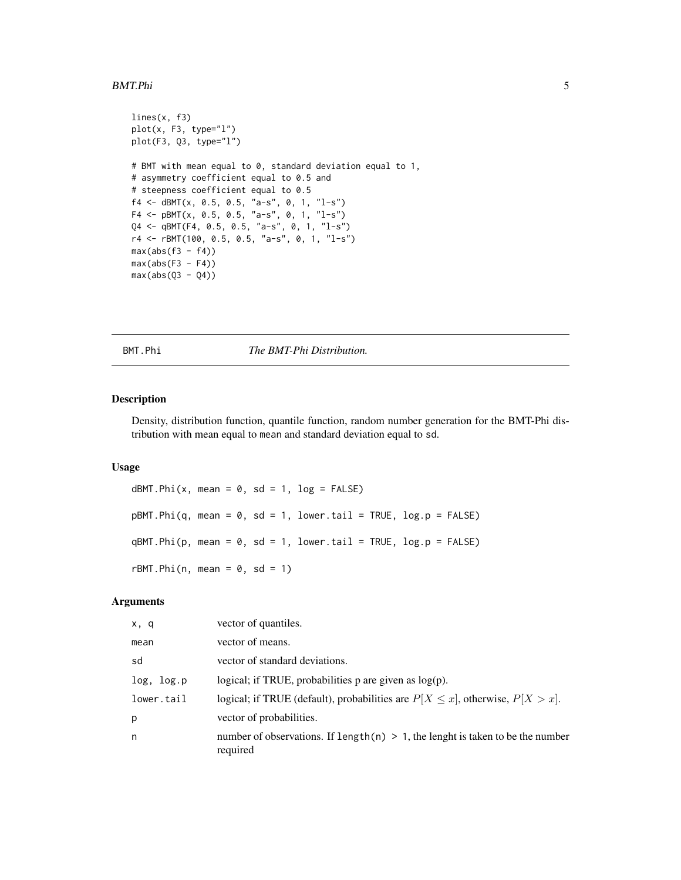```
lines(x, f3)
plot(x, F3, type="l")
plot(F3, Q3, type="l")

# BMT with mean equal to 0, standard deviation equal to 1,
# asymmetry coefficient equal to 0.5 and
# steepness coefficient equal to 0.5
f4 <- dBMT(x, 0.5, 0.5, "a-s", 0, 1, "l-s")
F4 <- pBMT(x, 0.5, 0.5, "a-s", 0, 1, "l-s")
Q4 <- qBMT(F4, 0.5, 0.5, "a-s", 0, 1, "l-s")
r4 <- rBMT(100, 0.5, 0.5, "a-s", 0, 1, "l-s")
max(abs(f3 - f4))
max(abs(F3 - F4))
max(abs(Q3 - Q4))
```

---

## BMT.Phi — *The BMT-Phi Distribution.*

### Description

Density, distribution function, quantile function, random number generation for the BMT-Phi distribution with mean equal to `mean` and standard deviation equal to `sd`.

### Usage

```
dBMT.Phi(x, mean = 0, sd = 1, log = FALSE)

pBMT.Phi(q, mean = 0, sd = 1, lower.tail = TRUE, log.p = FALSE)

qBMT.Phi(p, mean = 0, sd = 1, lower.tail = TRUE, log.p = FALSE)

rBMT.Phi(n, mean = 0, sd = 1)
```

### Arguments

| | |
|---|---|
| `x, q` | vector of quantiles. |
| `mean` | vector of means. |
| `sd` | vector of standard deviations. |
| `log, log.p` | logical; if TRUE, probabilities p are given as log(p). |
| `lower.tail` | logical; if TRUE (default), probabilities are $P[X \leq x]$, otherwise, $P[X > x]$. |
| `p` | vector of probabilities. |
| `n` | number of observations. If `length(n) > 1`, the lenght is taken to be the number required |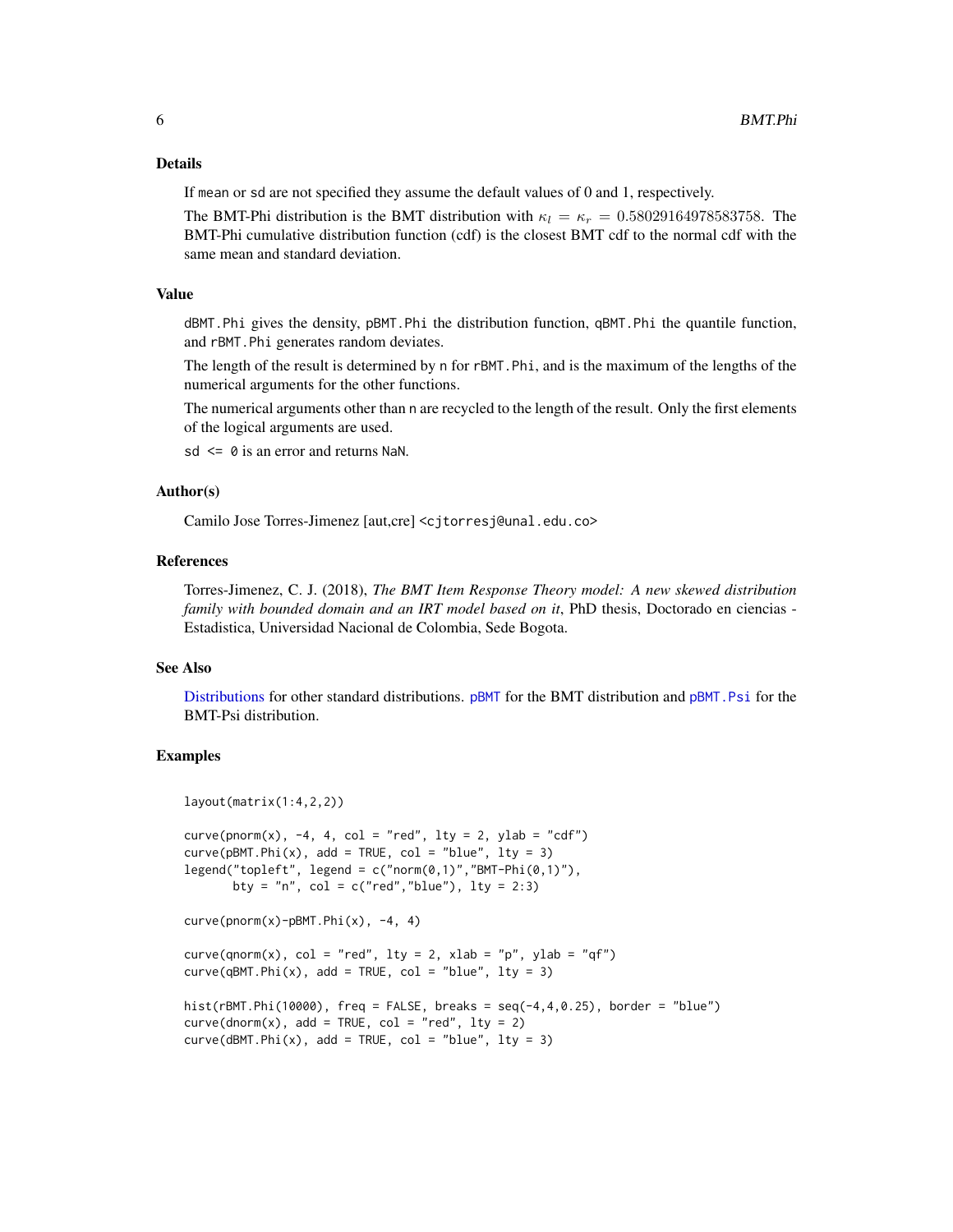### Details

If mean or sd are not specified they assume the default values of 0 and 1, respectively.

The BMT-Phi distribution is the BMT distribution with $\kappa_l = \kappa_r = 0.58029164978583758$. The BMT-Phi cumulative distribution function (cdf) is the closest BMT cdf to the normal cdf with the same mean and standard deviation.

### Value

dBMT.Phi gives the density, pBMT.Phi the distribution function, qBMT.Phi the quantile function, and rBMT.Phi generates random deviates.

The length of the result is determined by n for rBMT.Phi, and is the maximum of the lengths of the numerical arguments for the other functions.

The numerical arguments other than n are recycled to the length of the result. Only the first elements of the logical arguments are used.

sd <= 0 is an error and returns NaN.

### Author(s)

Camilo Jose Torres-Jimenez [aut,cre] <cjtorresj@unal.edu.co>

### References

Torres-Jimenez, C. J. (2018), *The BMT Item Response Theory model: A new skewed distribution family with bounded domain and an IRT model based on it*, PhD thesis, Doctorado en ciencias - Estadistica, Universidad Nacional de Colombia, Sede Bogota.

### See Also

Distributions for other standard distributions. pBMT for the BMT distribution and pBMT.Psi for the BMT-Psi distribution.

### Examples

```
layout(matrix(1:4,2,2))

curve(pnorm(x), -4, 4, col = "red", lty = 2, ylab = "cdf")
curve(pBMT.Phi(x), add = TRUE, col = "blue", lty = 3)
legend("topleft", legend = c("norm(0,1)","BMT-Phi(0,1)"),
       bty = "n", col = c("red","blue"), lty = 2:3)

curve(pnorm(x)-pBMT.Phi(x), -4, 4)

curve(qnorm(x), col = "red", lty = 2, xlab = "p", ylab = "qf")
curve(qBMT.Phi(x), add = TRUE, col = "blue", lty = 3)

hist(rBMT.Phi(10000), freq = FALSE, breaks = seq(-4,4,0.25), border = "blue")
curve(dnorm(x), add = TRUE, col = "red", lty = 2)
curve(dBMT.Phi(x), add = TRUE, col = "blue", lty = 3)
```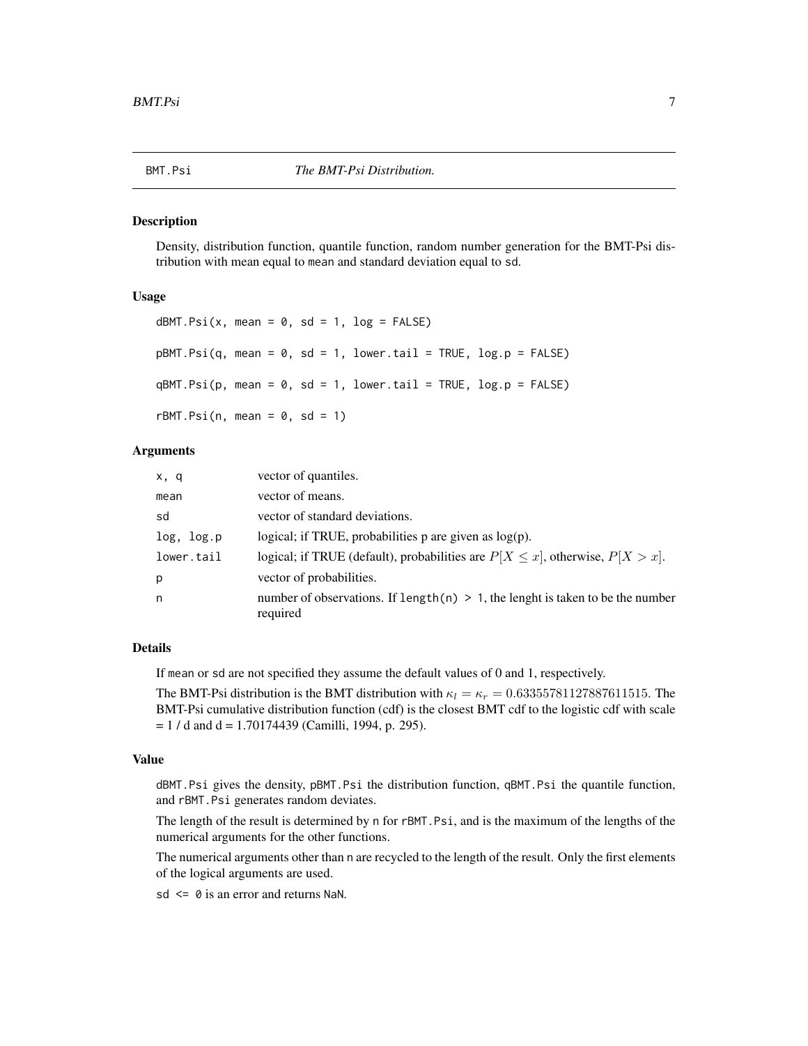BMT.Psi *The BMT-Psi Distribution.*

## Description

Density, distribution function, quantile function, random number generation for the BMT-Psi distribution with mean equal to mean and standard deviation equal to sd.

## Usage

```
dBMT.Psi(x, mean = 0, sd = 1, log = FALSE)

pBMT.Psi(q, mean = 0, sd = 1, lower.tail = TRUE, log.p = FALSE)

qBMT.Psi(p, mean = 0, sd = 1, lower.tail = TRUE, log.p = FALSE)

rBMT.Psi(n, mean = 0, sd = 1)
```

## Arguments

| | |
|---|---|
| `x, q` | vector of quantiles. |
| `mean` | vector of means. |
| `sd` | vector of standard deviations. |
| `log, log.p` | logical; if TRUE, probabilities p are given as log(p). |
| `lower.tail` | logical; if TRUE (default), probabilities are $P[X \leq x]$, otherwise, $P[X > x]$. |
| `p` | vector of probabilities. |
| `n` | number of observations. If `length(n) > 1`, the lenght is taken to be the number required |

## Details

If mean or sd are not specified they assume the default values of 0 and 1, respectively.

The BMT-Psi distribution is the BMT distribution with $\kappa_l = \kappa_r = 0.63355781127887611515$. The BMT-Psi cumulative distribution function (cdf) is the closest BMT cdf to the logistic cdf with scale = 1 / d and d = 1.70174439 (Camilli, 1994, p. 295).

## Value

dBMT.Psi gives the density, pBMT.Psi the distribution function, qBMT.Psi the quantile function, and rBMT.Psi generates random deviates.

The length of the result is determined by n for rBMT.Psi, and is the maximum of the lengths of the numerical arguments for the other functions.

The numerical arguments other than n are recycled to the length of the result. Only the first elements of the logical arguments are used.

`sd <= 0` is an error and returns NaN.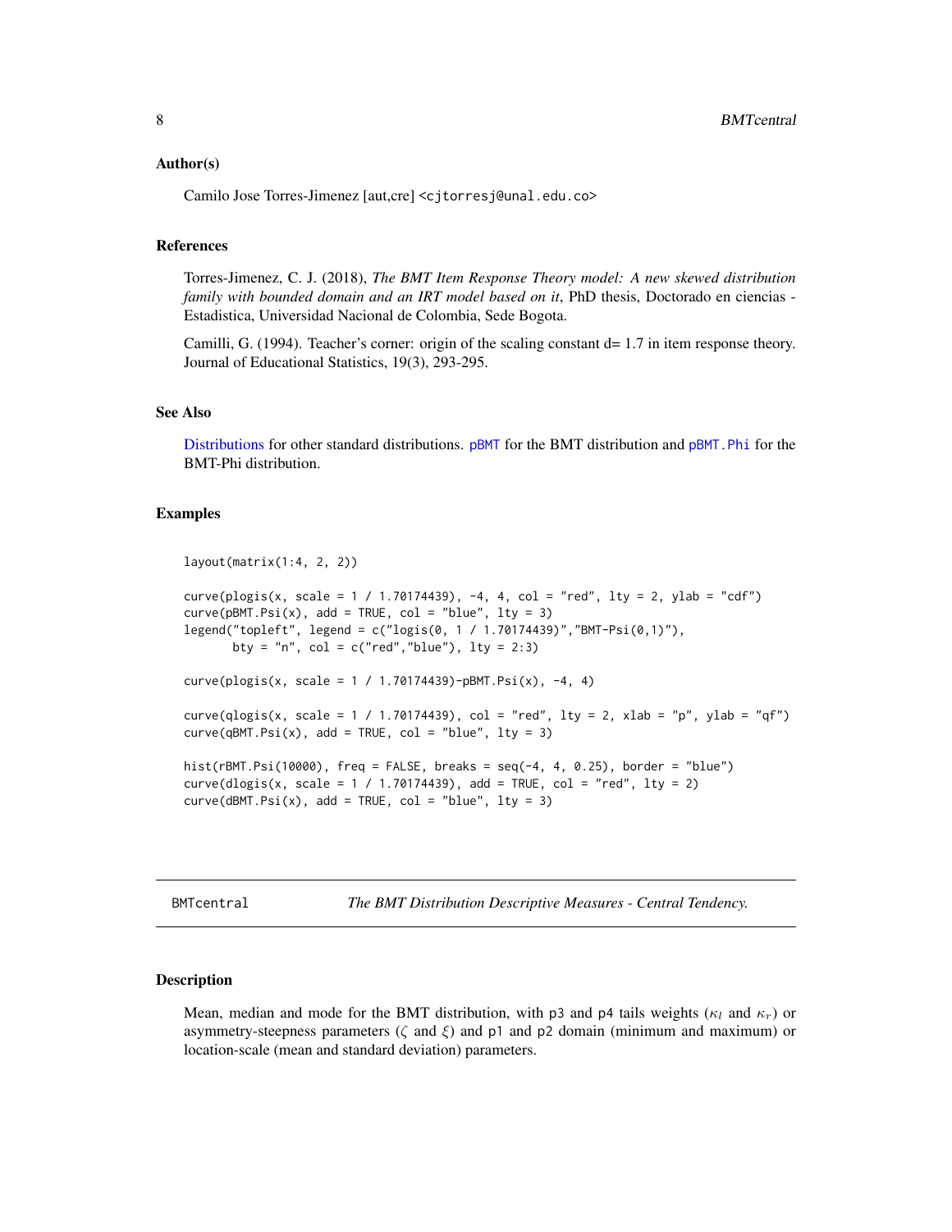### Author(s)

Camilo Jose Torres-Jimenez [aut,cre] <cjtorresj@unal.edu.co>

### References

Torres-Jimenez, C. J. (2018), *The BMT Item Response Theory model: A new skewed distribution family with bounded domain and an IRT model based on it*, PhD thesis, Doctorado en ciencias - Estadistica, Universidad Nacional de Colombia, Sede Bogota.

Camilli, G. (1994). Teacher's corner: origin of the scaling constant d= 1.7 in item response theory. Journal of Educational Statistics, 19(3), 293-295.

### See Also

Distributions for other standard distributions. `pBMT` for the BMT distribution and `pBMT.Phi` for the BMT-Phi distribution.

### Examples

```
layout(matrix(1:4, 2, 2))

curve(plogis(x, scale = 1 / 1.70174439), -4, 4, col = "red", lty = 2, ylab = "cdf")
curve(pBMT.Psi(x), add = TRUE, col = "blue", lty = 3)
legend("topleft", legend = c("logis(0, 1 / 1.70174439)","BMT-Psi(0,1)"),
       bty = "n", col = c("red","blue"), lty = 2:3)

curve(plogis(x, scale = 1 / 1.70174439)-pBMT.Psi(x), -4, 4)

curve(qlogis(x, scale = 1 / 1.70174439), col = "red", lty = 2, xlab = "p", ylab = "qf")
curve(qBMT.Psi(x), add = TRUE, col = "blue", lty = 3)

hist(rBMT.Psi(10000), freq = FALSE, breaks = seq(-4, 4, 0.25), border = "blue")
curve(dlogis(x, scale = 1 / 1.70174439), add = TRUE, col = "red", lty = 2)
curve(dBMT.Psi(x), add = TRUE, col = "blue", lty = 3)
```

---

## BMTcentral — *The BMT Distribution Descriptive Measures - Central Tendency.*

### Description

Mean, median and mode for the BMT distribution, with p3 and p4 tails weights ($\kappa_l$ and $\kappa_r$) or asymmetry-steepness parameters ($\zeta$ and $\xi$) and p1 and p2 domain (minimum and maximum) or location-scale (mean and standard deviation) parameters.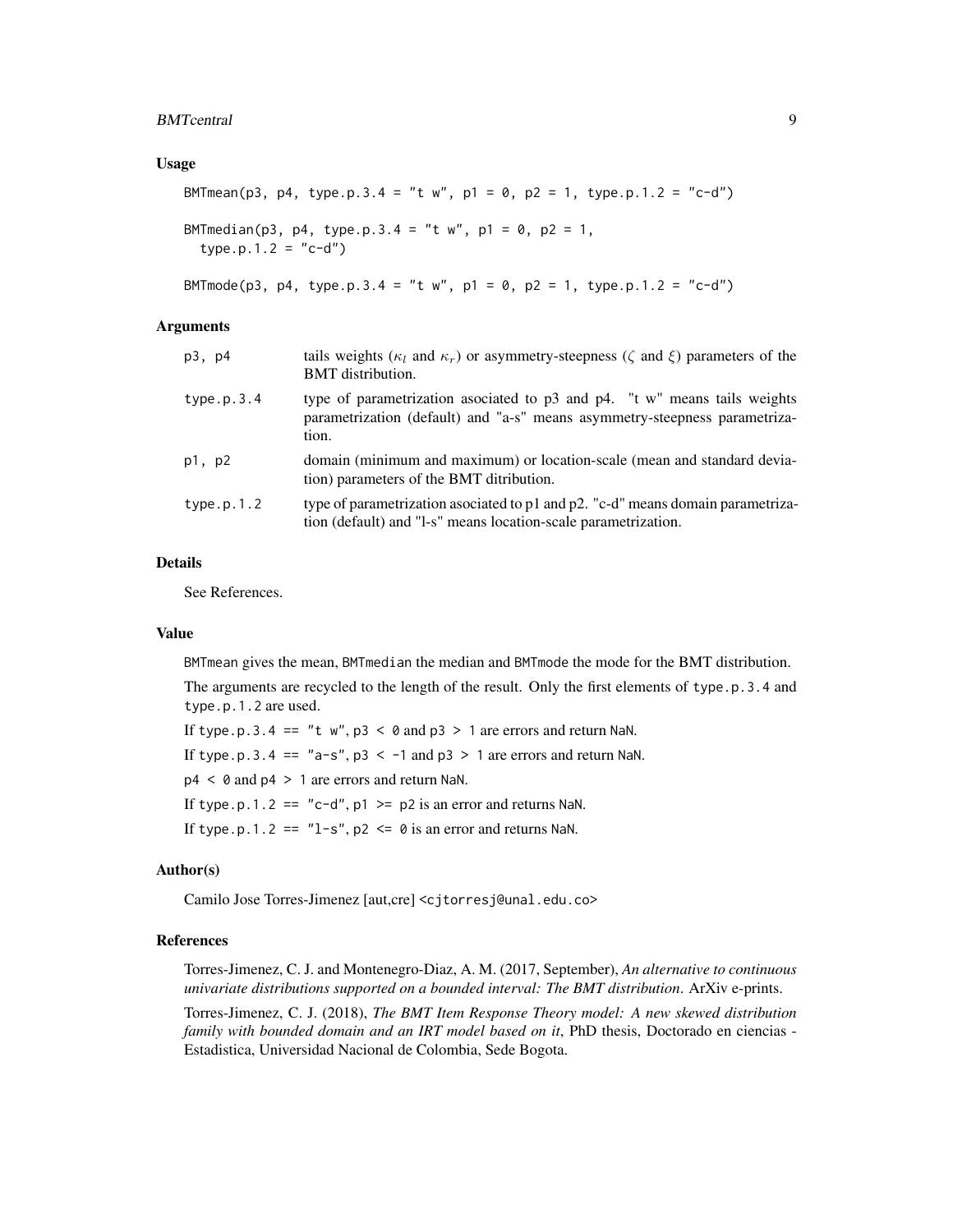### Usage

```
BMTmean(p3, p4, type.p.3.4 = "t w", p1 = 0, p2 = 1, type.p.1.2 = "c-d")

BMTmedian(p3, p4, type.p.3.4 = "t w", p1 = 0, p2 = 1,
  type.p.1.2 = "c-d")

BMTmode(p3, p4, type.p.3.4 = "t w", p1 = 0, p2 = 1, type.p.1.2 = "c-d")
```

### Arguments

| | |
|---|---|
| p3, p4 | tails weights ($\kappa_l$ and $\kappa_r$) or asymmetry-steepness ($\zeta$ and $\xi$) parameters of the BMT distribution. |
| type.p.3.4 | type of parametrization asociated to p3 and p4. "t w" means tails weights parametrization (default) and "a-s" means asymmetry-steepness parametrization. |
| p1, p2 | domain (minimum and maximum) or location-scale (mean and standard deviation) parameters of the BMT ditribution. |
| type.p.1.2 | type of parametrization asociated to p1 and p2. "c-d" means domain parametrization (default) and "l-s" means location-scale parametrization. |

### Details

See References.

### Value

BMTmean gives the mean, BMTmedian the median and BMTmode the mode for the BMT distribution.

The arguments are recycled to the length of the result. Only the first elements of type.p.3.4 and type.p.1.2 are used.

If type.p.3.4 == "t w", p3 < 0 and p3 > 1 are errors and return NaN.

If type.p.3.4 == "a-s", p3 < -1 and p3 > 1 are errors and return NaN.

p4 < 0 and p4 > 1 are errors and return NaN.

If type.p.1.2 == "c-d", p1 >= p2 is an error and returns NaN.

If type.p.1.2 == "l-s", p2 <= 0 is an error and returns NaN.

### Author(s)

Camilo Jose Torres-Jimenez [aut,cre] <cjtorresj@unal.edu.co>

### References

Torres-Jimenez, C. J. and Montenegro-Diaz, A. M. (2017, September), *An alternative to continuous univariate distributions supported on a bounded interval: The BMT distribution*. ArXiv e-prints.

Torres-Jimenez, C. J. (2018), *The BMT Item Response Theory model: A new skewed distribution family with bounded domain and an IRT model based on it*, PhD thesis, Doctorado en ciencias - Estadistica, Universidad Nacional de Colombia, Sede Bogota.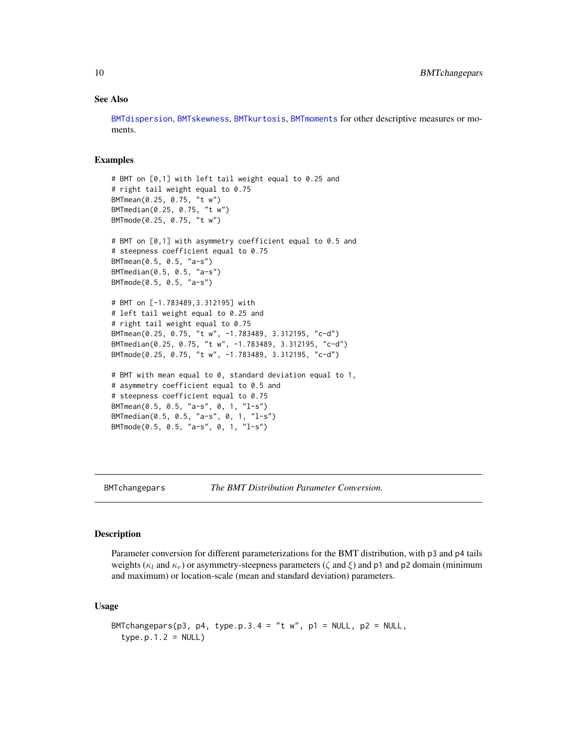## See Also

BMTdispersion, BMTskewness, BMTkurtosis, BMTmoments for other descriptive measures or moments.

## Examples

```
# BMT on [0,1] with left tail weight equal to 0.25 and
# right tail weight equal to 0.75
BMTmean(0.25, 0.75, "t w")
BMTmedian(0.25, 0.75, "t w")
BMTmode(0.25, 0.75, "t w")

# BMT on [0,1] with asymmetry coefficient equal to 0.5 and
# steepness coefficient equal to 0.75
BMTmean(0.5, 0.5, "a-s")
BMTmedian(0.5, 0.5, "a-s")
BMTmode(0.5, 0.5, "a-s")

# BMT on [-1.783489,3.312195] with
# left tail weight equal to 0.25 and
# right tail weight equal to 0.75
BMTmean(0.25, 0.75, "t w", -1.783489, 3.312195, "c-d")
BMTmedian(0.25, 0.75, "t w", -1.783489, 3.312195, "c-d")
BMTmode(0.25, 0.75, "t w", -1.783489, 3.312195, "c-d")

# BMT with mean equal to 0, standard deviation equal to 1,
# asymmetry coefficient equal to 0.5 and
# steepness coefficient equal to 0.75
BMTmean(0.5, 0.5, "a-s", 0, 1, "l-s")
BMTmedian(0.5, 0.5, "a-s", 0, 1, "l-s")
BMTmode(0.5, 0.5, "a-s", 0, 1, "l-s")
```

---

# BMTchangepars — *The BMT Distribution Parameter Conversion.*

## Description

Parameter conversion for different parameterizations for the BMT distribution, with p3 and p4 tails weights ($\kappa_l$ and $\kappa_r$) or asymmetry-steepness parameters ($\zeta$ and $\xi$) and p1 and p2 domain (minimum and maximum) or location-scale (mean and standard deviation) parameters.

## Usage

```
BMTchangepars(p3, p4, type.p.3.4 = "t w", p1 = NULL, p2 = NULL,
  type.p.1.2 = NULL)
```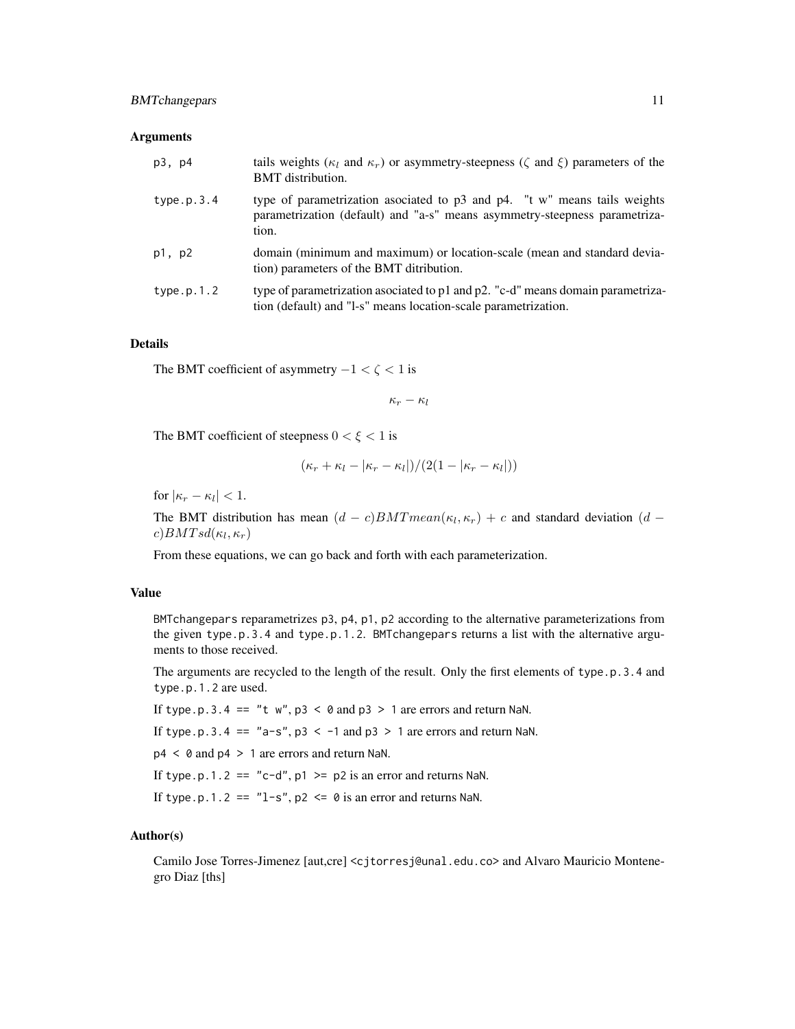### Arguments

| | |
|---|---|
| p3, p4 | tails weights ($\kappa_l$ and $\kappa_r$) or asymmetry-steepness ($\zeta$ and $\xi$) parameters of the BMT distribution. |
| type.p.3.4 | type of parametrization asociated to p3 and p4. "t w" means tails weights parametrization (default) and "a-s" means asymmetry-steepness parametrization. |
| p1, p2 | domain (minimum and maximum) or location-scale (mean and standard deviation) parameters of the BMT ditribution. |
| type.p.1.2 | type of parametrization asociated to p1 and p2. "c-d" means domain parametrization (default) and "l-s" means location-scale parametrization. |

### Details

The BMT coefficient of asymmetry $-1 < \zeta < 1$ is

$$\kappa_r - \kappa_l$$

The BMT coefficient of steepness $0 < \xi < 1$ is

$$(\kappa_r + \kappa_l - |\kappa_r - \kappa_l|)/(2(1 - |\kappa_r - \kappa_l|))$$

for $|\kappa_r - \kappa_l| < 1$.

The BMT distribution has mean $(d - c)BMTmean(\kappa_l, \kappa_r) + c$ and standard deviation $(d - c)BMTsd(\kappa_l, \kappa_r)$

From these equations, we can go back and forth with each parameterization.

### Value

BMTchangepars reparametrizes p3, p4, p1, p2 according to the alternative parameterizations from the given type.p.3.4 and type.p.1.2. BMTchangepars returns a list with the alternative arguments to those received.

The arguments are recycled to the length of the result. Only the first elements of type.p.3.4 and type.p.1.2 are used.

If type.p.3.4 == "t w", p3 < 0 and p3 > 1 are errors and return NaN.

If type.p.3.4 == "a-s", p3 < -1 and p3 > 1 are errors and return NaN.

p4 < 0 and p4 > 1 are errors and return NaN.

If type.p.1.2 == "c-d", p1 >= p2 is an error and returns NaN.

If type.p.1.2 == "l-s", p2 <= 0 is an error and returns NaN.

### Author(s)

Camilo Jose Torres-Jimenez [aut,cre] <cjtorresj@unal.edu.co> and Alvaro Mauricio Montenegro Diaz [ths]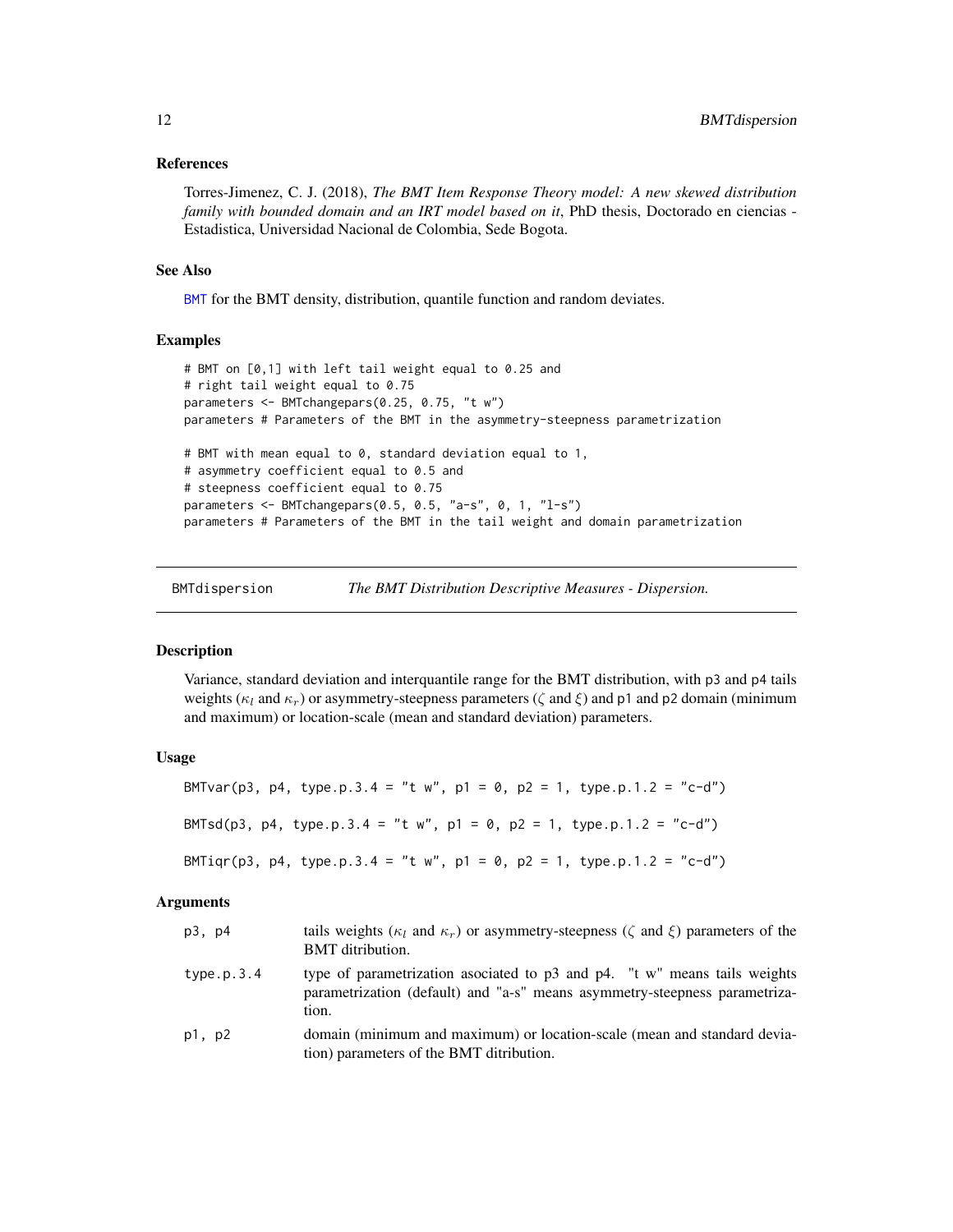### References

Torres-Jimenez, C. J. (2018), *The BMT Item Response Theory model: A new skewed distribution family with bounded domain and an IRT model based on it*, PhD thesis, Doctorado en ciencias - Estadistica, Universidad Nacional de Colombia, Sede Bogota.

### See Also

BMT for the BMT density, distribution, quantile function and random deviates.

### Examples

```
# BMT on [0,1] with left tail weight equal to 0.25 and
# right tail weight equal to 0.75
parameters <- BMTchangepars(0.25, 0.75, "t w")
parameters # Parameters of the BMT in the asymmetry-steepness parametrization

# BMT with mean equal to 0, standard deviation equal to 1,
# asymmetry coefficient equal to 0.5 and
# steepness coefficient equal to 0.75
parameters <- BMTchangepars(0.5, 0.5, "a-s", 0, 1, "l-s")
parameters # Parameters of the BMT in the tail weight and domain parametrization
```

---

## BMTdispersion — *The BMT Distribution Descriptive Measures - Dispersion.*

### Description

Variance, standard deviation and interquantile range for the BMT distribution, with p3 and p4 tails weights ($\kappa_l$ and $\kappa_r$) or asymmetry-steepness parameters ($\zeta$ and $\xi$) and p1 and p2 domain (minimum and maximum) or location-scale (mean and standard deviation) parameters.

### Usage

```
BMTvar(p3, p4, type.p.3.4 = "t w", p1 = 0, p2 = 1, type.p.1.2 = "c-d")

BMTsd(p3, p4, type.p.3.4 = "t w", p1 = 0, p2 = 1, type.p.1.2 = "c-d")

BMTiqr(p3, p4, type.p.3.4 = "t w", p1 = 0, p2 = 1, type.p.1.2 = "c-d")
```

### Arguments

| | |
|---|---|
| p3, p4 | tails weights ($\kappa_l$ and $\kappa_r$) or asymmetry-steepness ($\zeta$ and $\xi$) parameters of the BMT ditribution. |
| type.p.3.4 | type of parametrization asociated to p3 and p4. "t w" means tails weights parametrization (default) and "a-s" means asymmetry-steepness parametrization. |
| p1, p2 | domain (minimum and maximum) or location-scale (mean and standard deviation) parameters of the BMT ditribution. |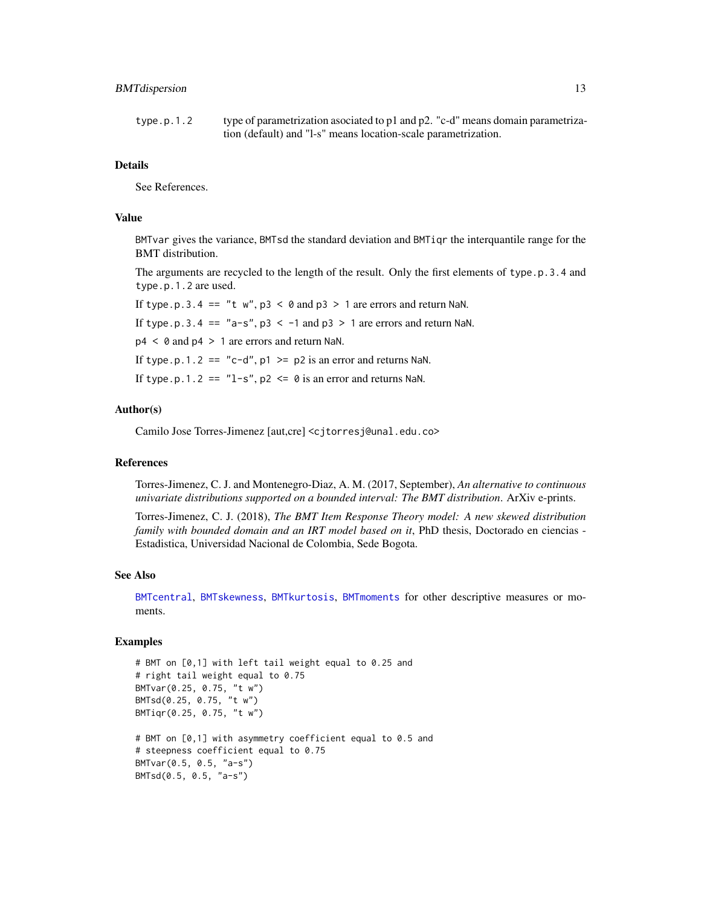type.p.1.2 type of parametrization asociated to p1 and p2. "c-d" means domain parametrization (default) and "l-s" means location-scale parametrization.

### Details

See References.

### Value

BMTvar gives the variance, BMTsd the standard deviation and BMTiqr the interquantile range for the BMT distribution.

The arguments are recycled to the length of the result. Only the first elements of type.p.3.4 and type.p.1.2 are used.

If type.p.3.4 == "t w", p3 < 0 and p3 > 1 are errors and return NaN.

If type.p.3.4 == "a-s", p3 < -1 and p3 > 1 are errors and return NaN.

p4 < 0 and p4 > 1 are errors and return NaN.

If type.p.1.2 == "c-d", p1 >= p2 is an error and returns NaN.

If type.p.1.2 == "l-s", p2 <= 0 is an error and returns NaN.

### Author(s)

Camilo Jose Torres-Jimenez [aut,cre] <cjtorresj@unal.edu.co>

### References

Torres-Jimenez, C. J. and Montenegro-Diaz, A. M. (2017, September), *An alternative to continuous univariate distributions supported on a bounded interval: The BMT distribution*. ArXiv e-prints.

Torres-Jimenez, C. J. (2018), *The BMT Item Response Theory model: A new skewed distribution family with bounded domain and an IRT model based on it*, PhD thesis, Doctorado en ciencias - Estadistica, Universidad Nacional de Colombia, Sede Bogota.

### See Also

BMTcentral, BMTskewness, BMTkurtosis, BMTmoments for other descriptive measures or moments.

### Examples

```
# BMT on [0,1] with left tail weight equal to 0.25 and
# right tail weight equal to 0.75
BMTvar(0.25, 0.75, "t w")
BMTsd(0.25, 0.75, "t w")
BMTiqr(0.25, 0.75, "t w")

# BMT on [0,1] with asymmetry coefficient equal to 0.5 and
# steepness coefficient equal to 0.75
BMTvar(0.5, 0.5, "a-s")
BMTsd(0.5, 0.5, "a-s")
```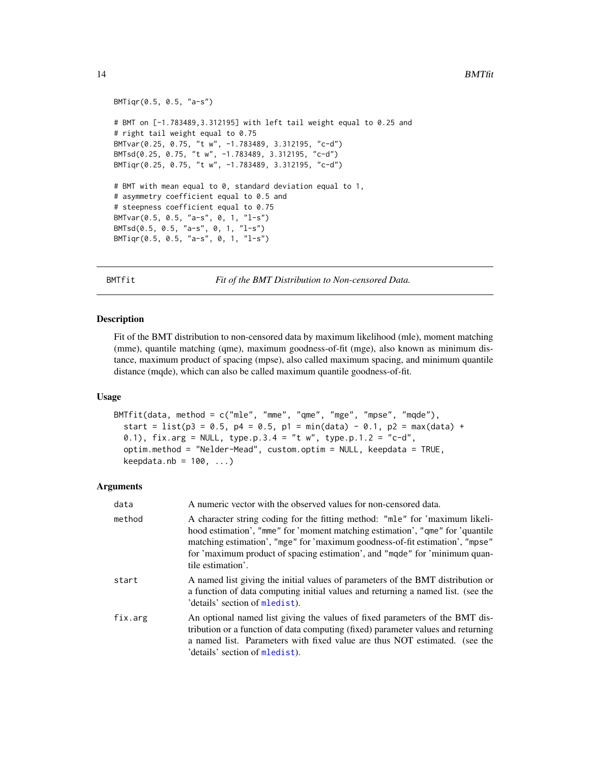```
BMTiqr(0.5, 0.5, "a-s")

# BMT on [-1.783489,3.312195] with left tail weight equal to 0.25 and
# right tail weight equal to 0.75
BMTvar(0.25, 0.75, "t w", -1.783489, 3.312195, "c-d")
BMTsd(0.25, 0.75, "t w", -1.783489, 3.312195, "c-d")
BMTiqr(0.25, 0.75, "t w", -1.783489, 3.312195, "c-d")

# BMT with mean equal to 0, standard deviation equal to 1,
# asymmetry coefficient equal to 0.5 and
# steepness coefficient equal to 0.75
BMTvar(0.5, 0.5, "a-s", 0, 1, "l-s")
BMTsd(0.5, 0.5, "a-s", 0, 1, "l-s")
BMTiqr(0.5, 0.5, "a-s", 0, 1, "l-s")
```

## BMTfit — *Fit of the BMT Distribution to Non-censored Data.*

### Description

Fit of the BMT distribution to non-censored data by maximum likelihood (mle), moment matching (mme), quantile matching (qme), maximum goodness-of-fit (mge), also known as minimum distance, maximum product of spacing (mpse), also called maximum spacing, and minimum quantile distance (mqde), which can also be called maximum quantile goodness-of-fit.

### Usage

```
BMTfit(data, method = c("mle", "mme", "qme", "mge", "mpse", "mqde"),
  start = list(p3 = 0.5, p4 = 0.5, p1 = min(data) - 0.1, p2 = max(data) +
  0.1), fix.arg = NULL, type.p.3.4 = "t w", type.p.1.2 = "c-d",
  optim.method = "Nelder-Mead", custom.optim = NULL, keepdata = TRUE,
  keepdata.nb = 100, ...)
```

### Arguments

| | |
|---|---|
| data | A numeric vector with the observed values for non-censored data. |
| method | A character string coding for the fitting method: "mle" for 'maximum likelihood estimation', "mme" for 'moment matching estimation', "qme" for 'quantile matching estimation', "mge" for 'maximum goodness-of-fit estimation', "mpse" for 'maximum product of spacing estimation', and "mqde" for 'minimum quantile estimation'. |
| start | A named list giving the initial values of parameters of the BMT distribution or a function of data computing initial values and returning a named list. (see the 'details' section of mledist). |
| fix.arg | An optional named list giving the values of fixed parameters of the BMT distribution or a function of data computing (fixed) parameter values and returning a named list. Parameters with fixed value are thus NOT estimated. (see the 'details' section of mledist). |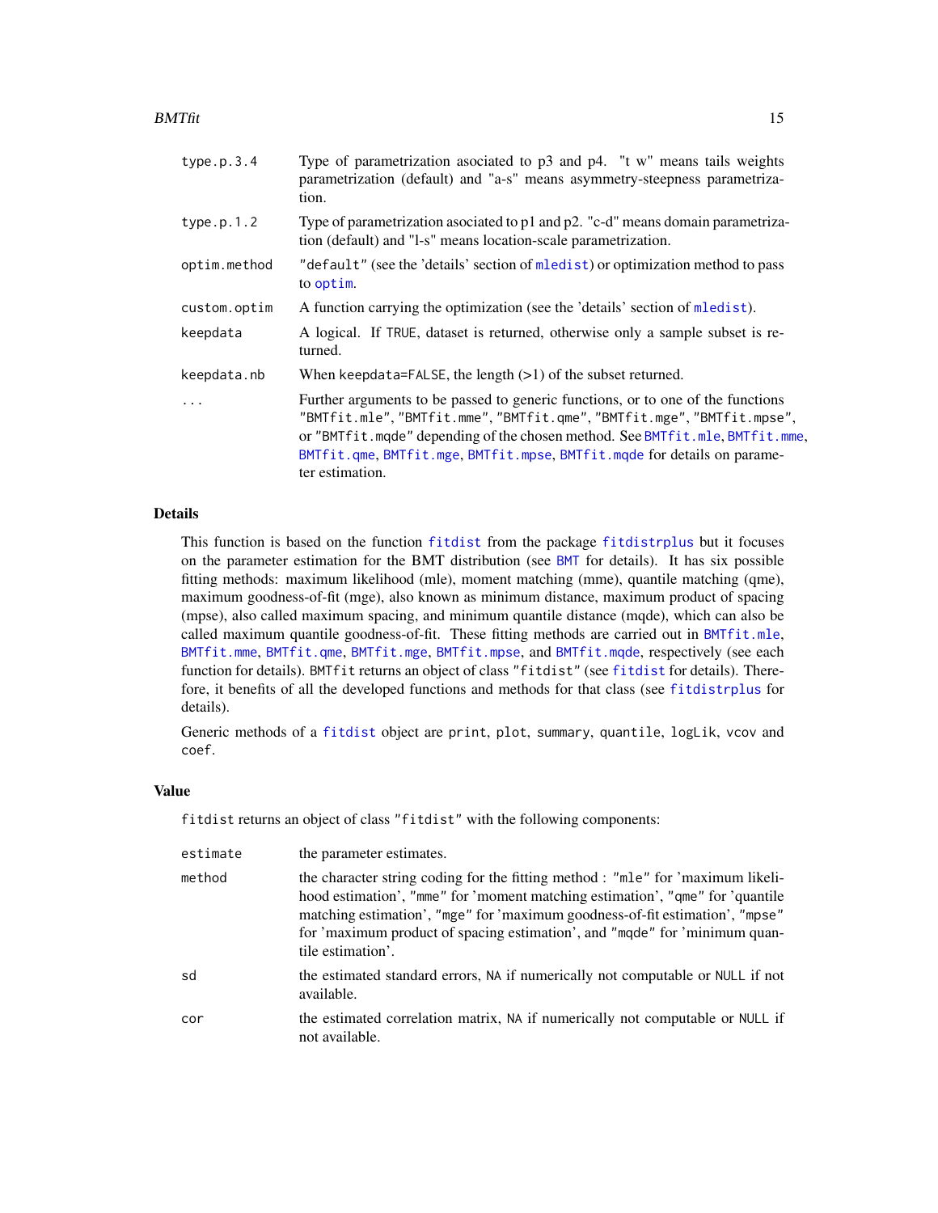| | |
|---|---|
| `type.p.3.4` | Type of parametrization asociated to p3 and p4. "t w" means tails weights parametrization (default) and "a-s" means asymmetry-steepness parametrization. |
| `type.p.1.2` | Type of parametrization asociated to p1 and p2. "c-d" means domain parametrization (default) and "l-s" means location-scale parametrization. |
| `optim.method` | `"default"` (see the 'details' section of `mledist`) or optimization method to pass to `optim`. |
| `custom.optim` | A function carrying the optimization (see the 'details' section of `mledist`). |
| `keepdata` | A logical. If `TRUE`, dataset is returned, otherwise only a sample subset is returned. |
| `keepdata.nb` | When `keepdata=FALSE`, the length (>1) of the subset returned. |
| `...` | Further arguments to be passed to generic functions, or to one of the functions `"BMTfit.mle"`, `"BMTfit.mme"`, `"BMTfit.qme"`, `"BMTfit.mge"`, `"BMTfit.mpse"`, or `"BMTfit.mqde"` depending of the chosen method. See `BMTfit.mle`, `BMTfit.mme`, `BMTfit.qme`, `BMTfit.mge`, `BMTfit.mpse`, `BMTfit.mqde` for details on parameter estimation. |

## Details

This function is based on the function `fitdist` from the package `fitdistrplus` but it focuses on the parameter estimation for the BMT distribution (see `BMT` for details). It has six possible fitting methods: maximum likelihood (mle), moment matching (mme), quantile matching (qme), maximum goodness-of-fit (mge), also known as minimum distance, maximum product of spacing (mpse), also called maximum spacing, and minimum quantile distance (mqde), which can also be called maximum quantile goodness-of-fit. These fitting methods are carried out in `BMTfit.mle`, `BMTfit.mme`, `BMTfit.qme`, `BMTfit.mge`, `BMTfit.mpse`, and `BMTfit.mqde`, respectively (see each function for details). `BMTfit` returns an object of class `"fitdist"` (see `fitdist` for details). Therefore, it benefits of all the developed functions and methods for that class (see `fitdistrplus` for details).

Generic methods of a `fitdist` object are `print`, `plot`, `summary`, `quantile`, `logLik`, `vcov` and `coef`.

## Value

`fitdist` returns an object of class `"fitdist"` with the following components:

| | |
|---|---|
| `estimate` | the parameter estimates. |
| `method` | the character string coding for the fitting method : `"mle"` for 'maximum likelihood estimation', `"mme"` for 'moment matching estimation', `"qme"` for 'quantile matching estimation', `"mge"` for 'maximum goodness-of-fit estimation', `"mpse"` for 'maximum product of spacing estimation', and `"mqde"` for 'minimum quantile estimation'. |
| `sd` | the estimated standard errors, `NA` if numerically not computable or `NULL` if not available. |
| `cor` | the estimated correlation matrix, `NA` if numerically not computable or `NULL` if not available. |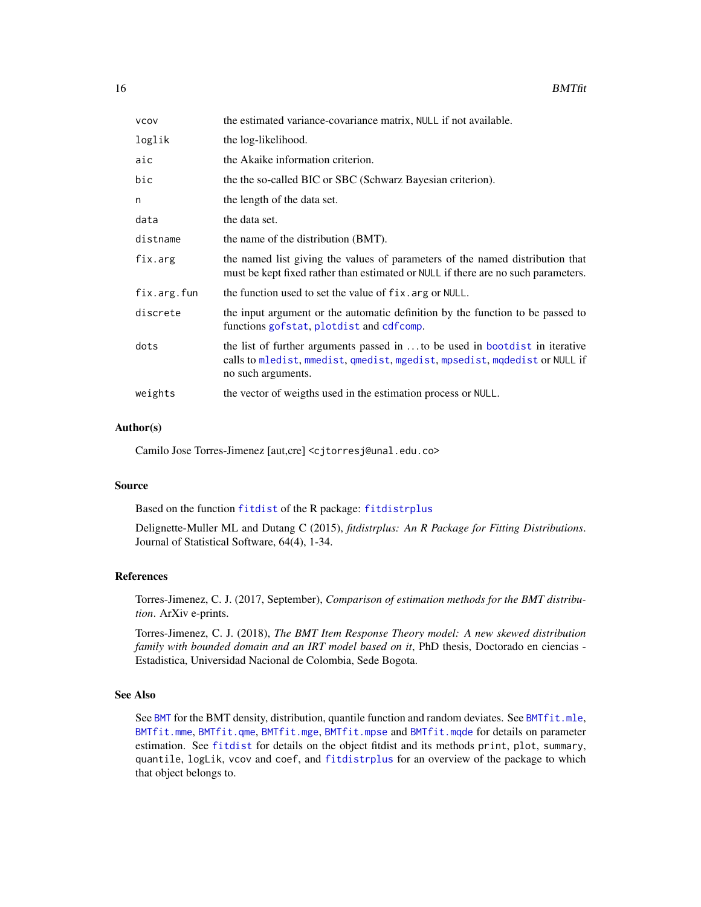| | |
|---|---|
| vcov | the estimated variance-covariance matrix, NULL if not available. |
| loglik | the log-likelihood. |
| aic | the Akaike information criterion. |
| bic | the the so-called BIC or SBC (Schwarz Bayesian criterion). |
| n | the length of the data set. |
| data | the data set. |
| distname | the name of the distribution (BMT). |
| fix.arg | the named list giving the values of parameters of the named distribution that must be kept fixed rather than estimated or NULL if there are no such parameters. |
| fix.arg.fun | the function used to set the value of fix.arg or NULL. |
| discrete | the input argument or the automatic definition by the function to be passed to functions gofstat, plotdist and cdfcomp. |
| dots | the list of further arguments passed in ... to be used in bootdist in iterative calls to mledist, mmedist, qmedist, mgedist, mpsedist, mqdedist or NULL if no such arguments. |
| weights | the vector of weigths used in the estimation process or NULL. |

### Author(s)

Camilo Jose Torres-Jimenez [aut,cre] <cjtorresj@unal.edu.co>

### Source

Based on the function fitdist of the R package: fitdistrplus

Delignette-Muller ML and Dutang C (2015), *fitdistrplus: An R Package for Fitting Distributions*. Journal of Statistical Software, 64(4), 1-34.

### References

Torres-Jimenez, C. J. (2017, September), *Comparison of estimation methods for the BMT distribution*. ArXiv e-prints.

Torres-Jimenez, C. J. (2018), *The BMT Item Response Theory model: A new skewed distribution family with bounded domain and an IRT model based on it*, PhD thesis, Doctorado en ciencias - Estadistica, Universidad Nacional de Colombia, Sede Bogota.

### See Also

See BMT for the BMT density, distribution, quantile function and random deviates. See BMTfit.mle, BMTfit.mme, BMTfit.qme, BMTfit.mge, BMTfit.mpse and BMTfit.mqde for details on parameter estimation. See fitdist for details on the object fitdist and its methods print, plot, summary, quantile, logLik, vcov and coef, and fitdistrplus for an overview of the package to which that object belongs to.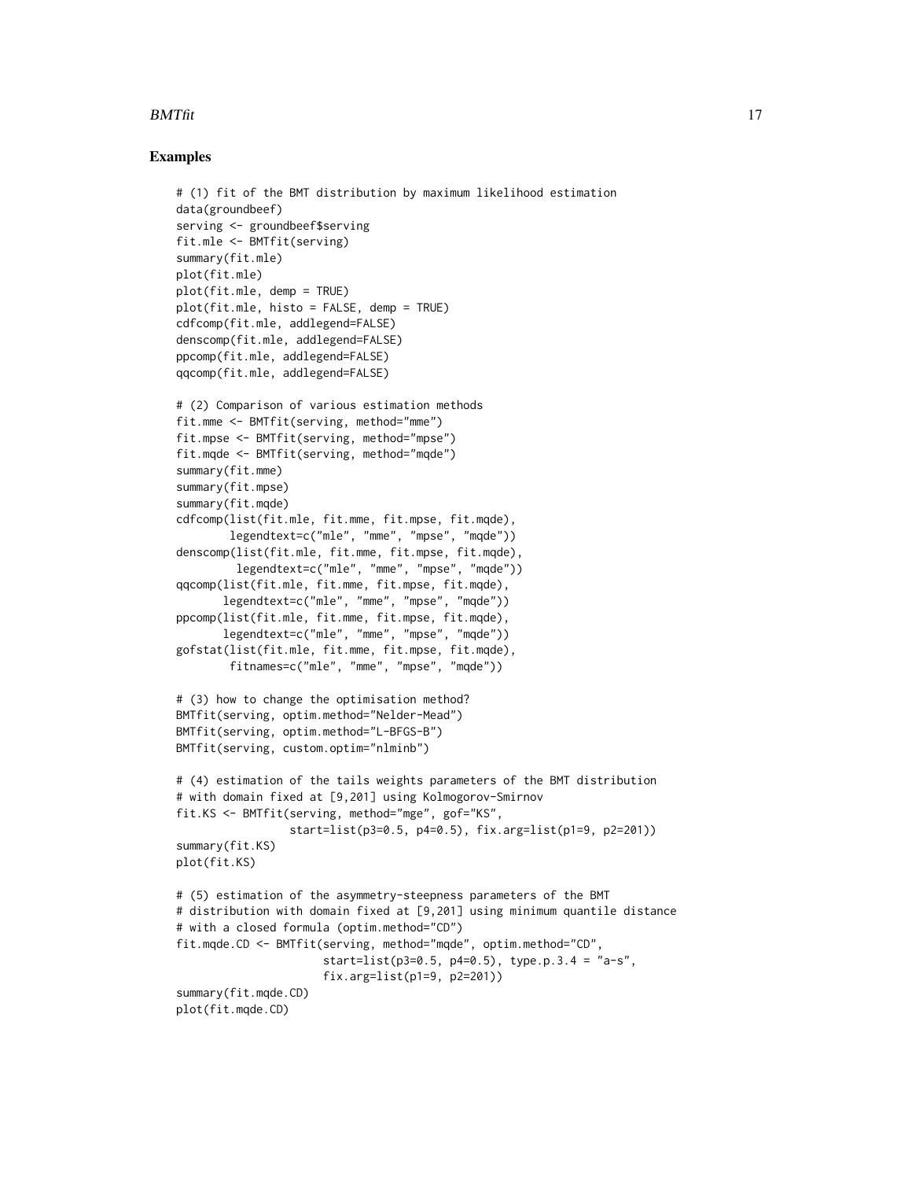## Examples

```
# (1) fit of the BMT distribution by maximum likelihood estimation
data(groundbeef)
serving <- groundbeef$serving
fit.mle <- BMTfit(serving)
summary(fit.mle)
plot(fit.mle)
plot(fit.mle, demp = TRUE)
plot(fit.mle, histo = FALSE, demp = TRUE)
cdfcomp(fit.mle, addlegend=FALSE)
denscomp(fit.mle, addlegend=FALSE)
ppcomp(fit.mle, addlegend=FALSE)
qqcomp(fit.mle, addlegend=FALSE)

# (2) Comparison of various estimation methods
fit.mme <- BMTfit(serving, method="mme")
fit.mpse <- BMTfit(serving, method="mpse")
fit.mqde <- BMTfit(serving, method="mqde")
summary(fit.mme)
summary(fit.mpse)
summary(fit.mqde)
cdfcomp(list(fit.mle, fit.mme, fit.mpse, fit.mqde),
        legendtext=c("mle", "mme", "mpse", "mqde"))
denscomp(list(fit.mle, fit.mme, fit.mpse, fit.mqde),
         legendtext=c("mle", "mme", "mpse", "mqde"))
qqcomp(list(fit.mle, fit.mme, fit.mpse, fit.mqde),
       legendtext=c("mle", "mme", "mpse", "mqde"))
ppcomp(list(fit.mle, fit.mme, fit.mpse, fit.mqde),
       legendtext=c("mle", "mme", "mpse", "mqde"))
gofstat(list(fit.mle, fit.mme, fit.mpse, fit.mqde),
        fitnames=c("mle", "mme", "mpse", "mqde"))

# (3) how to change the optimisation method?
BMTfit(serving, optim.method="Nelder-Mead")
BMTfit(serving, optim.method="L-BFGS-B")
BMTfit(serving, custom.optim="nlminb")

# (4) estimation of the tails weights parameters of the BMT distribution
# with domain fixed at [9,201] using Kolmogorov-Smirnov
fit.KS <- BMTfit(serving, method="mge", gof="KS",
                 start=list(p3=0.5, p4=0.5), fix.arg=list(p1=9, p2=201))
summary(fit.KS)
plot(fit.KS)

# (5) estimation of the asymmetry-steepness parameters of the BMT
# distribution with domain fixed at [9,201] using minimum quantile distance
# with a closed formula (optim.method="CD")
fit.mqde.CD <- BMTfit(serving, method="mqde", optim.method="CD",
                      start=list(p3=0.5, p4=0.5), type.p.3.4 = "a-s",
                      fix.arg=list(p1=9, p2=201))
summary(fit.mqde.CD)
plot(fit.mqde.CD)
```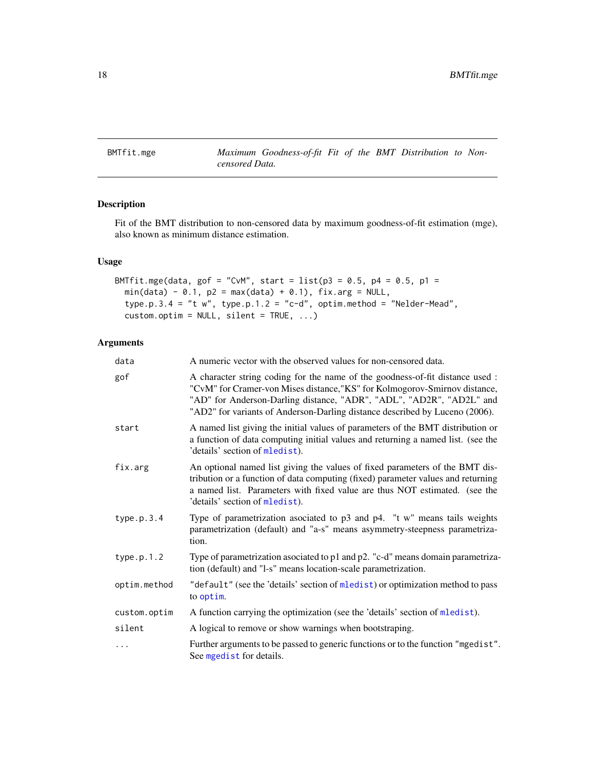BMTfit.mge *Maximum Goodness-of-fit Fit of the BMT Distribution to Non-censored Data.*

## Description

Fit of the BMT distribution to non-censored data by maximum goodness-of-fit estimation (mge), also known as minimum distance estimation.

## Usage

```
BMTfit.mge(data, gof = "CvM", start = list(p3 = 0.5, p4 = 0.5, p1 =
  min(data) - 0.1, p2 = max(data) + 0.1), fix.arg = NULL,
  type.p.3.4 = "t w", type.p.1.2 = "c-d", optim.method = "Nelder-Mead",
  custom.optim = NULL, silent = TRUE, ...)
```

## Arguments

| | |
|---|---|
| data | A numeric vector with the observed values for non-censored data. |
| gof | A character string coding for the name of the goodness-of-fit distance used : "CvM" for Cramer-von Mises distance,"KS" for Kolmogorov-Smirnov distance, "AD" for Anderson-Darling distance, "ADR", "ADL", "AD2R", "AD2L" and "AD2" for variants of Anderson-Darling distance described by Luceno (2006). |
| start | A named list giving the initial values of parameters of the BMT distribution or a function of data computing initial values and returning a named list. (see the 'details' section of mledist). |
| fix.arg | An optional named list giving the values of fixed parameters of the BMT distribution or a function of data computing (fixed) parameter values and returning a named list. Parameters with fixed value are thus NOT estimated. (see the 'details' section of mledist). |
| type.p.3.4 | Type of parametrization asociated to p3 and p4. "t w" means tails weights parametrization (default) and "a-s" means asymmetry-steepness parametrization. |
| type.p.1.2 | Type of parametrization asociated to p1 and p2. "c-d" means domain parametrization (default) and "l-s" means location-scale parametrization. |
| optim.method | "default" (see the 'details' section of mledist) or optimization method to pass to optim. |
| custom.optim | A function carrying the optimization (see the 'details' section of mledist). |
| silent | A logical to remove or show warnings when bootstraping. |
| ... | Further arguments to be passed to generic functions or to the function "mgedist". See mgedist for details. |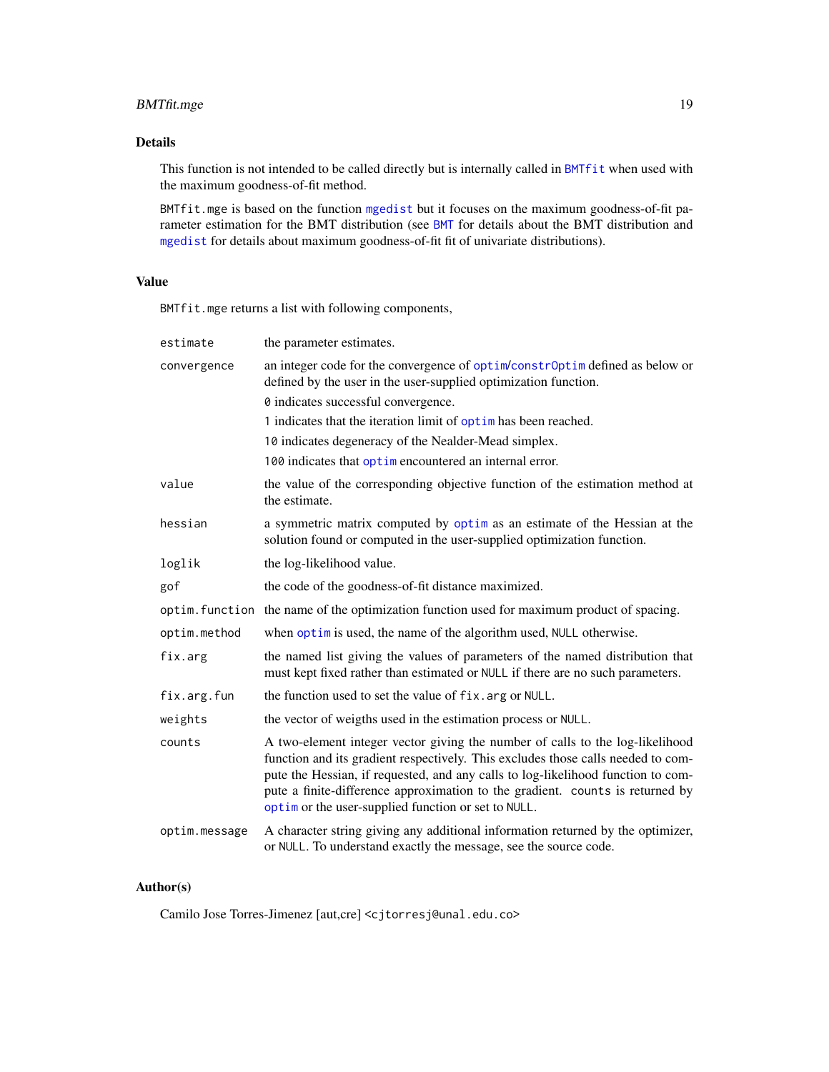## Details

This function is not intended to be called directly but is internally called in `BMTfit` when used with the maximum goodness-of-fit method.

`BMTfit.mge` is based on the function `mgedist` but it focuses on the maximum goodness-of-fit parameter estimation for the BMT distribution (see `BMT` for details about the BMT distribution and `mgedist` for details about maximum goodness-of-fit fit of univariate distributions).

## Value

`BMTfit.mge` returns a list with following components,

| | |
|---|---|
| `estimate` | the parameter estimates. |
| `convergence` | an integer code for the convergence of `optim`/`constrOptim` defined as below or defined by the user in the user-supplied optimization function. `0` indicates successful convergence. `1` indicates that the iteration limit of `optim` has been reached. `10` indicates degeneracy of the Nealder-Mead simplex. `100` indicates that `optim` encountered an internal error. |
| `value` | the value of the corresponding objective function of the estimation method at the estimate. |
| `hessian` | a symmetric matrix computed by `optim` as an estimate of the Hessian at the solution found or computed in the user-supplied optimization function. |
| `loglik` | the log-likelihood value. |
| `gof` | the code of the goodness-of-fit distance maximized. |
| `optim.function` | the name of the optimization function used for maximum product of spacing. |
| `optim.method` | when `optim` is used, the name of the algorithm used, `NULL` otherwise. |
| `fix.arg` | the named list giving the values of parameters of the named distribution that must kept fixed rather than estimated or `NULL` if there are no such parameters. |
| `fix.arg.fun` | the function used to set the value of `fix.arg` or `NULL`. |
| `weights` | the vector of weigths used in the estimation process or `NULL`. |
| `counts` | A two-element integer vector giving the number of calls to the log-likelihood function and its gradient respectively. This excludes those calls needed to compute the Hessian, if requested, and any calls to log-likelihood function to compute a finite-difference approximation to the gradient. `counts` is returned by `optim` or the user-supplied function or set to `NULL`. |
| `optim.message` | A character string giving any additional information returned by the optimizer, or `NULL`. To understand exactly the message, see the source code. |

## Author(s)

Camilo Jose Torres-Jimenez [aut,cre] <cjtorresj@unal.edu.co>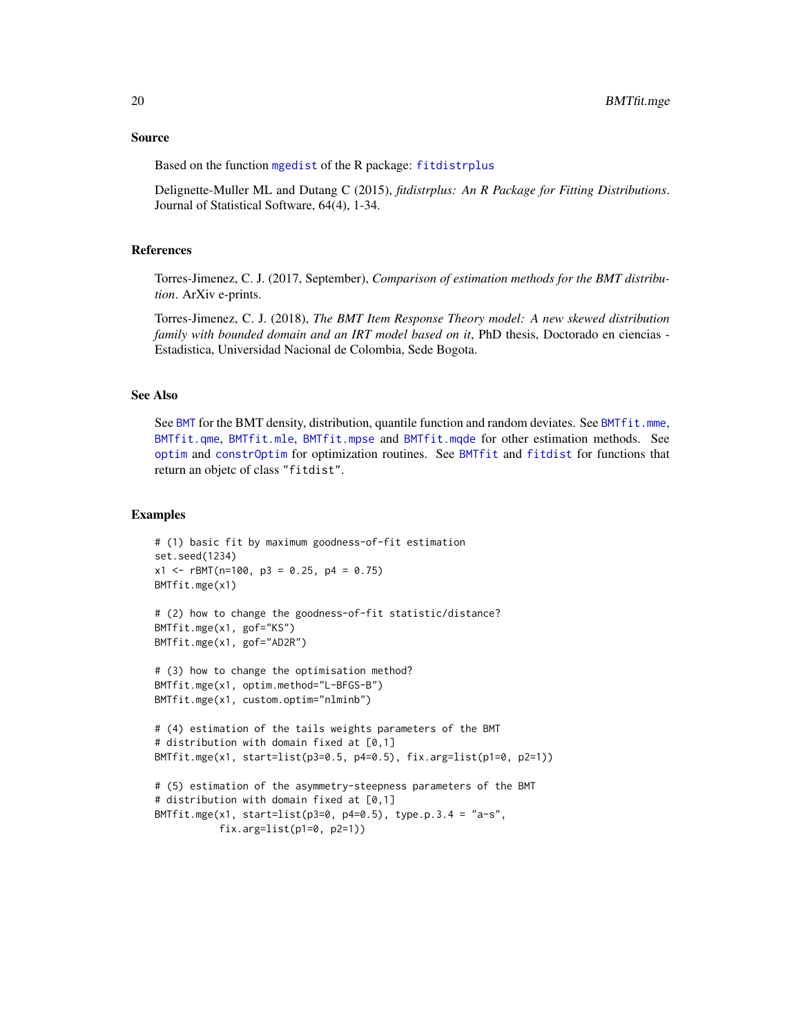## Source

Based on the function `mgedist` of the R package: `fitdistrplus`

Delignette-Muller ML and Dutang C (2015), *fitdistrplus: An R Package for Fitting Distributions*. Journal of Statistical Software, 64(4), 1-34.

## References

Torres-Jimenez, C. J. (2017, September), *Comparison of estimation methods for the BMT distribution*. ArXiv e-prints.

Torres-Jimenez, C. J. (2018), *The BMT Item Response Theory model: A new skewed distribution family with bounded domain and an IRT model based on it*, PhD thesis, Doctorado en ciencias - Estadistica, Universidad Nacional de Colombia, Sede Bogota.

## See Also

See `BMT` for the BMT density, distribution, quantile function and random deviates. See `BMTfit.mme`, `BMTfit.qme`, `BMTfit.mle`, `BMTfit.mpse` and `BMTfit.mqde` for other estimation methods. See `optim` and `constrOptim` for optimization routines. See `BMTfit` and `fitdist` for functions that return an objetc of class "fitdist".

## Examples

```
# (1) basic fit by maximum goodness-of-fit estimation
set.seed(1234)
x1 <- rBMT(n=100, p3 = 0.25, p4 = 0.75)
BMTfit.mge(x1)

# (2) how to change the goodness-of-fit statistic/distance?
BMTfit.mge(x1, gof="KS")
BMTfit.mge(x1, gof="AD2R")

# (3) how to change the optimisation method?
BMTfit.mge(x1, optim.method="L-BFGS-B")
BMTfit.mge(x1, custom.optim="nlminb")

# (4) estimation of the tails weights parameters of the BMT
# distribution with domain fixed at [0,1]
BMTfit.mge(x1, start=list(p3=0.5, p4=0.5), fix.arg=list(p1=0, p2=1))

# (5) estimation of the asymmetry-steepness parameters of the BMT
# distribution with domain fixed at [0,1]
BMTfit.mge(x1, start=list(p3=0, p4=0.5), type.p.3.4 = "a-s",
           fix.arg=list(p1=0, p2=1))
```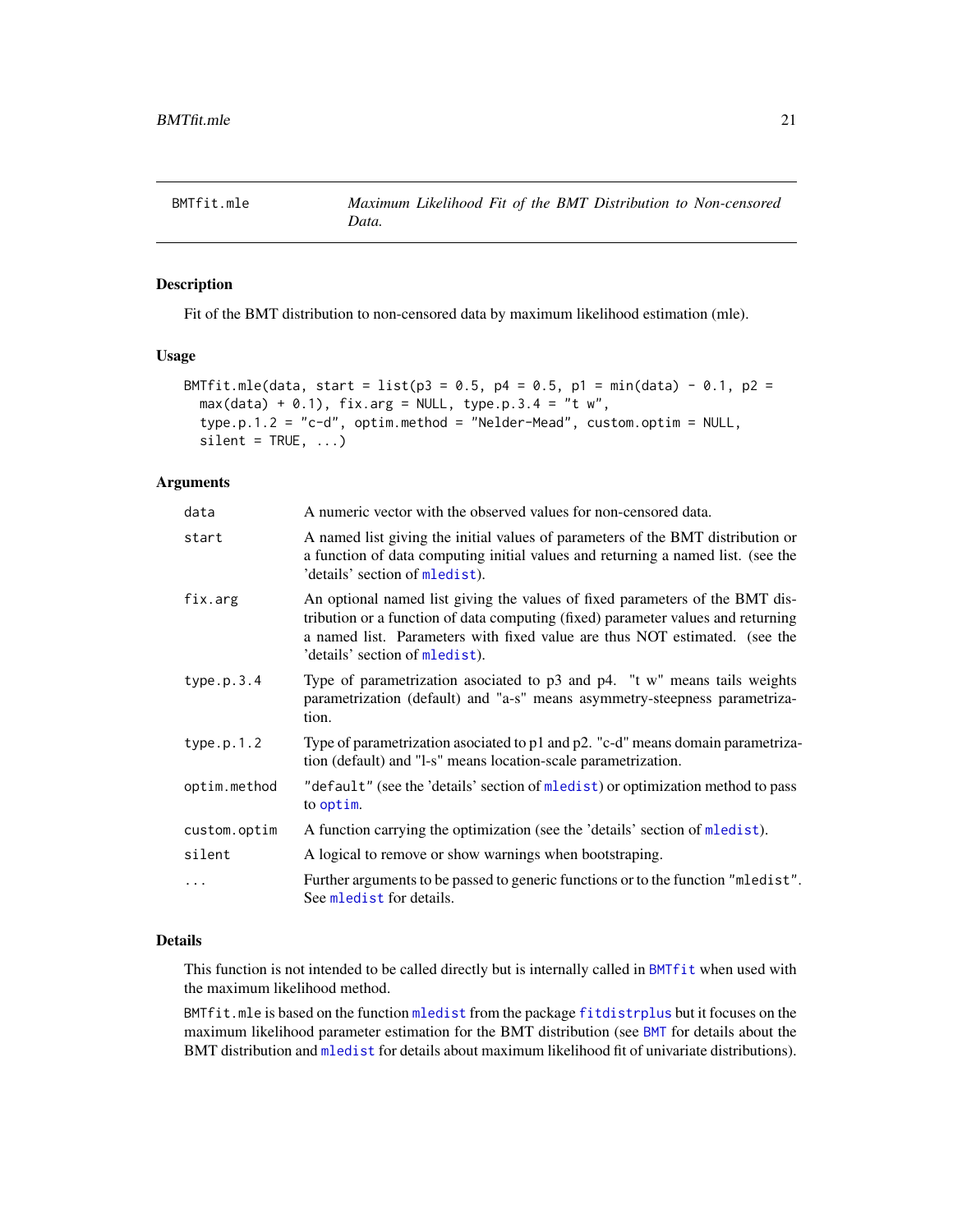# BMTfit.mle — *Maximum Likelihood Fit of the BMT Distribution to Non-censored Data.*

## Description

Fit of the BMT distribution to non-censored data by maximum likelihood estimation (mle).

## Usage

```
BMTfit.mle(data, start = list(p3 = 0.5, p4 = 0.5, p1 = min(data) - 0.1, p2 =
  max(data) + 0.1), fix.arg = NULL, type.p.3.4 = "t w",
  type.p.1.2 = "c-d", optim.method = "Nelder-Mead", custom.optim = NULL,
  silent = TRUE, ...)
```

## Arguments

| | |
|---|---|
| `data` | A numeric vector with the observed values for non-censored data. |
| `start` | A named list giving the initial values of parameters of the BMT distribution or a function of data computing initial values and returning a named list. (see the 'details' section of `mledist`). |
| `fix.arg` | An optional named list giving the values of fixed parameters of the BMT distribution or a function of data computing (fixed) parameter values and returning a named list. Parameters with fixed value are thus NOT estimated. (see the 'details' section of `mledist`). |
| `type.p.3.4` | Type of parametrization asociated to p3 and p4. "t w" means tails weights parametrization (default) and "a-s" means asymmetry-steepness parametrization. |
| `type.p.1.2` | Type of parametrization asociated to p1 and p2. "c-d" means domain parametrization (default) and "l-s" means location-scale parametrization. |
| `optim.method` | `"default"` (see the 'details' section of `mledist`) or optimization method to pass to `optim`. |
| `custom.optim` | A function carrying the optimization (see the 'details' section of `mledist`). |
| `silent` | A logical to remove or show warnings when bootstraping. |
| `...` | Further arguments to be passed to generic functions or to the function `"mledist"`. See `mledist` for details. |

## Details

This function is not intended to be called directly but is internally called in `BMTfit` when used with the maximum likelihood method.

`BMTfit.mle` is based on the function `mledist` from the package `fitdistrplus` but it focuses on the maximum likelihood parameter estimation for the BMT distribution (see `BMT` for details about the BMT distribution and `mledist` for details about maximum likelihood fit of univariate distributions).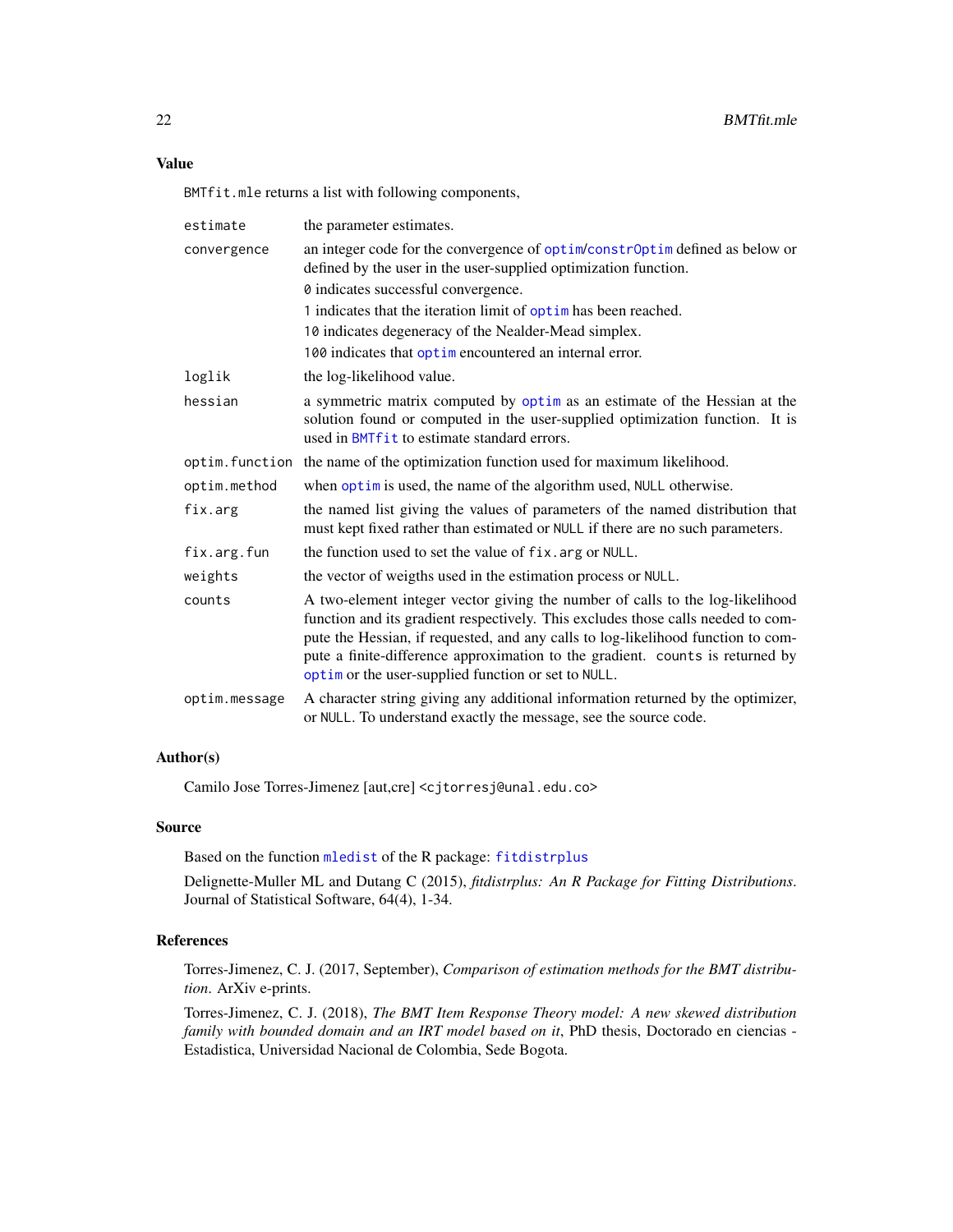### Value

BMTfit.mle returns a list with following components,

- **estimate** — the parameter estimates.
- **convergence** — an integer code for the convergence of optim/constrOptim defined as below or defined by the user in the user-supplied optimization function.
  - 0 indicates successful convergence.
  - 1 indicates that the iteration limit of optim has been reached.
  - 10 indicates degeneracy of the Nealder-Mead simplex.
  - 100 indicates that optim encountered an internal error.
- **loglik** — the log-likelihood value.
- **hessian** — a symmetric matrix computed by optim as an estimate of the Hessian at the solution found or computed in the user-supplied optimization function. It is used in BMTfit to estimate standard errors.
- **optim.function** — the name of the optimization function used for maximum likelihood.
- **optim.method** — when optim is used, the name of the algorithm used, NULL otherwise.
- **fix.arg** — the named list giving the values of parameters of the named distribution that must kept fixed rather than estimated or NULL if there are no such parameters.
- **fix.arg.fun** — the function used to set the value of fix.arg or NULL.
- **weights** — the vector of weigths used in the estimation process or NULL.
- **counts** — A two-element integer vector giving the number of calls to the log-likelihood function and its gradient respectively. This excludes those calls needed to compute the Hessian, if requested, and any calls to log-likelihood function to compute a finite-difference approximation to the gradient. counts is returned by optim or the user-supplied function or set to NULL.
- **optim.message** — A character string giving any additional information returned by the optimizer, or NULL. To understand exactly the message, see the source code.

### Author(s)

Camilo Jose Torres-Jimenez [aut,cre] <cjtorresj@unal.edu.co>

### Source

Based on the function mledist of the R package: fitdistrplus

Delignette-Muller ML and Dutang C (2015), *fitdistrplus: An R Package for Fitting Distributions*. Journal of Statistical Software, 64(4), 1-34.

### References

Torres-Jimenez, C. J. (2017, September), *Comparison of estimation methods for the BMT distribution*. ArXiv e-prints.

Torres-Jimenez, C. J. (2018), *The BMT Item Response Theory model: A new skewed distribution family with bounded domain and an IRT model based on it*, PhD thesis, Doctorado en ciencias - Estadistica, Universidad Nacional de Colombia, Sede Bogota.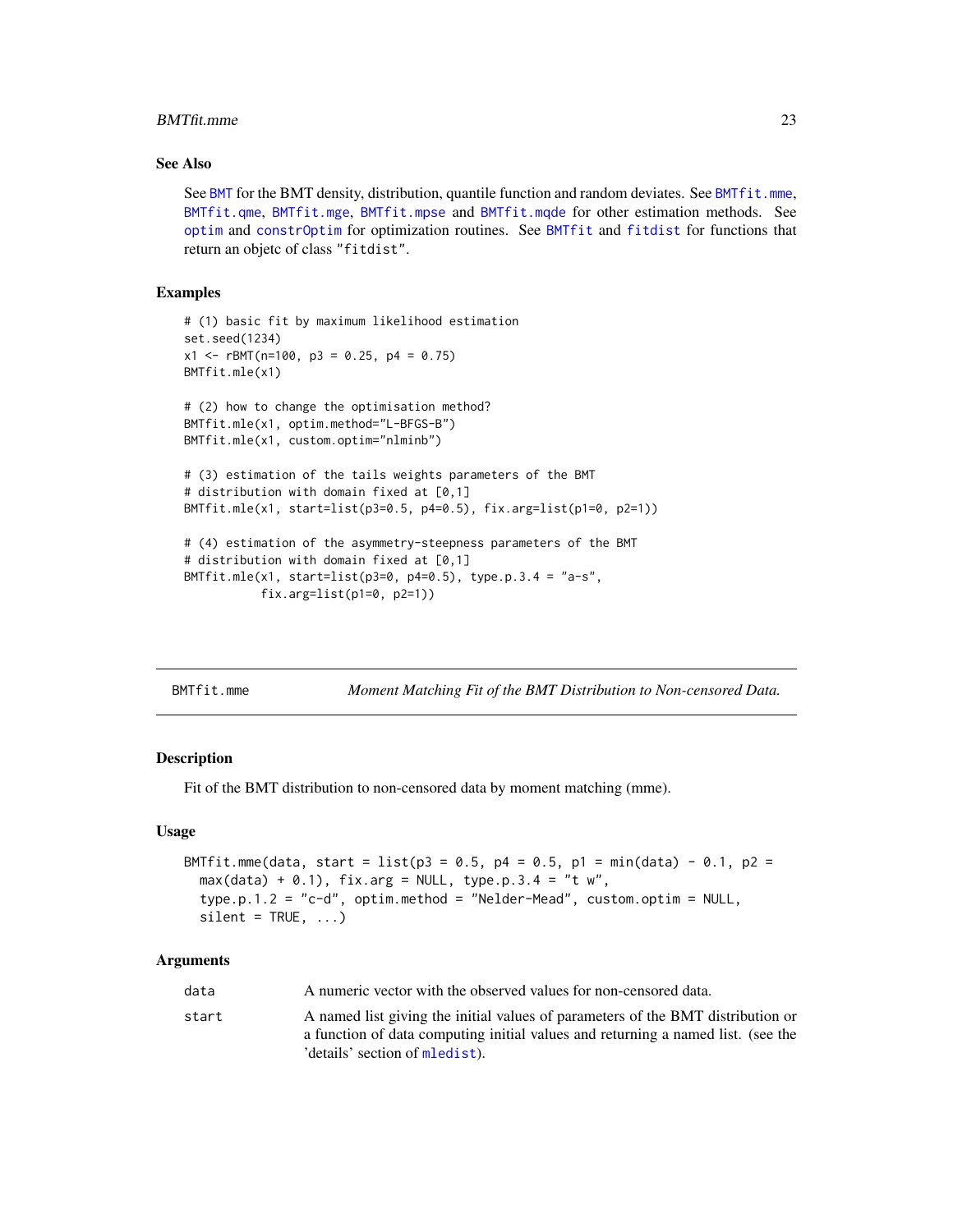### See Also

See BMT for the BMT density, distribution, quantile function and random deviates. See BMTfit.mme, BMTfit.qme, BMTfit.mge, BMTfit.mpse and BMTfit.mqde for other estimation methods. See optim and constrOptim for optimization routines. See BMTfit and fitdist for functions that return an objetc of class "fitdist".

### Examples

```
# (1) basic fit by maximum likelihood estimation
set.seed(1234)
x1 <- rBMT(n=100, p3 = 0.25, p4 = 0.75)
BMTfit.mle(x1)

# (2) how to change the optimisation method?
BMTfit.mle(x1, optim.method="L-BFGS-B")
BMTfit.mle(x1, custom.optim="nlminb")

# (3) estimation of the tails weights parameters of the BMT
# distribution with domain fixed at [0,1]
BMTfit.mle(x1, start=list(p3=0.5, p4=0.5), fix.arg=list(p1=0, p2=1))

# (4) estimation of the asymmetry-steepness parameters of the BMT
# distribution with domain fixed at [0,1]
BMTfit.mle(x1, start=list(p3=0, p4=0.5), type.p.3.4 = "a-s",
           fix.arg=list(p1=0, p2=1))
```

---

## BMTfit.mme — *Moment Matching Fit of the BMT Distribution to Non-censored Data.*

### Description

Fit of the BMT distribution to non-censored data by moment matching (mme).

### Usage

```
BMTfit.mme(data, start = list(p3 = 0.5, p4 = 0.5, p1 = min(data) - 0.1, p2 =
  max(data) + 0.1), fix.arg = NULL, type.p.3.4 = "t w",
  type.p.1.2 = "c-d", optim.method = "Nelder-Mead", custom.optim = NULL,
  silent = TRUE, ...)
```

### Arguments

| | |
|---|---|
| data | A numeric vector with the observed values for non-censored data. |
| start | A named list giving the initial values of parameters of the BMT distribution or a function of data computing initial values and returning a named list. (see the 'details' section of mledist). |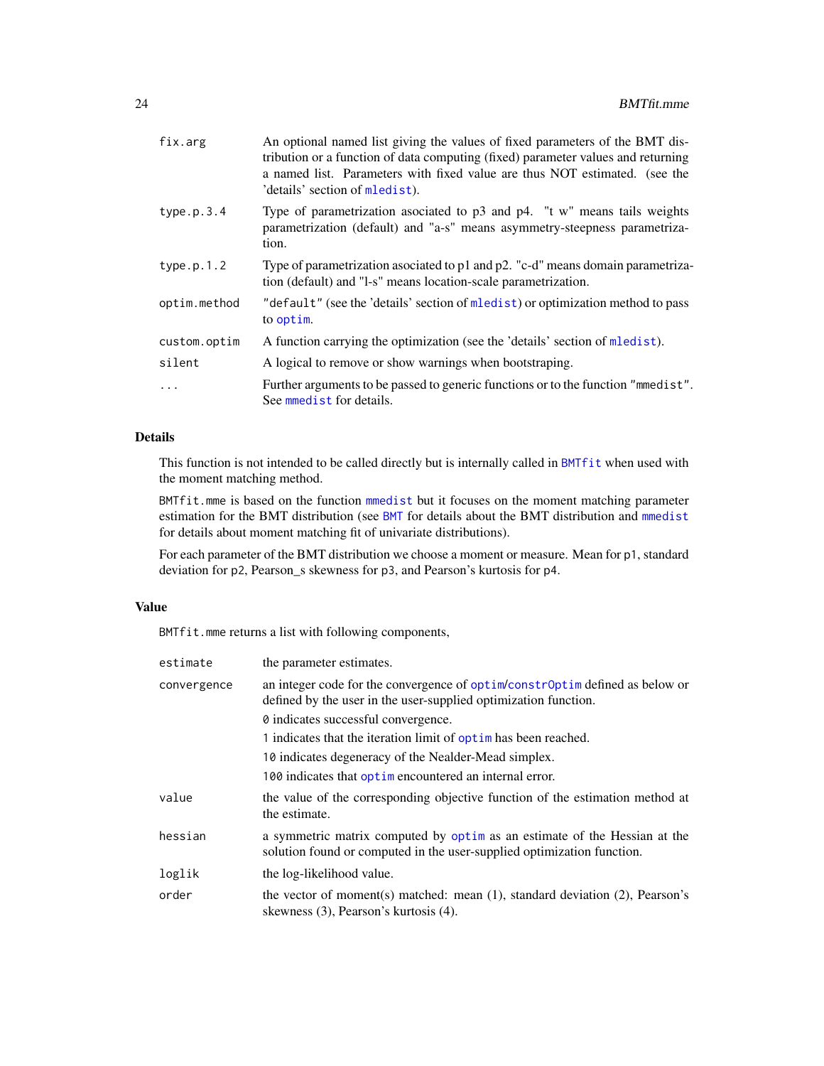| | |
|---|---|
| `fix.arg` | An optional named list giving the values of fixed parameters of the BMT distribution or a function of data computing (fixed) parameter values and returning a named list. Parameters with fixed value are thus NOT estimated. (see the 'details' section of `mledist`). |
| `type.p.3.4` | Type of parametrization asociated to p3 and p4. "t w" means tails weights parametrization (default) and "a-s" means asymmetry-steepness parametrization. |
| `type.p.1.2` | Type of parametrization asociated to p1 and p2. "c-d" means domain parametrization (default) and "l-s" means location-scale parametrization. |
| `optim.method` | `"default"` (see the 'details' section of `mledist`) or optimization method to pass to `optim`. |
| `custom.optim` | A function carrying the optimization (see the 'details' section of `mledist`). |
| `silent` | A logical to remove or show warnings when bootstraping. |
| `...` | Further arguments to be passed to generic functions or to the function `"mmedist"`. See `mmedist` for details. |

## Details

This function is not intended to be called directly but is internally called in `BMTfit` when used with the moment matching method.

`BMTfit.mme` is based on the function `mmedist` but it focuses on the moment matching parameter estimation for the BMT distribution (see `BMT` for details about the BMT distribution and `mmedist` for details about moment matching fit of univariate distributions).

For each parameter of the BMT distribution we choose a moment or measure. Mean for `p1`, standard deviation for `p2`, Pearson_s skewness for `p3`, and Pearson's kurtosis for `p4`.

## Value

`BMTfit.mme` returns a list with following components,

| | |
|---|---|
| `estimate` | the parameter estimates. |
| `convergence` | an integer code for the convergence of `optim`/`constrOptim` defined as below or defined by the user in the user-supplied optimization function.<br>`0` indicates successful convergence.<br>`1` indicates that the iteration limit of `optim` has been reached.<br>`10` indicates degeneracy of the Nealder-Mead simplex.<br>`100` indicates that `optim` encountered an internal error. |
| `value` | the value of the corresponding objective function of the estimation method at the estimate. |
| `hessian` | a symmetric matrix computed by `optim` as an estimate of the Hessian at the solution found or computed in the user-supplied optimization function. |
| `loglik` | the log-likelihood value. |
| `order` | the vector of moment(s) matched: mean (1), standard deviation (2), Pearson's skewness (3), Pearson's kurtosis (4). |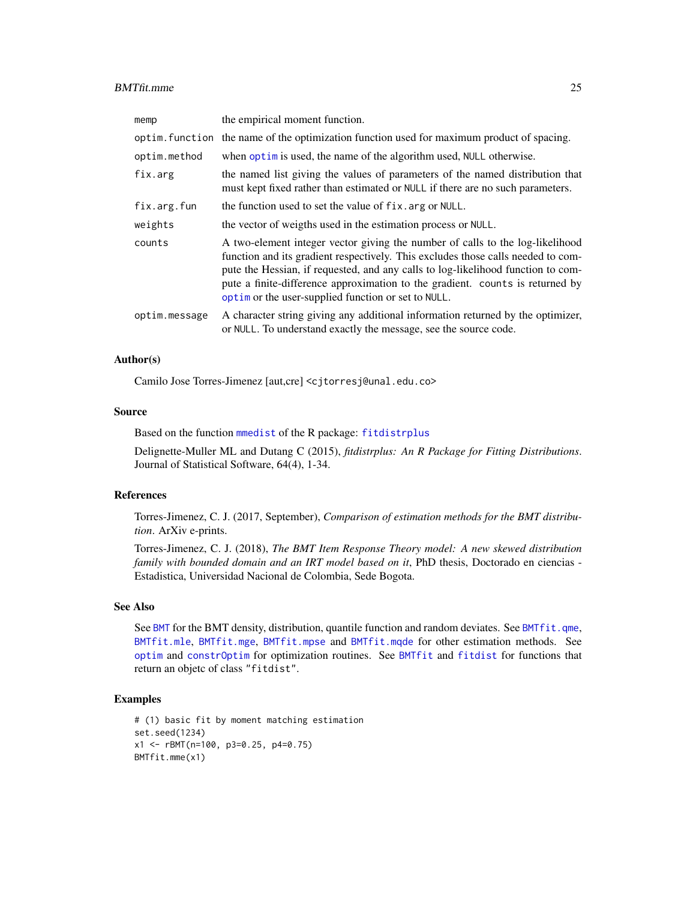| | |
|---|---|
| memp | the empirical moment function. |
| optim.function | the name of the optimization function used for maximum product of spacing. |
| optim.method | when optim is used, the name of the algorithm used, NULL otherwise. |
| fix.arg | the named list giving the values of parameters of the named distribution that must kept fixed rather than estimated or NULL if there are no such parameters. |
| fix.arg.fun | the function used to set the value of fix.arg or NULL. |
| weights | the vector of weigths used in the estimation process or NULL. |
| counts | A two-element integer vector giving the number of calls to the log-likelihood function and its gradient respectively. This excludes those calls needed to compute the Hessian, if requested, and any calls to log-likelihood function to compute a finite-difference approximation to the gradient. counts is returned by optim or the user-supplied function or set to NULL. |
| optim.message | A character string giving any additional information returned by the optimizer, or NULL. To understand exactly the message, see the source code. |

## Author(s)

Camilo Jose Torres-Jimenez [aut,cre] <cjtorresj@unal.edu.co>

## Source

Based on the function mmedist of the R package: fitdistrplus

Delignette-Muller ML and Dutang C (2015), *fitdistrplus: An R Package for Fitting Distributions*. Journal of Statistical Software, 64(4), 1-34.

## References

Torres-Jimenez, C. J. (2017, September), *Comparison of estimation methods for the BMT distribution*. ArXiv e-prints.

Torres-Jimenez, C. J. (2018), *The BMT Item Response Theory model: A new skewed distribution family with bounded domain and an IRT model based on it*, PhD thesis, Doctorado en ciencias - Estadistica, Universidad Nacional de Colombia, Sede Bogota.

## See Also

See BMT for the BMT density, distribution, quantile function and random deviates. See BMTfit.qme, BMTfit.mle, BMTfit.mge, BMTfit.mpse and BMTfit.mqde for other estimation methods. See optim and constrOptim for optimization routines. See BMTfit and fitdist for functions that return an objetc of class "fitdist".

## Examples

```
# (1) basic fit by moment matching estimation
set.seed(1234)
x1 <- rBMT(n=100, p3=0.25, p4=0.75)
BMTfit.mme(x1)
```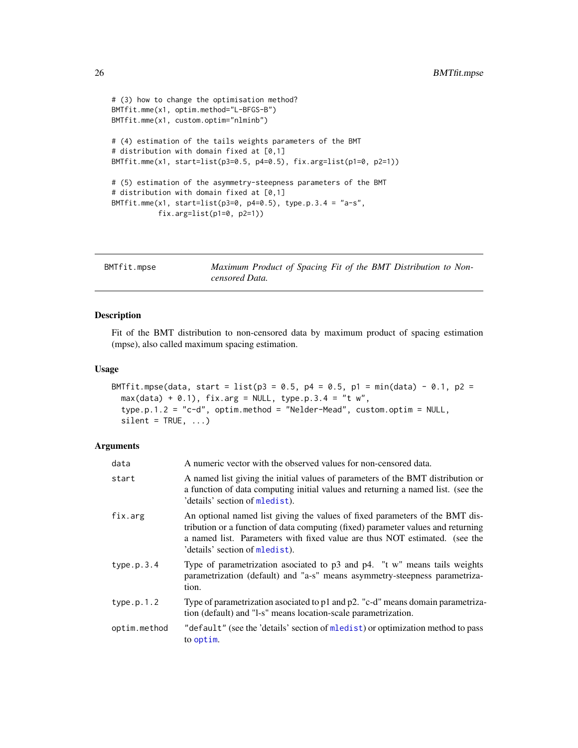```
# (3) how to change the optimisation method?
BMTfit.mme(x1, optim.method="L-BFGS-B")
BMTfit.mme(x1, custom.optim="nlminb")

# (4) estimation of the tails weights parameters of the BMT
# distribution with domain fixed at [0,1]
BMTfit.mme(x1, start=list(p3=0.5, p4=0.5), fix.arg=list(p1=0, p2=1))

# (5) estimation of the asymmetry-steepness parameters of the BMT
# distribution with domain fixed at [0,1]
BMTfit.mme(x1, start=list(p3=0, p4=0.5), type.p.3.4 = "a-s",
           fix.arg=list(p1=0, p2=1))
```

---

`BMTfit.mpse` *Maximum Product of Spacing Fit of the BMT Distribution to Non-censored Data.*

---

## Description

Fit of the BMT distribution to non-censored data by maximum product of spacing estimation (mpse), also called maximum spacing estimation.

## Usage

```
BMTfit.mpse(data, start = list(p3 = 0.5, p4 = 0.5, p1 = min(data) - 0.1, p2 =
  max(data) + 0.1), fix.arg = NULL, type.p.3.4 = "t w",
  type.p.1.2 = "c-d", optim.method = "Nelder-Mead", custom.optim = NULL,
  silent = TRUE, ...)
```

## Arguments

| | |
|---|---|
| `data` | A numeric vector with the observed values for non-censored data. |
| `start` | A named list giving the initial values of parameters of the BMT distribution or a function of data computing initial values and returning a named list. (see the 'details' section of `mledist`). |
| `fix.arg` | An optional named list giving the values of fixed parameters of the BMT distribution or a function of data computing (fixed) parameter values and returning a named list. Parameters with fixed value are thus NOT estimated. (see the 'details' section of `mledist`). |
| `type.p.3.4` | Type of parametrization asociated to p3 and p4. "t w" means tails weights parametrization (default) and "a-s" means asymmetry-steepness parametrization. |
| `type.p.1.2` | Type of parametrization asociated to p1 and p2. "c-d" means domain parametrization (default) and "l-s" means location-scale parametrization. |
| `optim.method` | `"default"` (see the 'details' section of `mledist`) or optimization method to pass to `optim`. |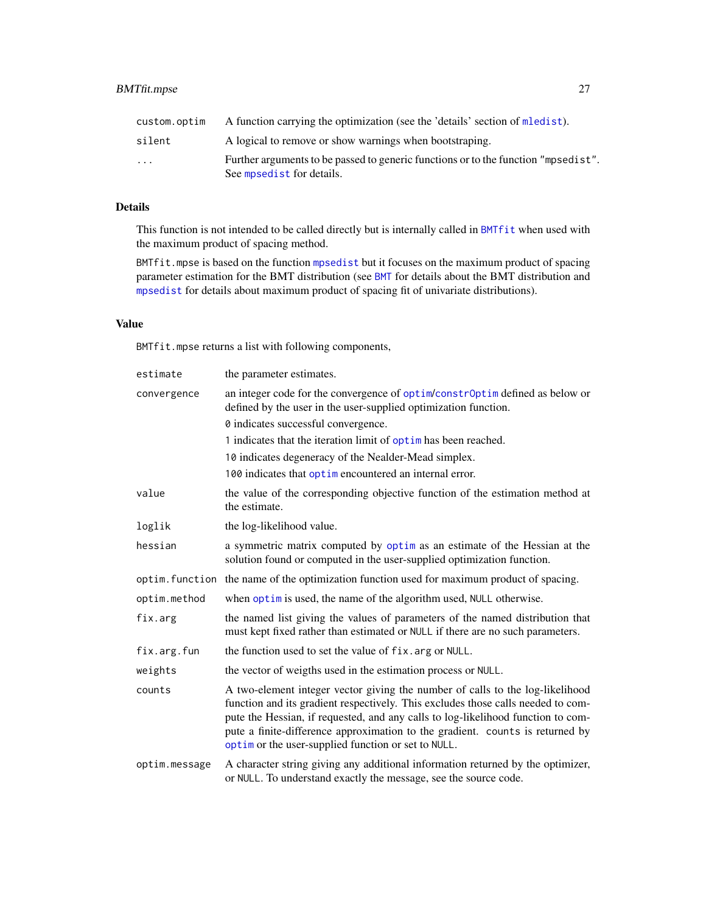| | |
|---|---|
| custom.optim | A function carrying the optimization (see the 'details' section of mledist). |
| silent | A logical to remove or show warnings when bootstraping. |
| ... | Further arguments to be passed to generic functions or to the function "mpsedist". See mpsedist for details. |

## Details

This function is not intended to be called directly but is internally called in BMTfit when used with the maximum product of spacing method.

BMTfit.mpse is based on the function mpsedist but it focuses on the maximum product of spacing parameter estimation for the BMT distribution (see BMT for details about the BMT distribution and mpsedist for details about maximum product of spacing fit of univariate distributions).

## Value

BMTfit.mpse returns a list with following components,

| | |
|---|---|
| estimate | the parameter estimates. |
| convergence | an integer code for the convergence of optim/constrOptim defined as below or defined by the user in the user-supplied optimization function.<br>0 indicates successful convergence.<br>1 indicates that the iteration limit of optim has been reached.<br>10 indicates degeneracy of the Nealder-Mead simplex.<br>100 indicates that optim encountered an internal error. |
| value | the value of the corresponding objective function of the estimation method at the estimate. |
| loglik | the log-likelihood value. |
| hessian | a symmetric matrix computed by optim as an estimate of the Hessian at the solution found or computed in the user-supplied optimization function. |
| optim.function | the name of the optimization function used for maximum product of spacing. |
| optim.method | when optim is used, the name of the algorithm used, NULL otherwise. |
| fix.arg | the named list giving the values of parameters of the named distribution that must kept fixed rather than estimated or NULL if there are no such parameters. |
| fix.arg.fun | the function used to set the value of fix.arg or NULL. |
| weights | the vector of weigths used in the estimation process or NULL. |
| counts | A two-element integer vector giving the number of calls to the log-likelihood function and its gradient respectively. This excludes those calls needed to compute the Hessian, if requested, and any calls to log-likelihood function to compute a finite-difference approximation to the gradient. counts is returned by optim or the user-supplied function or set to NULL. |
| optim.message | A character string giving any additional information returned by the optimizer, or NULL. To understand exactly the message, see the source code. |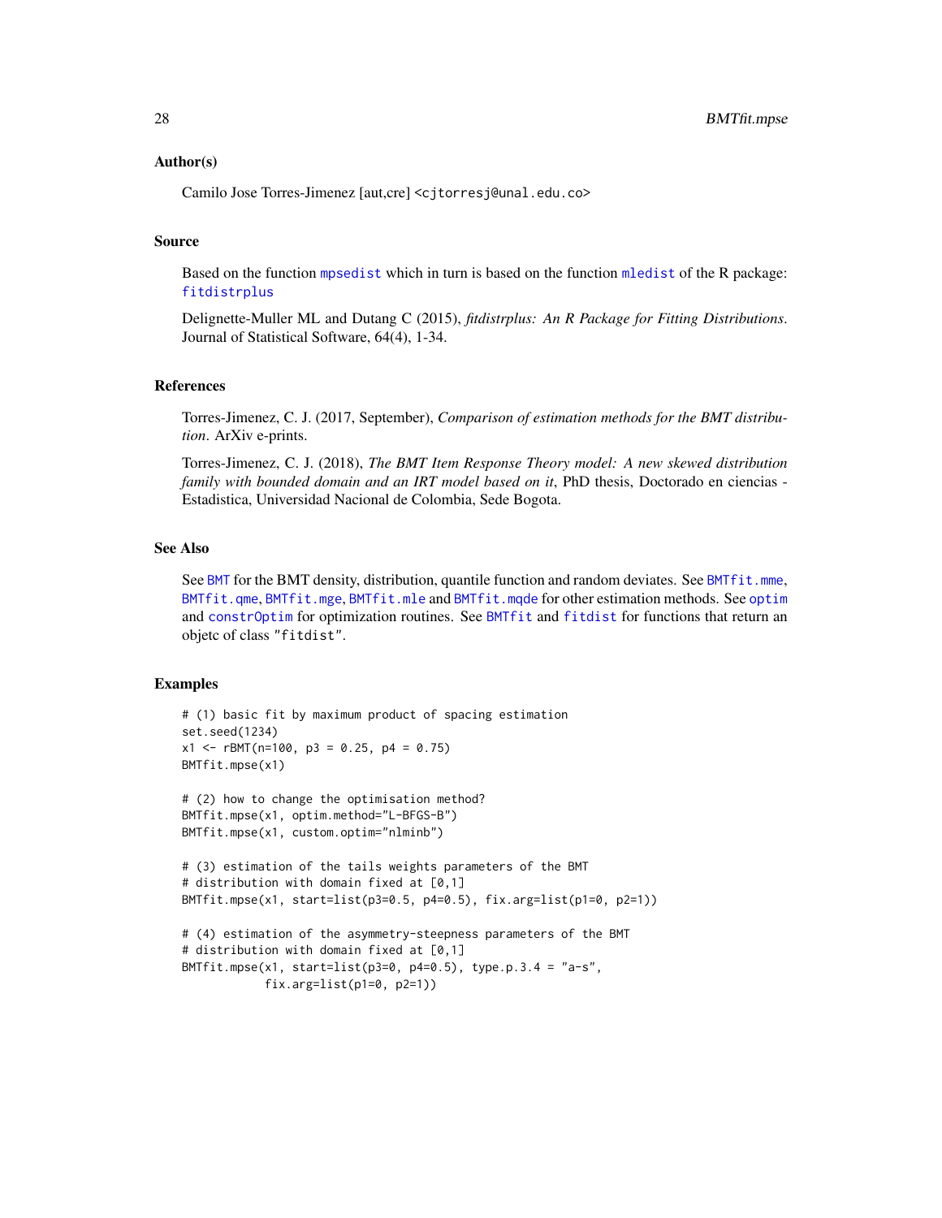### Author(s)

Camilo Jose Torres-Jimenez [aut,cre] <cjtorresj@unal.edu.co>

### Source

Based on the function mpsedist which in turn is based on the function mledist of the R package: fitdistrplus

Delignette-Muller ML and Dutang C (2015), *fitdistrplus: An R Package for Fitting Distributions*. Journal of Statistical Software, 64(4), 1-34.

### References

Torres-Jimenez, C. J. (2017, September), *Comparison of estimation methods for the BMT distribution*. ArXiv e-prints.

Torres-Jimenez, C. J. (2018), *The BMT Item Response Theory model: A new skewed distribution family with bounded domain and an IRT model based on it*, PhD thesis, Doctorado en ciencias - Estadistica, Universidad Nacional de Colombia, Sede Bogota.

### See Also

See BMT for the BMT density, distribution, quantile function and random deviates. See BMTfit.mme, BMTfit.qme, BMTfit.mge, BMTfit.mle and BMTfit.mqde for other estimation methods. See optim and constrOptim for optimization routines. See BMTfit and fitdist for functions that return an objetc of class "fitdist".

### Examples

```
# (1) basic fit by maximum product of spacing estimation
set.seed(1234)
x1 <- rBMT(n=100, p3 = 0.25, p4 = 0.75)
BMTfit.mpse(x1)

# (2) how to change the optimisation method?
BMTfit.mpse(x1, optim.method="L-BFGS-B")
BMTfit.mpse(x1, custom.optim="nlminb")

# (3) estimation of the tails weights parameters of the BMT
# distribution with domain fixed at [0,1]
BMTfit.mpse(x1, start=list(p3=0.5, p4=0.5), fix.arg=list(p1=0, p2=1))

# (4) estimation of the asymmetry-steepness parameters of the BMT
# distribution with domain fixed at [0,1]
BMTfit.mpse(x1, start=list(p3=0, p4=0.5), type.p.3.4 = "a-s",
            fix.arg=list(p1=0, p2=1))
```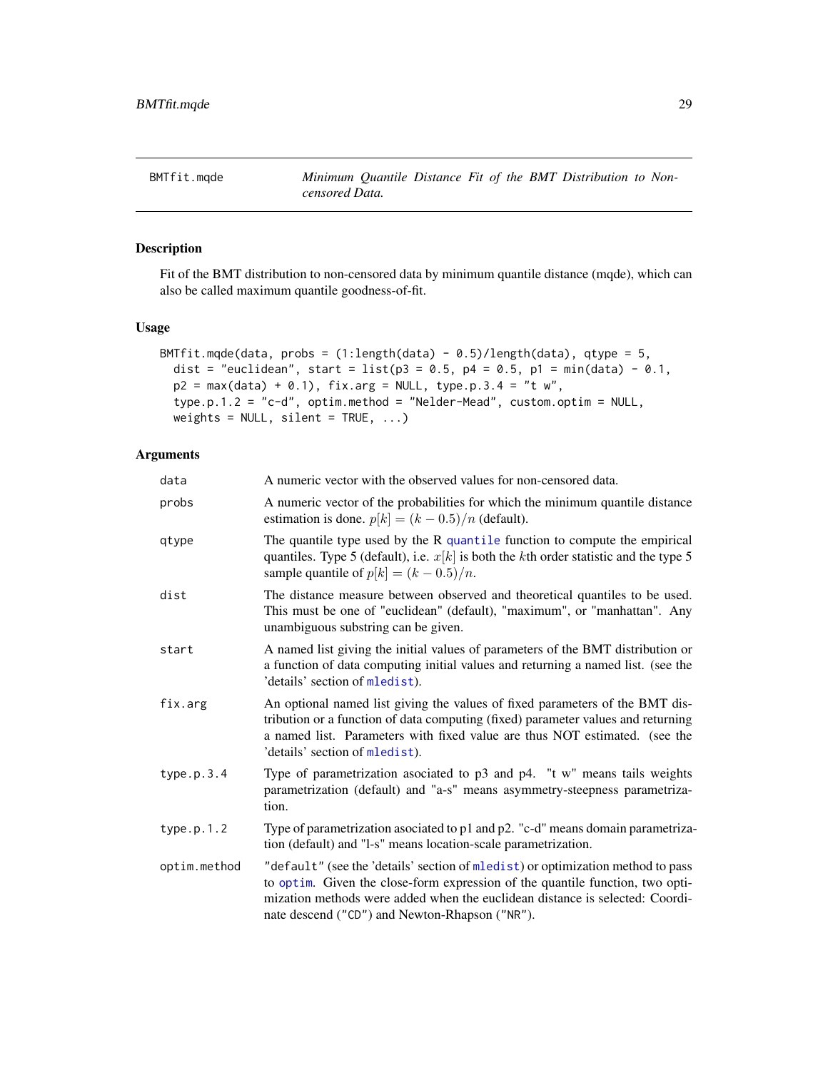## BMTfit.mqde — *Minimum Quantile Distance Fit of the BMT Distribution to Non-censored Data.*

### Description

Fit of the BMT distribution to non-censored data by minimum quantile distance (mqde), which can also be called maximum quantile goodness-of-fit.

### Usage

```
BMTfit.mqde(data, probs = (1:length(data) - 0.5)/length(data), qtype = 5,
  dist = "euclidean", start = list(p3 = 0.5, p4 = 0.5, p1 = min(data) - 0.1,
  p2 = max(data) + 0.1), fix.arg = NULL, type.p.3.4 = "t w",
  type.p.1.2 = "c-d", optim.method = "Nelder-Mead", custom.optim = NULL,
  weights = NULL, silent = TRUE, ...)
```

### Arguments

| | |
|---|---|
| data | A numeric vector with the observed values for non-censored data. |
| probs | A numeric vector of the probabilities for which the minimum quantile distance estimation is done. $p[k] = (k - 0.5)/n$ (default). |
| qtype | The quantile type used by the R quantile function to compute the empirical quantiles. Type 5 (default), i.e. $x[k]$ is both the $k$th order statistic and the type 5 sample quantile of $p[k] = (k - 0.5)/n$. |
| dist | The distance measure between observed and theoretical quantiles to be used. This must be one of "euclidean" (default), "maximum", or "manhattan". Any unambiguous substring can be given. |
| start | A named list giving the initial values of parameters of the BMT distribution or a function of data computing initial values and returning a named list. (see the 'details' section of mledist). |
| fix.arg | An optional named list giving the values of fixed parameters of the BMT distribution or a function of data computing (fixed) parameter values and returning a named list. Parameters with fixed value are thus NOT estimated. (see the 'details' section of mledist). |
| type.p.3.4 | Type of parametrization asociated to p3 and p4. "t w" means tails weights parametrization (default) and "a-s" means asymmetry-steepness parametrization. |
| type.p.1.2 | Type of parametrization asociated to p1 and p2. "c-d" means domain parametrization (default) and "l-s" means location-scale parametrization. |
| optim.method | "default" (see the 'details' section of mledist) or optimization method to pass to optim. Given the close-form expression of the quantile function, two optimization methods were added when the euclidean distance is selected: Coordinate descend ("CD") and Newton-Rhapson ("NR"). |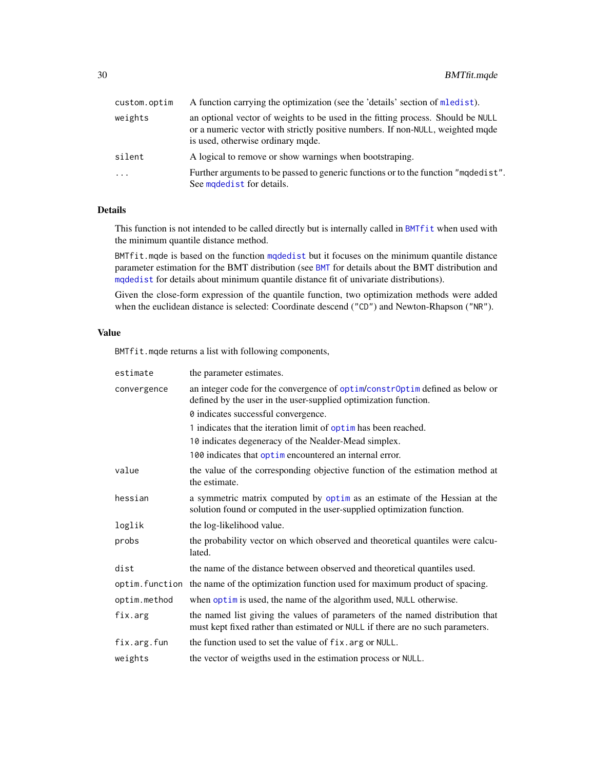| | |
|---|---|
| `custom.optim` | A function carrying the optimization (see the 'details' section of `mledist`). |
| `weights` | an optional vector of weights to be used in the fitting process. Should be `NULL` or a numeric vector with strictly positive numbers. If non-`NULL`, weighted mqde is used, otherwise ordinary mqde. |
| `silent` | A logical to remove or show warnings when bootstraping. |
| `...` | Further arguments to be passed to generic functions or to the function `"mqdedist"`. See `mqdedist` for details. |

## Details

This function is not intended to be called directly but is internally called in `BMTfit` when used with the minimum quantile distance method.

`BMTfit.mqde` is based on the function `mqdedist` but it focuses on the minimum quantile distance parameter estimation for the BMT distribution (see `BMT` for details about the BMT distribution and `mqdedist` for details about minimum quantile distance fit of univariate distributions).

Given the close-form expression of the quantile function, two optimization methods were added when the euclidean distance is selected: Coordinate descend (`"CD"`) and Newton-Rhapson (`"NR"`).

## Value

`BMTfit.mqde` returns a list with following components,

| | |
|---|---|
| `estimate` | the parameter estimates. |
| `convergence` | an integer code for the convergence of `optim`/`constrOptim` defined as below or defined by the user in the user-supplied optimization function.<br>`0` indicates successful convergence.<br>`1` indicates that the iteration limit of `optim` has been reached.<br>`10` indicates degeneracy of the Nealder-Mead simplex.<br>`100` indicates that `optim` encountered an internal error. |
| `value` | the value of the corresponding objective function of the estimation method at the estimate. |
| `hessian` | a symmetric matrix computed by `optim` as an estimate of the Hessian at the solution found or computed in the user-supplied optimization function. |
| `loglik` | the log-likelihood value. |
| `probs` | the probability vector on which observed and theoretical quantiles were calculated. |
| `dist` | the name of the distance between observed and theoretical quantiles used. |
| `optim.function` | the name of the optimization function used for maximum product of spacing. |
| `optim.method` | when `optim` is used, the name of the algorithm used, `NULL` otherwise. |
| `fix.arg` | the named list giving the values of parameters of the named distribution that must kept fixed rather than estimated or `NULL` if there are no such parameters. |
| `fix.arg.fun` | the function used to set the value of `fix.arg` or `NULL`. |
| `weights` | the vector of weigths used in the estimation process or `NULL`. |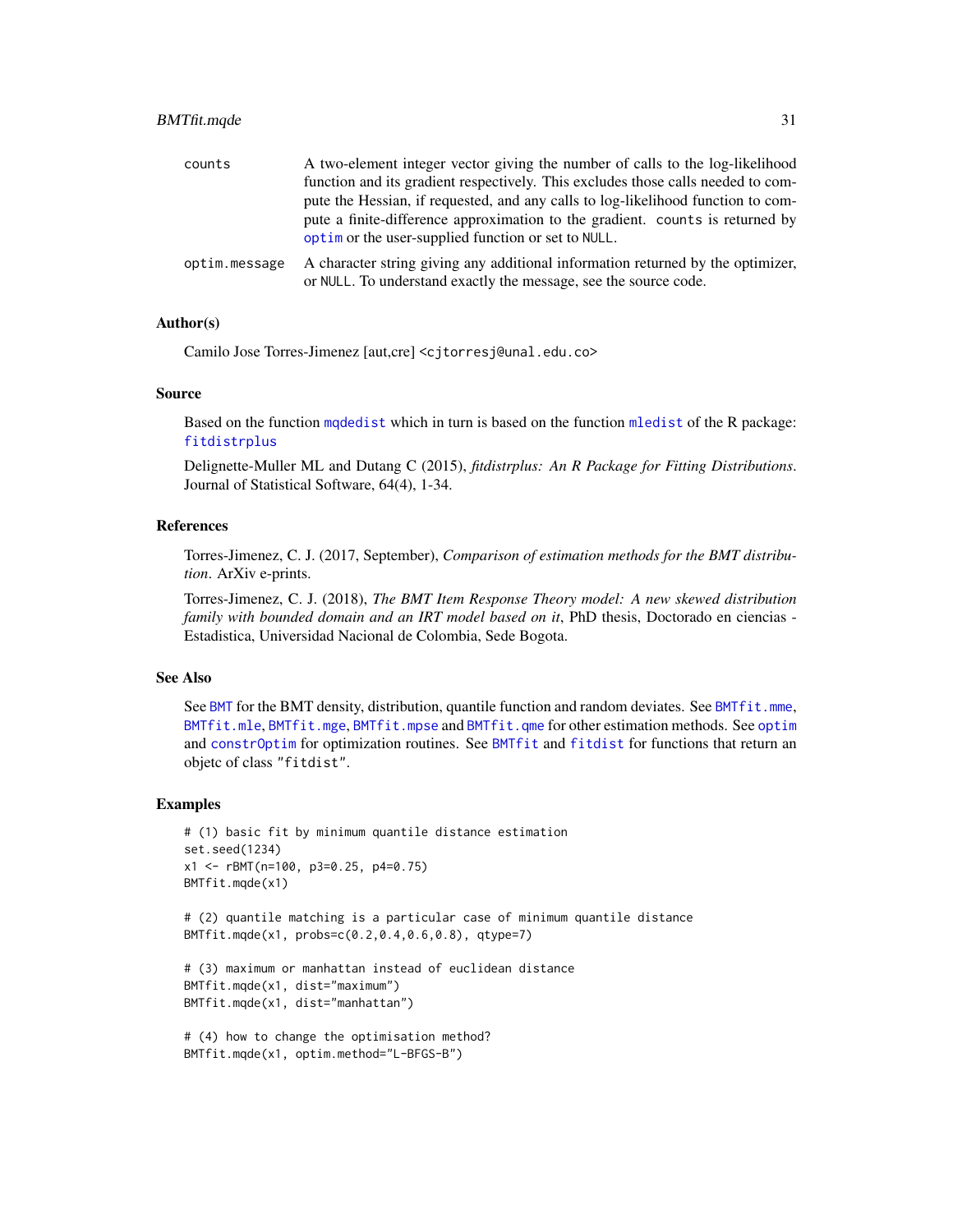counts A two-element integer vector giving the number of calls to the log-likelihood function and its gradient respectively. This excludes those calls needed to compute the Hessian, if requested, and any calls to log-likelihood function to compute a finite-difference approximation to the gradient. counts is returned by optim or the user-supplied function or set to NULL.

optim.message A character string giving any additional information returned by the optimizer, or NULL. To understand exactly the message, see the source code.

### Author(s)

Camilo Jose Torres-Jimenez [aut,cre] <cjtorresj@unal.edu.co>

### Source

Based on the function mqdedist which in turn is based on the function mledist of the R package: fitdistrplus

Delignette-Muller ML and Dutang C (2015), *fitdistrplus: An R Package for Fitting Distributions*. Journal of Statistical Software, 64(4), 1-34.

### References

Torres-Jimenez, C. J. (2017, September), *Comparison of estimation methods for the BMT distribution*. ArXiv e-prints.

Torres-Jimenez, C. J. (2018), *The BMT Item Response Theory model: A new skewed distribution family with bounded domain and an IRT model based on it*, PhD thesis, Doctorado en ciencias - Estadistica, Universidad Nacional de Colombia, Sede Bogota.

### See Also

See BMT for the BMT density, distribution, quantile function and random deviates. See BMTfit.mme, BMTfit.mle, BMTfit.mge, BMTfit.mpse and BMTfit.qme for other estimation methods. See optim and constrOptim for optimization routines. See BMTfit and fitdist for functions that return an objetc of class "fitdist".

### Examples

```
# (1) basic fit by minimum quantile distance estimation
set.seed(1234)
x1 <- rBMT(n=100, p3=0.25, p4=0.75)
BMTfit.mqde(x1)

# (2) quantile matching is a particular case of minimum quantile distance
BMTfit.mqde(x1, probs=c(0.2,0.4,0.6,0.8), qtype=7)

# (3) maximum or manhattan instead of euclidean distance
BMTfit.mqde(x1, dist="maximum")
BMTfit.mqde(x1, dist="manhattan")

# (4) how to change the optimisation method?
BMTfit.mqde(x1, optim.method="L-BFGS-B")
```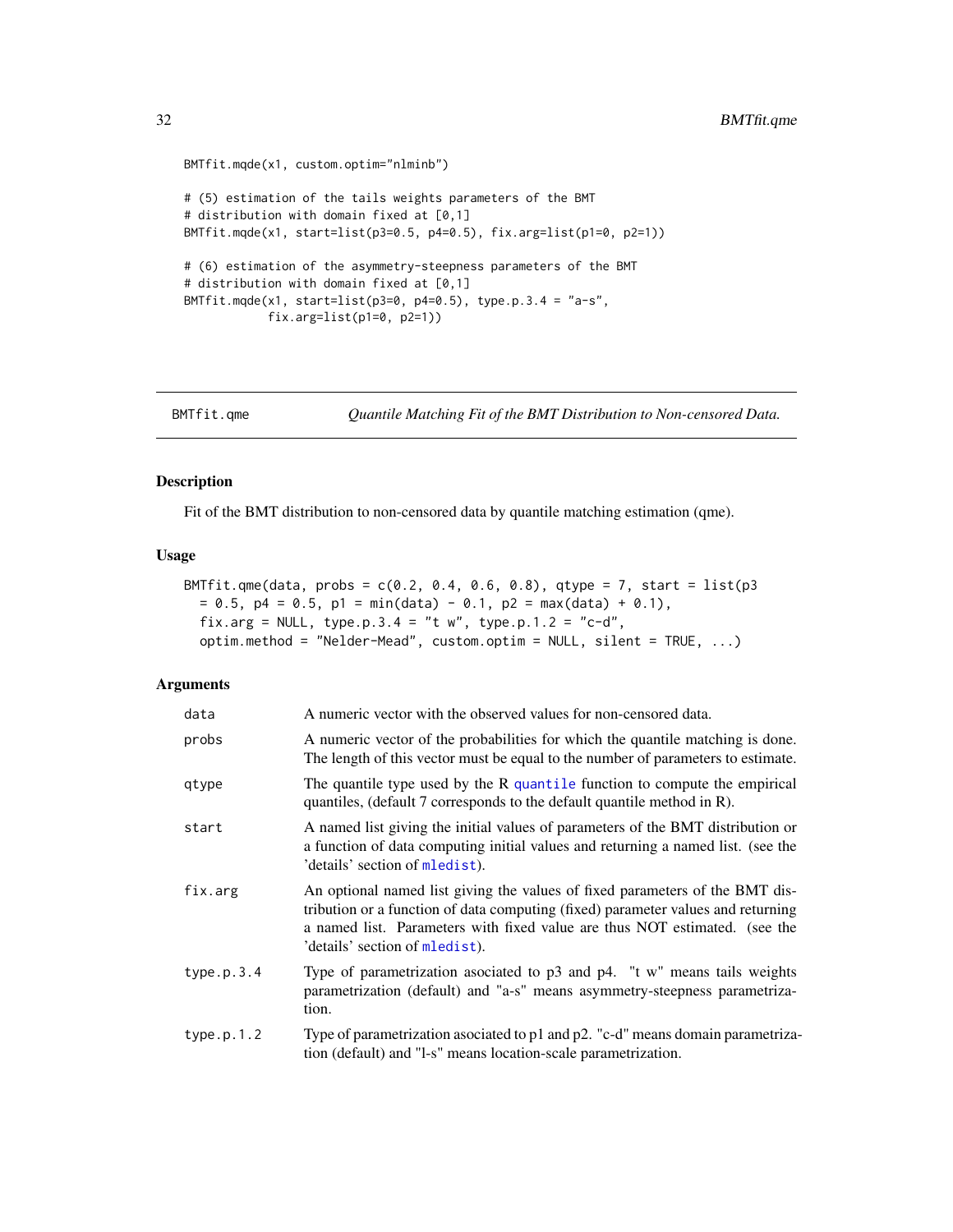```
BMTfit.mqde(x1, custom.optim="nlminb")

# (5) estimation of the tails weights parameters of the BMT
# distribution with domain fixed at [0,1]
BMTfit.mqde(x1, start=list(p3=0.5, p4=0.5), fix.arg=list(p1=0, p2=1))

# (6) estimation of the asymmetry-steepness parameters of the BMT
# distribution with domain fixed at [0,1]
BMTfit.mqde(x1, start=list(p3=0, p4=0.5), type.p.3.4 = "a-s",
            fix.arg=list(p1=0, p2=1))
```

---

## BMTfit.qme — *Quantile Matching Fit of the BMT Distribution to Non-censored Data.*

### Description

Fit of the BMT distribution to non-censored data by quantile matching estimation (qme).

### Usage

```
BMTfit.qme(data, probs = c(0.2, 0.4, 0.6, 0.8), qtype = 7, start = list(p3
  = 0.5, p4 = 0.5, p1 = min(data) - 0.1, p2 = max(data) + 0.1),
  fix.arg = NULL, type.p.3.4 = "t w", type.p.1.2 = "c-d",
  optim.method = "Nelder-Mead", custom.optim = NULL, silent = TRUE, ...)
```

### Arguments

| | |
|---|---|
| data | A numeric vector with the observed values for non-censored data. |
| probs | A numeric vector of the probabilities for which the quantile matching is done. The length of this vector must be equal to the number of parameters to estimate. |
| qtype | The quantile type used by the R `quantile` function to compute the empirical quantiles, (default 7 corresponds to the default quantile method in R). |
| start | A named list giving the initial values of parameters of the BMT distribution or a function of data computing initial values and returning a named list. (see the 'details' section of `mledist`). |
| fix.arg | An optional named list giving the values of fixed parameters of the BMT distribution or a function of data computing (fixed) parameter values and returning a named list. Parameters with fixed value are thus NOT estimated. (see the 'details' section of `mledist`). |
| type.p.3.4 | Type of parametrization asociated to p3 and p4. "t w" means tails weights parametrization (default) and "a-s" means asymmetry-steepness parametrization. |
| type.p.1.2 | Type of parametrization asociated to p1 and p2. "c-d" means domain parametrization (default) and "l-s" means location-scale parametrization. |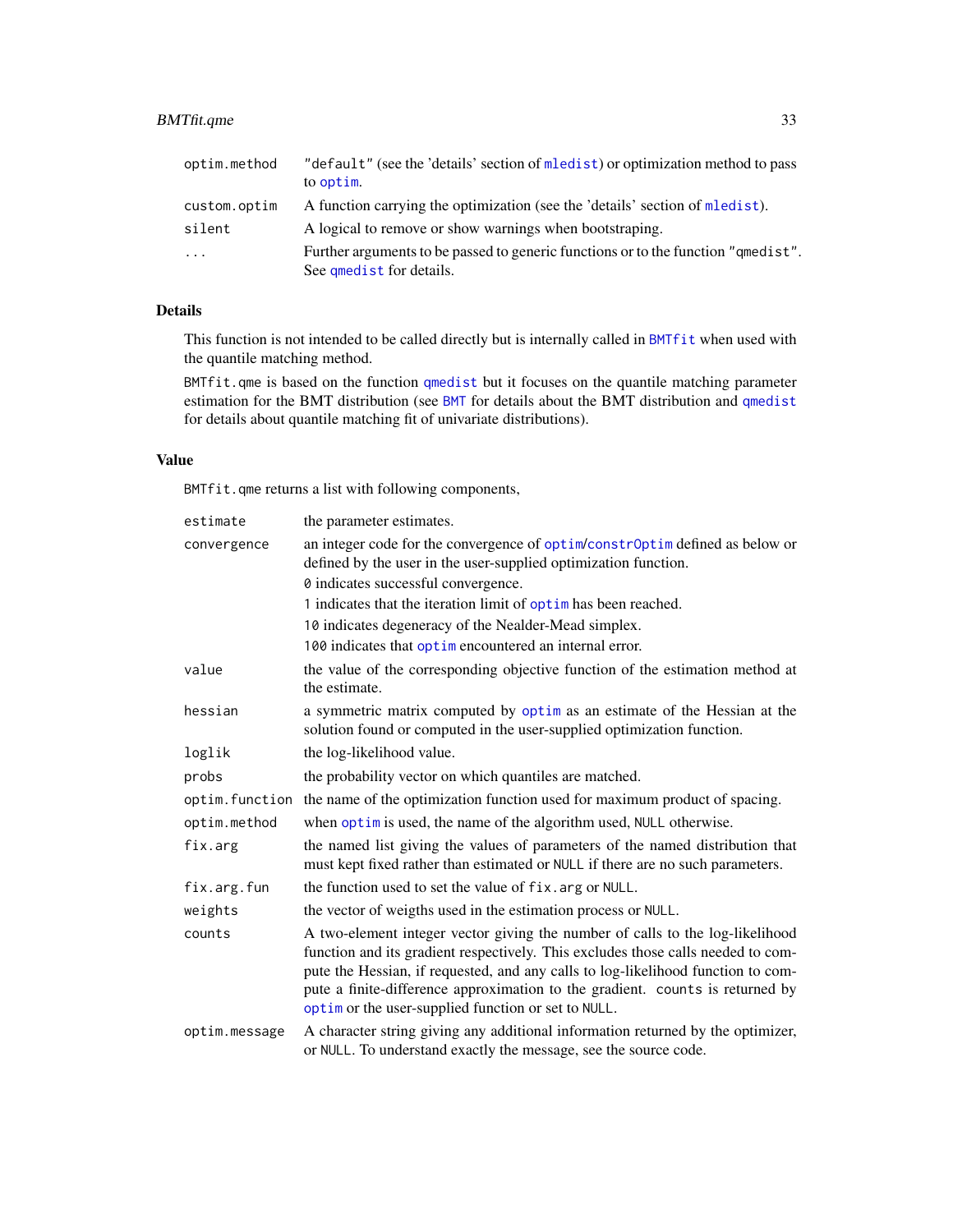| | |
|---|---|
| optim.method | "default" (see the 'details' section of mledist) or optimization method to pass to optim. |
| custom.optim | A function carrying the optimization (see the 'details' section of mledist). |
| silent | A logical to remove or show warnings when bootstraping. |
| ... | Further arguments to be passed to generic functions or to the function "qmedist". See qmedist for details. |

## Details

This function is not intended to be called directly but is internally called in BMTfit when used with the quantile matching method.

BMTfit.qme is based on the function qmedist but it focuses on the quantile matching parameter estimation for the BMT distribution (see BMT for details about the BMT distribution and qmedist for details about quantile matching fit of univariate distributions).

## Value

BMTfit.qme returns a list with following components,

| | |
|---|---|
| estimate | the parameter estimates. |
| convergence | an integer code for the convergence of optim/constrOptim defined as below or defined by the user in the user-supplied optimization function.<br>0 indicates successful convergence.<br>1 indicates that the iteration limit of optim has been reached.<br>10 indicates degeneracy of the Nealder-Mead simplex.<br>100 indicates that optim encountered an internal error. |
| value | the value of the corresponding objective function of the estimation method at the estimate. |
| hessian | a symmetric matrix computed by optim as an estimate of the Hessian at the solution found or computed in the user-supplied optimization function. |
| loglik | the log-likelihood value. |
| probs | the probability vector on which quantiles are matched. |
| optim.function | the name of the optimization function used for maximum product of spacing. |
| optim.method | when optim is used, the name of the algorithm used, NULL otherwise. |
| fix.arg | the named list giving the values of parameters of the named distribution that must kept fixed rather than estimated or NULL if there are no such parameters. |
| fix.arg.fun | the function used to set the value of fix.arg or NULL. |
| weights | the vector of weigths used in the estimation process or NULL. |
| counts | A two-element integer vector giving the number of calls to the log-likelihood function and its gradient respectively. This excludes those calls needed to compute the Hessian, if requested, and any calls to log-likelihood function to compute a finite-difference approximation to the gradient. counts is returned by optim or the user-supplied function or set to NULL. |
| optim.message | A character string giving any additional information returned by the optimizer, or NULL. To understand exactly the message, see the source code. |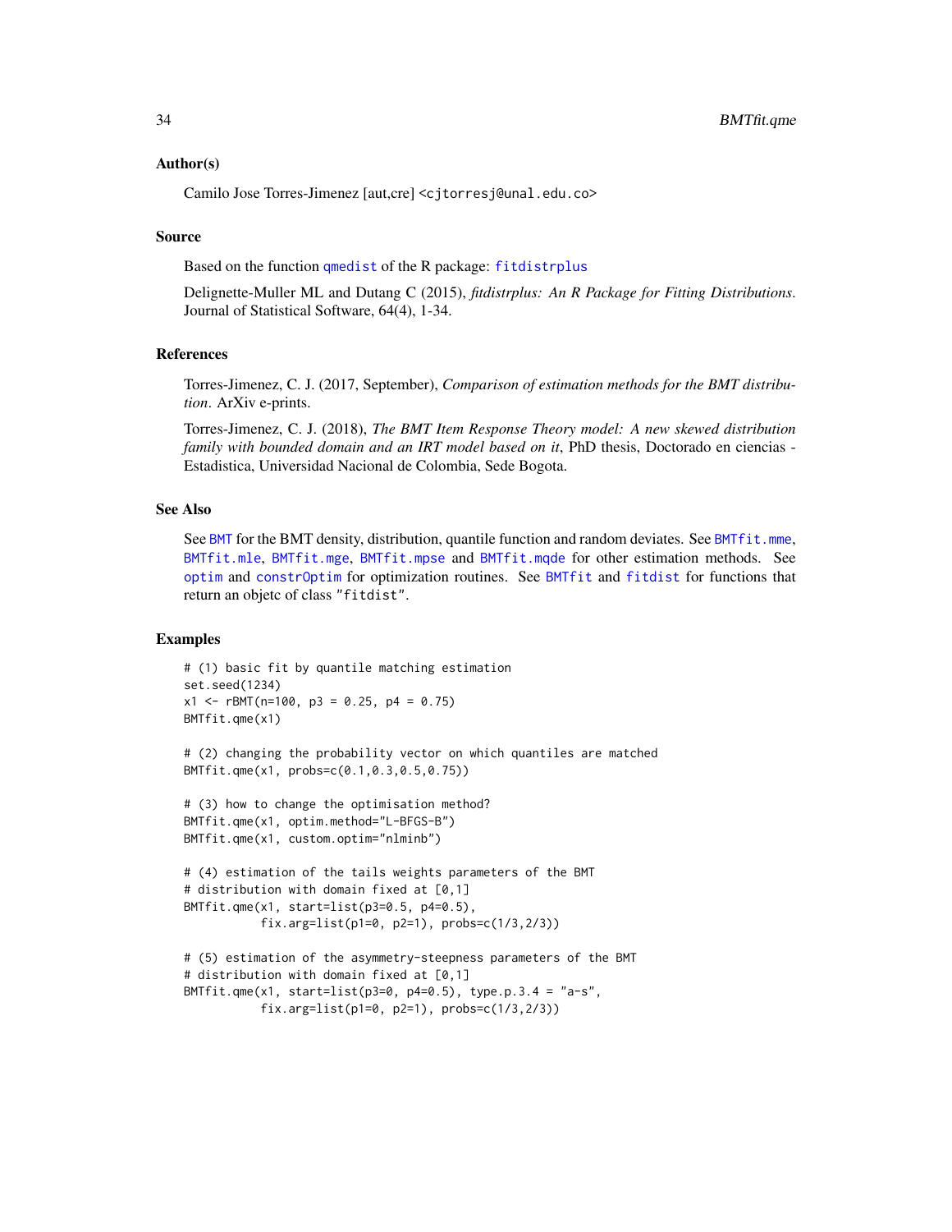## Author(s)

Camilo Jose Torres-Jimenez [aut,cre] <cjtorresj@unal.edu.co>

## Source

Based on the function qmedist of the R package: fitdistrplus

Delignette-Muller ML and Dutang C (2015), *fitdistrplus: An R Package for Fitting Distributions*. Journal of Statistical Software, 64(4), 1-34.

## References

Torres-Jimenez, C. J. (2017, September), *Comparison of estimation methods for the BMT distribution*. ArXiv e-prints.

Torres-Jimenez, C. J. (2018), *The BMT Item Response Theory model: A new skewed distribution family with bounded domain and an IRT model based on it*, PhD thesis, Doctorado en ciencias - Estadistica, Universidad Nacional de Colombia, Sede Bogota.

## See Also

See BMT for the BMT density, distribution, quantile function and random deviates. See BMTfit.mme, BMTfit.mle, BMTfit.mge, BMTfit.mpse and BMTfit.mqde for other estimation methods. See optim and constrOptim for optimization routines. See BMTfit and fitdist for functions that return an objetc of class "fitdist".

## Examples

```
# (1) basic fit by quantile matching estimation
set.seed(1234)
x1 <- rBMT(n=100, p3 = 0.25, p4 = 0.75)
BMTfit.qme(x1)

# (2) changing the probability vector on which quantiles are matched
BMTfit.qme(x1, probs=c(0.1,0.3,0.5,0.75))

# (3) how to change the optimisation method?
BMTfit.qme(x1, optim.method="L-BFGS-B")
BMTfit.qme(x1, custom.optim="nlminb")

# (4) estimation of the tails weights parameters of the BMT
# distribution with domain fixed at [0,1]
BMTfit.qme(x1, start=list(p3=0.5, p4=0.5),
           fix.arg=list(p1=0, p2=1), probs=c(1/3,2/3))

# (5) estimation of the asymmetry-steepness parameters of the BMT
# distribution with domain fixed at [0,1]
BMTfit.qme(x1, start=list(p3=0, p4=0.5), type.p.3.4 = "a-s",
           fix.arg=list(p1=0, p2=1), probs=c(1/3,2/3))
```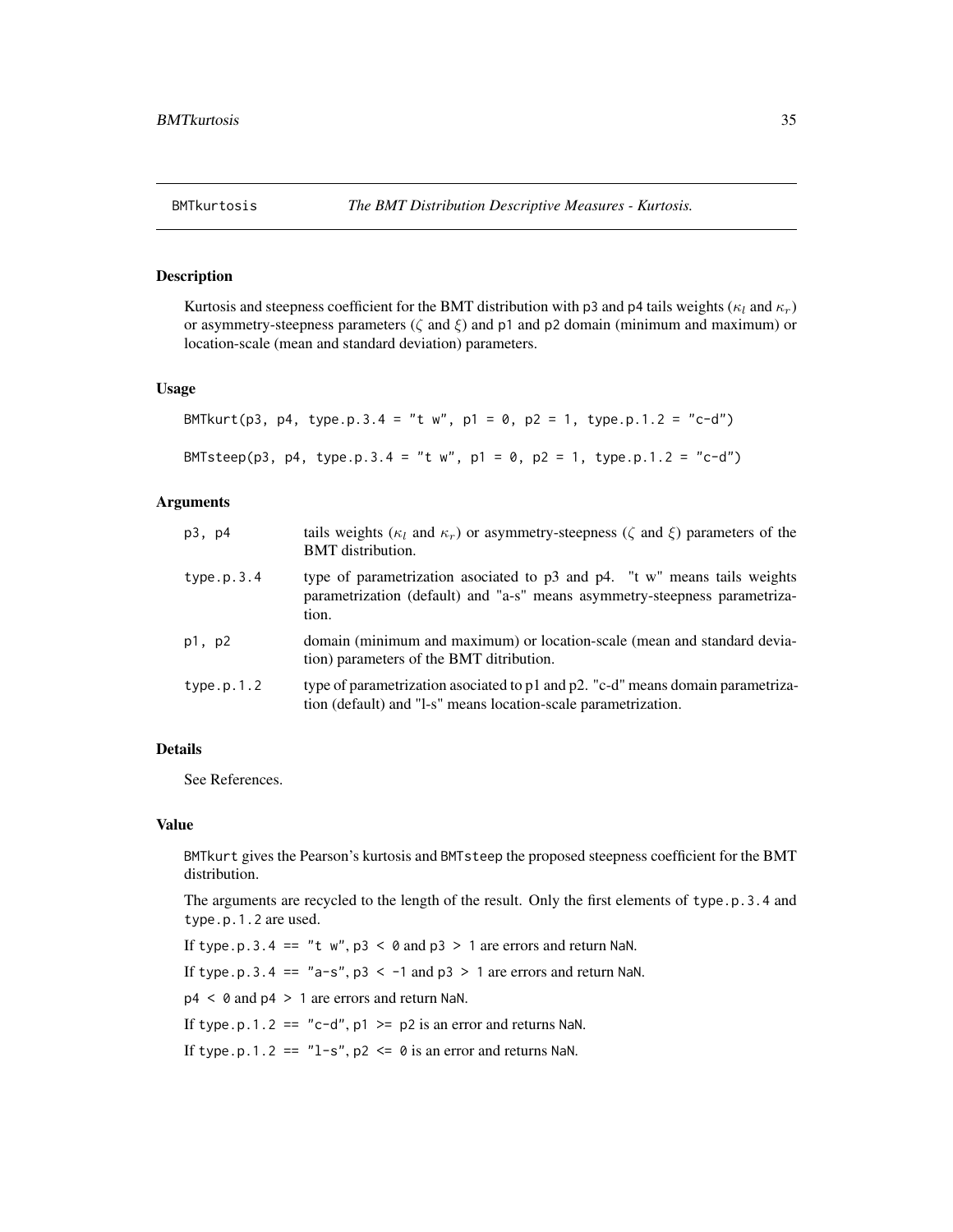BMTkurtosis *The BMT Distribution Descriptive Measures - Kurtosis.*

## Description

Kurtosis and steepness coefficient for the BMT distribution with p3 and p4 tails weights ($\kappa_l$ and $\kappa_r$) or asymmetry-steepness parameters ($\zeta$ and $\xi$) and p1 and p2 domain (minimum and maximum) or location-scale (mean and standard deviation) parameters.

## Usage

```
BMTkurt(p3, p4, type.p.3.4 = "t w", p1 = 0, p2 = 1, type.p.1.2 = "c-d")

BMTsteep(p3, p4, type.p.3.4 = "t w", p1 = 0, p2 = 1, type.p.1.2 = "c-d")
```

## Arguments

| | |
|---|---|
| p3, p4 | tails weights ($\kappa_l$ and $\kappa_r$) or asymmetry-steepness ($\zeta$ and $\xi$) parameters of the BMT distribution. |
| type.p.3.4 | type of parametrization asociated to p3 and p4. "t w" means tails weights parametrization (default) and "a-s" means asymmetry-steepness parametrization. |
| p1, p2 | domain (minimum and maximum) or location-scale (mean and standard deviation) parameters of the BMT ditribution. |
| type.p.1.2 | type of parametrization asociated to p1 and p2. "c-d" means domain parametrization (default) and "l-s" means location-scale parametrization. |

## Details

See References.

## Value

BMTkurt gives the Pearson's kurtosis and BMTsteep the proposed steepness coefficient for the BMT distribution.

The arguments are recycled to the length of the result. Only the first elements of type.p.3.4 and type.p.1.2 are used.

If type.p.3.4 == "t w", p3 < 0 and p3 > 1 are errors and return NaN.

If type.p.3.4 == "a-s", p3 < -1 and p3 > 1 are errors and return NaN.

p4 < 0 and p4 > 1 are errors and return NaN.

If type.p.1.2 == "c-d", p1 >= p2 is an error and returns NaN.

If type.p.1.2 == "l-s", p2 <= 0 is an error and returns NaN.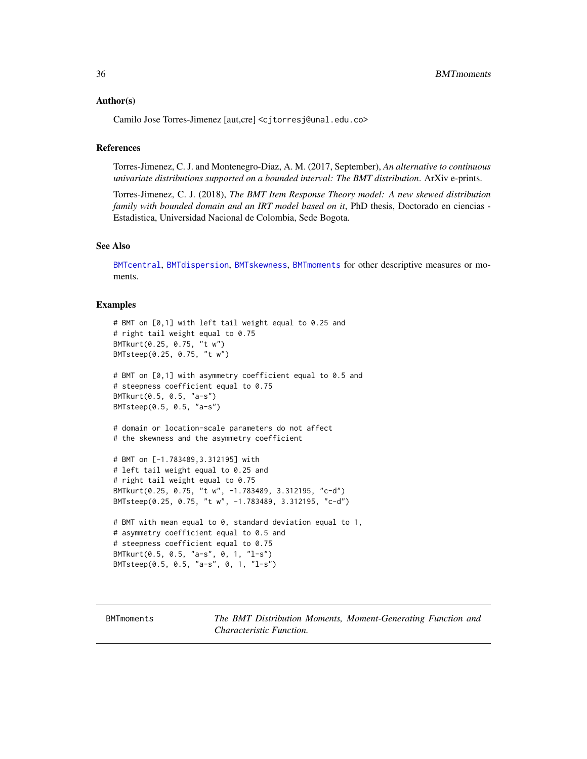### Author(s)

Camilo Jose Torres-Jimenez [aut,cre] <cjtorresj@unal.edu.co>

### References

Torres-Jimenez, C. J. and Montenegro-Diaz, A. M. (2017, September), *An alternative to continuous univariate distributions supported on a bounded interval: The BMT distribution*. ArXiv e-prints.

Torres-Jimenez, C. J. (2018), *The BMT Item Response Theory model: A new skewed distribution family with bounded domain and an IRT model based on it*, PhD thesis, Doctorado en ciencias - Estadistica, Universidad Nacional de Colombia, Sede Bogota.

### See Also

BMTcentral, BMTdispersion, BMTskewness, BMTmoments for other descriptive measures or moments.

### Examples

```
# BMT on [0,1] with left tail weight equal to 0.25 and
# right tail weight equal to 0.75
BMTkurt(0.25, 0.75, "t w")
BMTsteep(0.25, 0.75, "t w")

# BMT on [0,1] with asymmetry coefficient equal to 0.5 and
# steepness coefficient equal to 0.75
BMTkurt(0.5, 0.5, "a-s")
BMTsteep(0.5, 0.5, "a-s")

# domain or location-scale parameters do not affect
# the skewness and the asymmetry coefficient

# BMT on [-1.783489,3.312195] with
# left tail weight equal to 0.25 and
# right tail weight equal to 0.75
BMTkurt(0.25, 0.75, "t w", -1.783489, 3.312195, "c-d")
BMTsteep(0.25, 0.75, "t w", -1.783489, 3.312195, "c-d")

# BMT with mean equal to 0, standard deviation equal to 1,
# asymmetry coefficient equal to 0.5 and
# steepness coefficient equal to 0.75
BMTkurt(0.5, 0.5, "a-s", 0, 1, "l-s")
BMTsteep(0.5, 0.5, "a-s", 0, 1, "l-s")
```

---

## BMTmoments — *The BMT Distribution Moments, Moment-Generating Function and Characteristic Function.*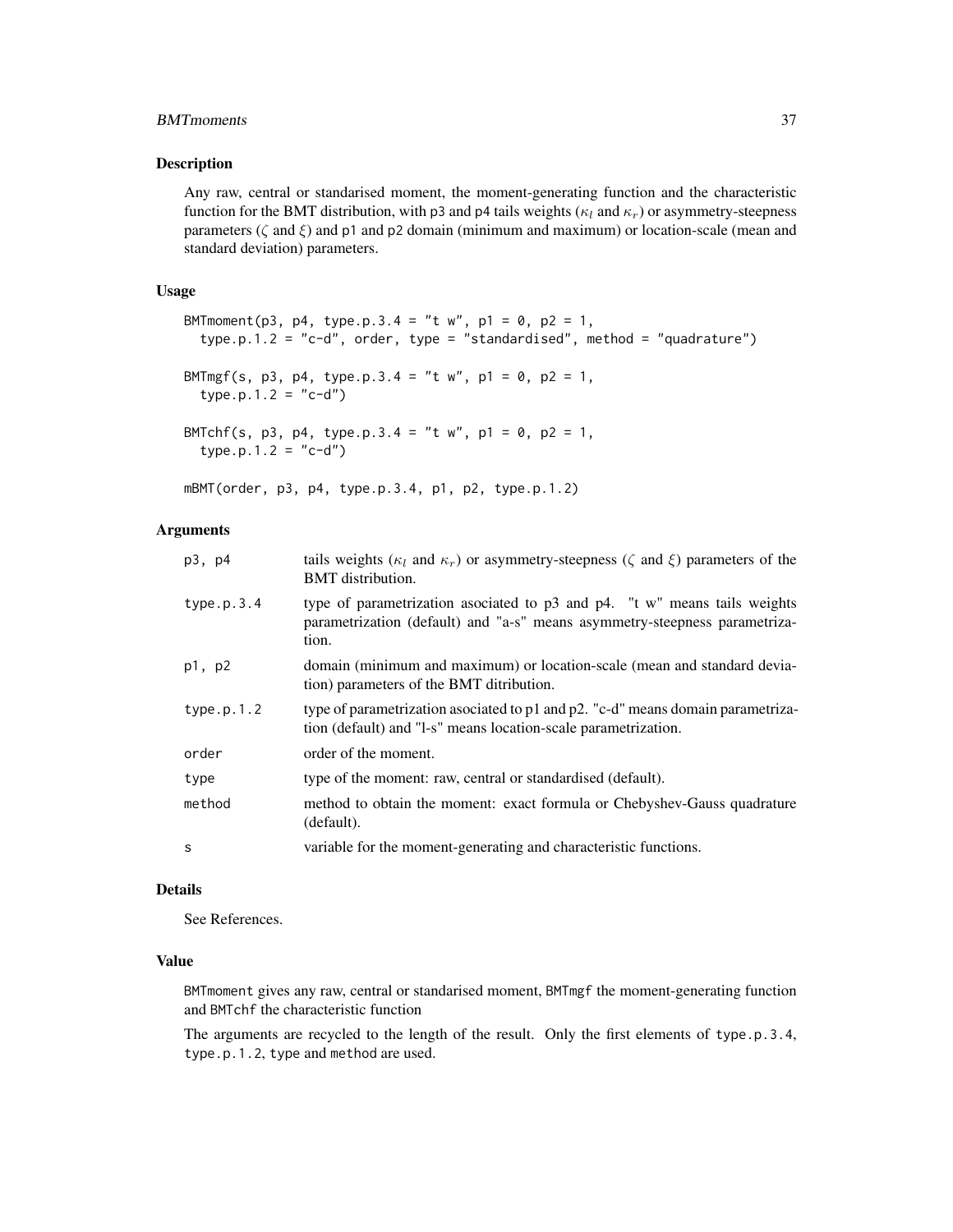## Description

Any raw, central or standarised moment, the moment-generating function and the characteristic function for the BMT distribution, with p3 and p4 tails weights ($\kappa_l$ and $\kappa_r$) or asymmetry-steepness parameters ($\zeta$ and $\xi$) and p1 and p2 domain (minimum and maximum) or location-scale (mean and standard deviation) parameters.

## Usage

```
BMTmoment(p3, p4, type.p.3.4 = "t w", p1 = 0, p2 = 1,
  type.p.1.2 = "c-d", order, type = "standardised", method = "quadrature")

BMTmgf(s, p3, p4, type.p.3.4 = "t w", p1 = 0, p2 = 1,
  type.p.1.2 = "c-d")

BMTchf(s, p3, p4, type.p.3.4 = "t w", p1 = 0, p2 = 1,
  type.p.1.2 = "c-d")

mBMT(order, p3, p4, type.p.3.4, p1, p2, type.p.1.2)
```

## Arguments

| | |
|---|---|
| p3, p4 | tails weights ($\kappa_l$ and $\kappa_r$) or asymmetry-steepness ($\zeta$ and $\xi$) parameters of the BMT distribution. |
| type.p.3.4 | type of parametrization asociated to p3 and p4. "t w" means tails weights parametrization (default) and "a-s" means asymmetry-steepness parametrization. |
| p1, p2 | domain (minimum and maximum) or location-scale (mean and standard deviation) parameters of the BMT ditribution. |
| type.p.1.2 | type of parametrization asociated to p1 and p2. "c-d" means domain parametrization (default) and "l-s" means location-scale parametrization. |
| order | order of the moment. |
| type | type of the moment: raw, central or standardised (default). |
| method | method to obtain the moment: exact formula or Chebyshev-Gauss quadrature (default). |
| s | variable for the moment-generating and characteristic functions. |

## Details

See References.

## Value

BMTmoment gives any raw, central or standarised moment, BMTmgf the moment-generating function and BMTchf the characteristic function

The arguments are recycled to the length of the result. Only the first elements of type.p.3.4, type.p.1.2, type and method are used.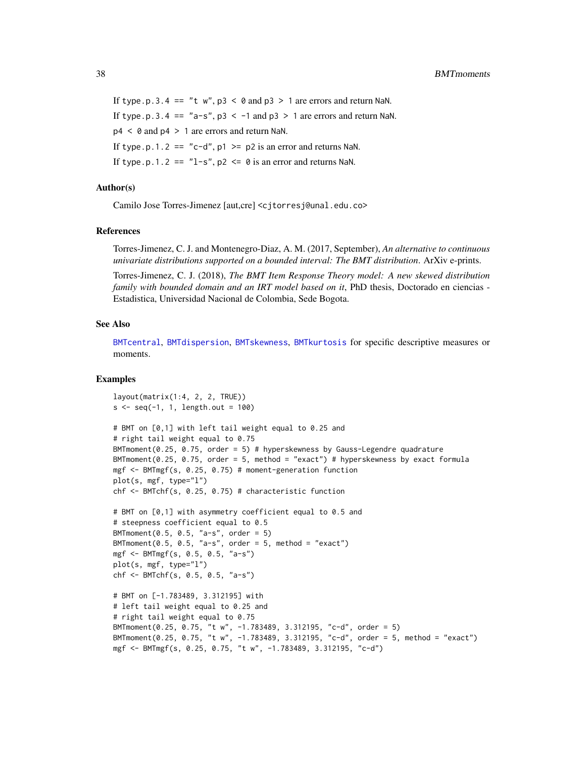If `type.p.3.4 == "t w"`, `p3 < 0` and `p3 > 1` are errors and return `NaN`.

If `type.p.3.4 == "a-s"`, `p3 < -1` and `p3 > 1` are errors and return `NaN`.

`p4 < 0` and `p4 > 1` are errors and return `NaN`.

If `type.p.1.2 == "c-d"`, `p1 >= p2` is an error and returns `NaN`.

If `type.p.1.2 == "l-s"`, `p2 <= 0` is an error and returns `NaN`.

### Author(s)

Camilo Jose Torres-Jimenez [aut,cre] <cjtorresj@unal.edu.co>

### References

Torres-Jimenez, C. J. and Montenegro-Diaz, A. M. (2017, September), *An alternative to continuous univariate distributions supported on a bounded interval: The BMT distribution*. ArXiv e-prints.

Torres-Jimenez, C. J. (2018), *The BMT Item Response Theory model: A new skewed distribution family with bounded domain and an IRT model based on it*, PhD thesis, Doctorado en ciencias - Estadistica, Universidad Nacional de Colombia, Sede Bogota.

### See Also

BMTcentral, BMTdispersion, BMTskewness, BMTkurtosis for specific descriptive measures or moments.

### Examples

```
layout(matrix(1:4, 2, 2, TRUE))
s <- seq(-1, 1, length.out = 100)

# BMT on [0,1] with left tail weight equal to 0.25 and
# right tail weight equal to 0.75
BMTmoment(0.25, 0.75, order = 5) # hyperskewness by Gauss-Legendre quadrature
BMTmoment(0.25, 0.75, order = 5, method = "exact") # hyperskewness by exact formula
mgf <- BMTmgf(s, 0.25, 0.75) # moment-generation function
plot(s, mgf, type="l")
chf <- BMTchf(s, 0.25, 0.75) # characteristic function

# BMT on [0,1] with asymmetry coefficient equal to 0.5 and
# steepness coefficient equal to 0.5
BMTmoment(0.5, 0.5, "a-s", order = 5)
BMTmoment(0.5, 0.5, "a-s", order = 5, method = "exact")
mgf <- BMTmgf(s, 0.5, 0.5, "a-s")
plot(s, mgf, type="l")
chf <- BMTchf(s, 0.5, 0.5, "a-s")

# BMT on [-1.783489, 3.312195] with
# left tail weight equal to 0.25 and
# right tail weight equal to 0.75
BMTmoment(0.25, 0.75, "t w", -1.783489, 3.312195, "c-d", order = 5)
BMTmoment(0.25, 0.75, "t w", -1.783489, 3.312195, "c-d", order = 5, method = "exact")
mgf <- BMTmgf(s, 0.25, 0.75, "t w", -1.783489, 3.312195, "c-d")
```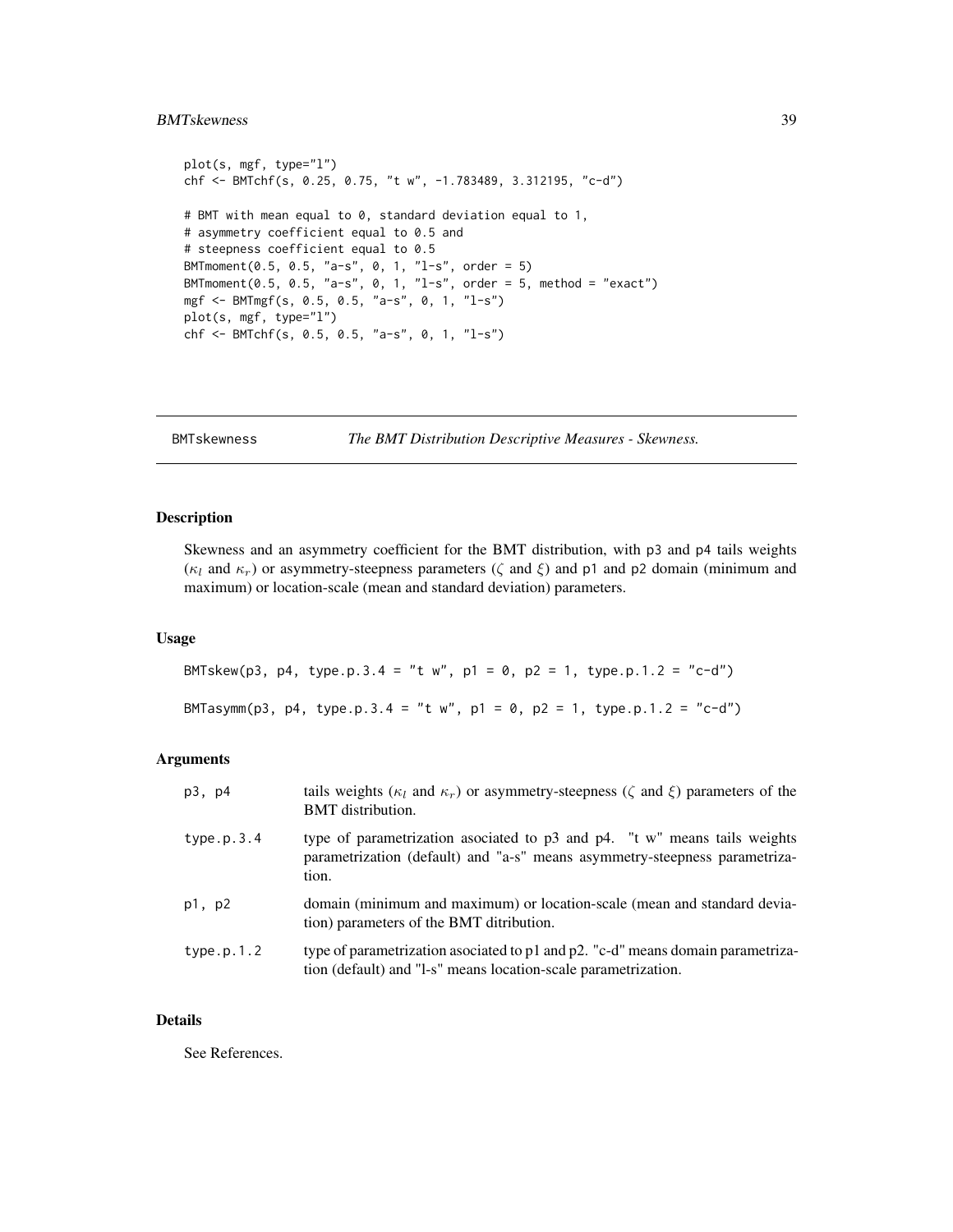```
plot(s, mgf, type="l")
chf <- BMTchf(s, 0.25, 0.75, "t w", -1.783489, 3.312195, "c-d")

# BMT with mean equal to 0, standard deviation equal to 1,
# asymmetry coefficient equal to 0.5 and
# steepness coefficient equal to 0.5
BMTmoment(0.5, 0.5, "a-s", 0, 1, "l-s", order = 5)
BMTmoment(0.5, 0.5, "a-s", 0, 1, "l-s", order = 5, method = "exact")
mgf <- BMTmgf(s, 0.5, 0.5, "a-s", 0, 1, "l-s")
plot(s, mgf, type="l")
chf <- BMTchf(s, 0.5, 0.5, "a-s", 0, 1, "l-s")
```

---

BMTskewness *The BMT Distribution Descriptive Measures - Skewness.*

---

## Description

Skewness and an asymmetry coefficient for the BMT distribution, with p3 and p4 tails weights ($\kappa_l$ and $\kappa_r$) or asymmetry-steepness parameters ($\zeta$ and $\xi$) and p1 and p2 domain (minimum and maximum) or location-scale (mean and standard deviation) parameters.

## Usage

```
BMTskew(p3, p4, type.p.3.4 = "t w", p1 = 0, p2 = 1, type.p.1.2 = "c-d")

BMTasymm(p3, p4, type.p.3.4 = "t w", p1 = 0, p2 = 1, type.p.1.2 = "c-d")
```

## Arguments

| | |
|---|---|
| p3, p4 | tails weights ($\kappa_l$ and $\kappa_r$) or asymmetry-steepness ($\zeta$ and $\xi$) parameters of the BMT distribution. |
| type.p.3.4 | type of parametrization asociated to p3 and p4. "t w" means tails weights parametrization (default) and "a-s" means asymmetry-steepness parametrization. |
| p1, p2 | domain (minimum and maximum) or location-scale (mean and standard deviation) parameters of the BMT ditribution. |
| type.p.1.2 | type of parametrization asociated to p1 and p2. "c-d" means domain parametrization (default) and "l-s" means location-scale parametrization. |

## Details

See References.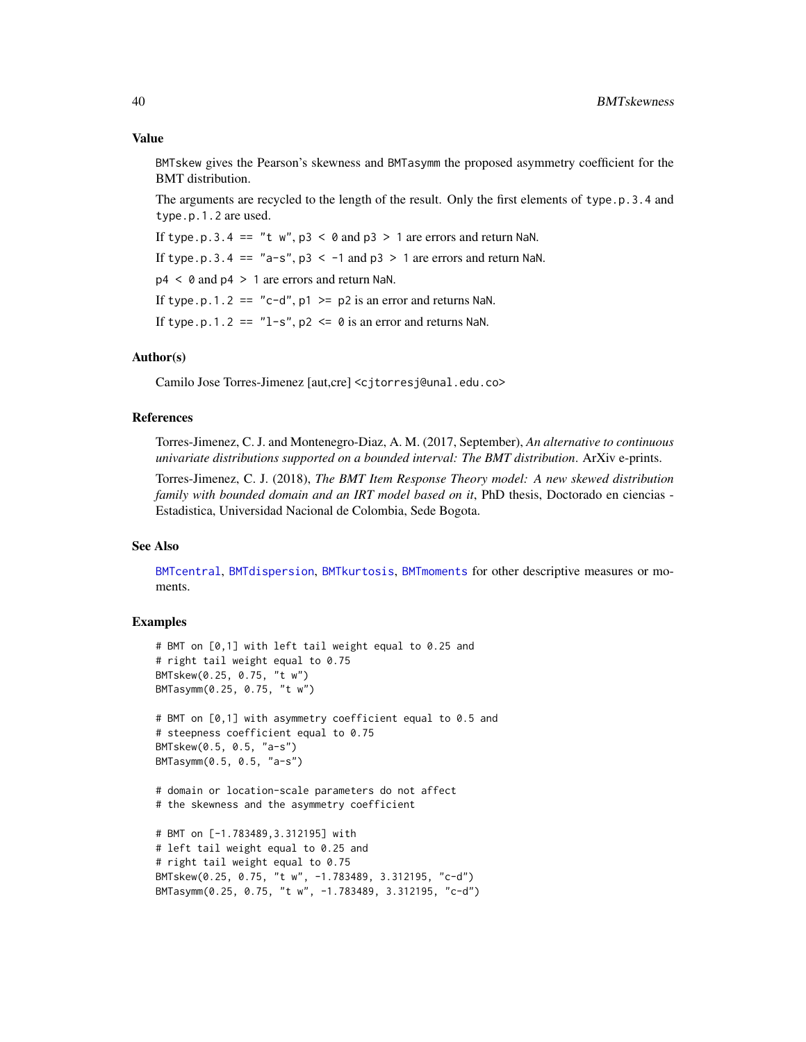### Value

BMTskew gives the Pearson's skewness and BMTasymm the proposed asymmetry coefficient for the BMT distribution.

The arguments are recycled to the length of the result. Only the first elements of type.p.3.4 and type.p.1.2 are used.

If type.p.3.4 == "t w", p3 < 0 and p3 > 1 are errors and return NaN.

If type.p.3.4 == "a-s", p3 < -1 and p3 > 1 are errors and return NaN.

p4 < 0 and p4 > 1 are errors and return NaN.

If type.p.1.2 == "c-d", p1 >= p2 is an error and returns NaN.

If type.p.1.2 == "l-s", p2 <= 0 is an error and returns NaN.

### Author(s)

Camilo Jose Torres-Jimenez [aut,cre] <cjtorresj@unal.edu.co>

### References

Torres-Jimenez, C. J. and Montenegro-Diaz, A. M. (2017, September), *An alternative to continuous univariate distributions supported on a bounded interval: The BMT distribution*. ArXiv e-prints.

Torres-Jimenez, C. J. (2018), *The BMT Item Response Theory model: A new skewed distribution family with bounded domain and an IRT model based on it*, PhD thesis, Doctorado en ciencias - Estadistica, Universidad Nacional de Colombia, Sede Bogota.

### See Also

BMTcentral, BMTdispersion, BMTkurtosis, BMTmoments for other descriptive measures or moments.

### Examples

```
# BMT on [0,1] with left tail weight equal to 0.25 and
# right tail weight equal to 0.75
BMTskew(0.25, 0.75, "t w")
BMTasymm(0.25, 0.75, "t w")

# BMT on [0,1] with asymmetry coefficient equal to 0.5 and
# steepness coefficient equal to 0.75
BMTskew(0.5, 0.5, "a-s")
BMTasymm(0.5, 0.5, "a-s")

# domain or location-scale parameters do not affect
# the skewness and the asymmetry coefficient

# BMT on [-1.783489,3.312195] with
# left tail weight equal to 0.25 and
# right tail weight equal to 0.75
BMTskew(0.25, 0.75, "t w", -1.783489, 3.312195, "c-d")
BMTasymm(0.25, 0.75, "t w", -1.783489, 3.312195, "c-d")
```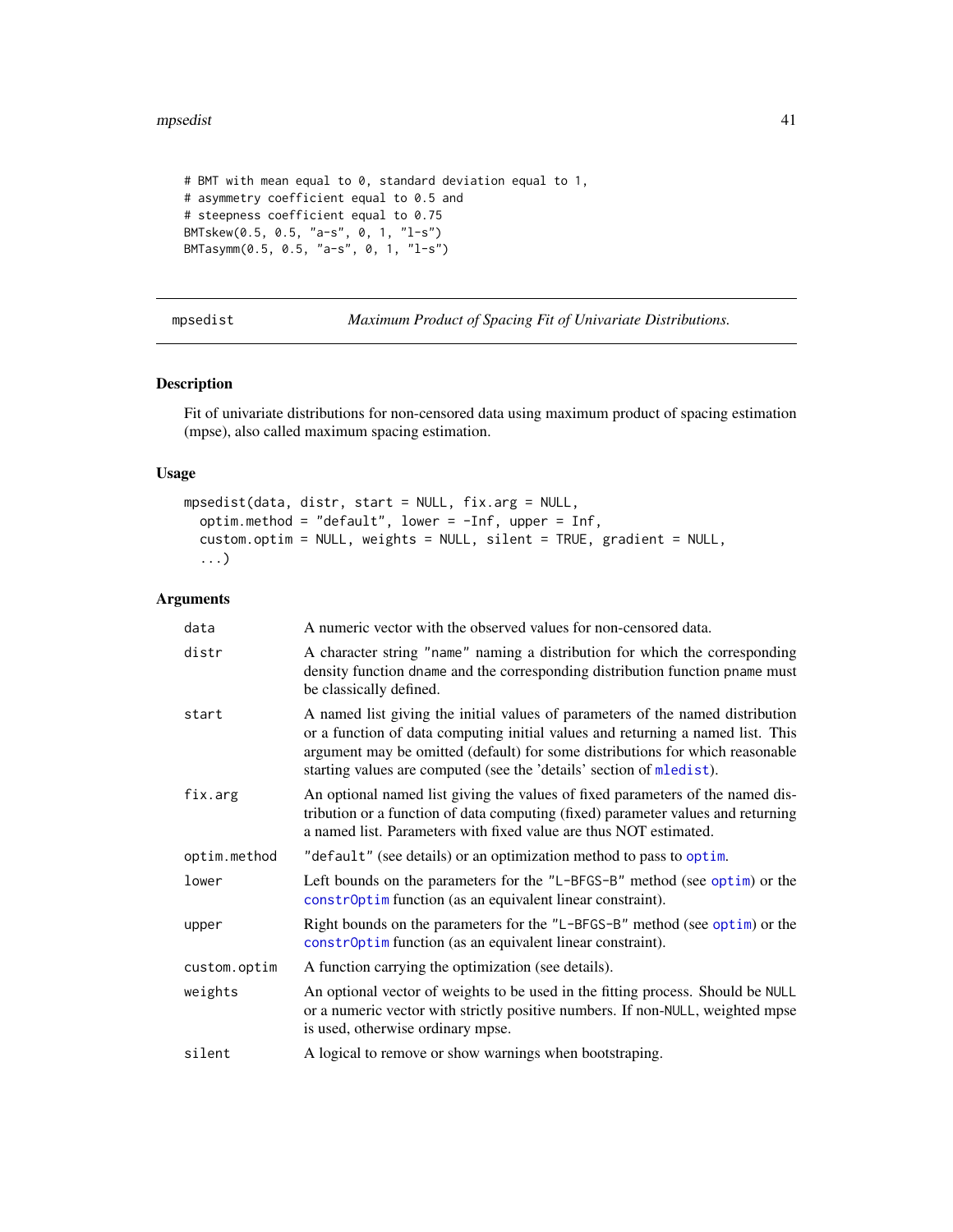```
# BMT with mean equal to 0, standard deviation equal to 1,
# asymmetry coefficient equal to 0.5 and
# steepness coefficient equal to 0.75
BMTskew(0.5, 0.5, "a-s", 0, 1, "l-s")
BMTasymm(0.5, 0.5, "a-s", 0, 1, "l-s")
```

---

## mpsedist — *Maximum Product of Spacing Fit of Univariate Distributions.*

---

### Description

Fit of univariate distributions for non-censored data using maximum product of spacing estimation (mpse), also called maximum spacing estimation.

### Usage

```
mpsedist(data, distr, start = NULL, fix.arg = NULL,
  optim.method = "default", lower = -Inf, upper = Inf,
  custom.optim = NULL, weights = NULL, silent = TRUE, gradient = NULL,
  ...)
```

### Arguments

| | |
|---|---|
| `data` | A numeric vector with the observed values for non-censored data. |
| `distr` | A character string "name" naming a distribution for which the corresponding density function dname and the corresponding distribution function pname must be classically defined. |
| `start` | A named list giving the initial values of parameters of the named distribution or a function of data computing initial values and returning a named list. This argument may be omitted (default) for some distributions for which reasonable starting values are computed (see the 'details' section of `mledist`). |
| `fix.arg` | An optional named list giving the values of fixed parameters of the named distribution or a function of data computing (fixed) parameter values and returning a named list. Parameters with fixed value are thus NOT estimated. |
| `optim.method` | "default" (see details) or an optimization method to pass to `optim`. |
| `lower` | Left bounds on the parameters for the "L-BFGS-B" method (see `optim`) or the `constrOptim` function (as an equivalent linear constraint). |
| `upper` | Right bounds on the parameters for the "L-BFGS-B" method (see `optim`) or the `constrOptim` function (as an equivalent linear constraint). |
| `custom.optim` | A function carrying the optimization (see details). |
| `weights` | An optional vector of weights to be used in the fitting process. Should be NULL or a numeric vector with strictly positive numbers. If non-NULL, weighted mpse is used, otherwise ordinary mpse. |
| `silent` | A logical to remove or show warnings when bootstraping. |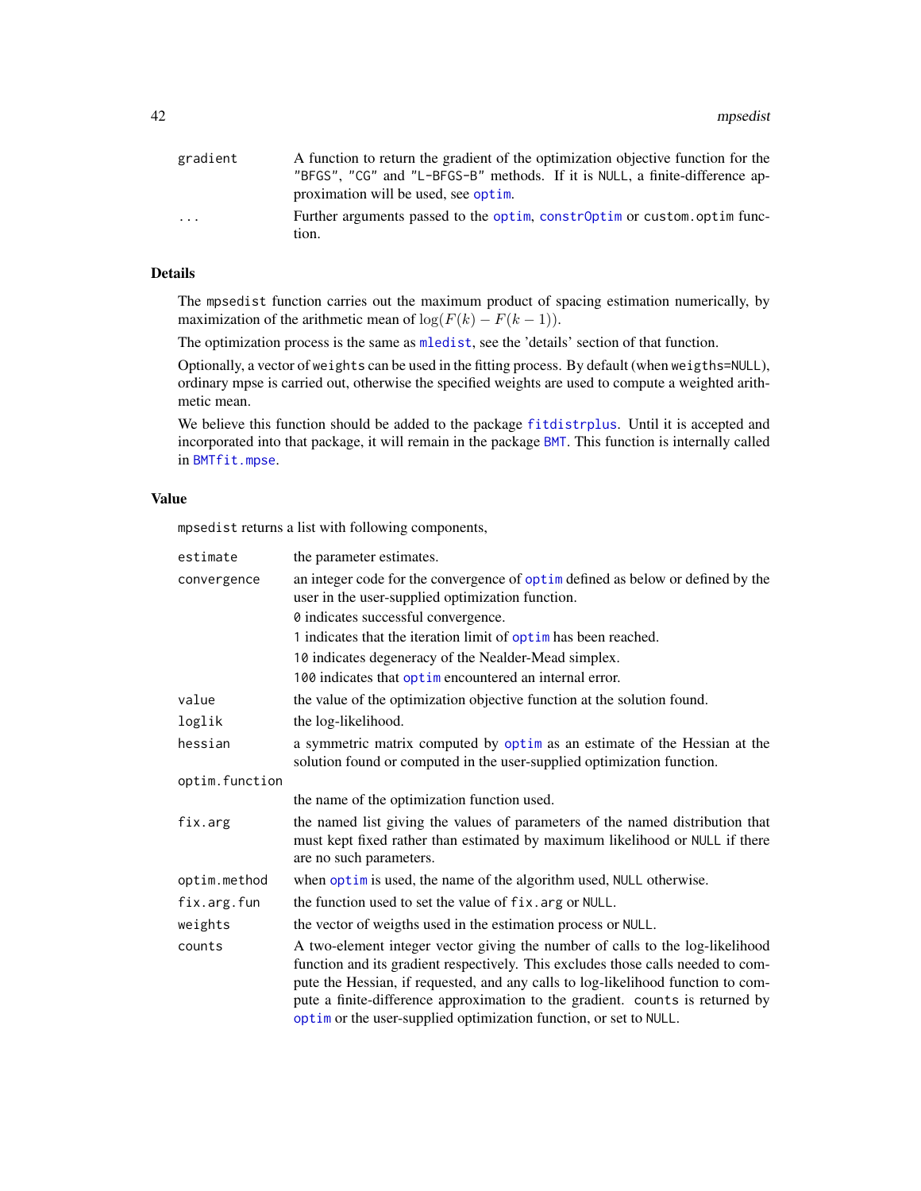| | |
|---|---|
| gradient | A function to return the gradient of the optimization objective function for the "BFGS", "CG" and "L-BFGS-B" methods. If it is NULL, a finite-difference approximation will be used, see optim. |
| ... | Further arguments passed to the optim, constrOptim or custom.optim function. |

## Details

The mpsedist function carries out the maximum product of spacing estimation numerically, by maximization of the arithmetic mean of $\log(F(k) - F(k-1))$.

The optimization process is the same as mledist, see the 'details' section of that function.

Optionally, a vector of weights can be used in the fitting process. By default (when weigths=NULL), ordinary mpse is carried out, otherwise the specified weights are used to compute a weighted arithmetic mean.

We believe this function should be added to the package fitdistrplus. Until it is accepted and incorporated into that package, it will remain in the package BMT. This function is internally called in BMTfit.mpse.

## Value

mpsedist returns a list with following components,

| | |
|---|---|
| estimate | the parameter estimates. |
| convergence | an integer code for the convergence of optim defined as below or defined by the user in the user-supplied optimization function.<br>0 indicates successful convergence.<br>1 indicates that the iteration limit of optim has been reached.<br>10 indicates degeneracy of the Nealder-Mead simplex.<br>100 indicates that optim encountered an internal error. |
| value | the value of the optimization objective function at the solution found. |
| loglik | the log-likelihood. |
| hessian | a symmetric matrix computed by optim as an estimate of the Hessian at the solution found or computed in the user-supplied optimization function. |
| optim.function | the name of the optimization function used. |
| fix.arg | the named list giving the values of parameters of the named distribution that must kept fixed rather than estimated by maximum likelihood or NULL if there are no such parameters. |
| optim.method | when optim is used, the name of the algorithm used, NULL otherwise. |
| fix.arg.fun | the function used to set the value of fix.arg or NULL. |
| weights | the vector of weigths used in the estimation process or NULL. |
| counts | A two-element integer vector giving the number of calls to the log-likelihood function and its gradient respectively. This excludes those calls needed to compute the Hessian, if requested, and any calls to log-likelihood function to compute a finite-difference approximation to the gradient. counts is returned by optim or the user-supplied optimization function, or set to NULL. |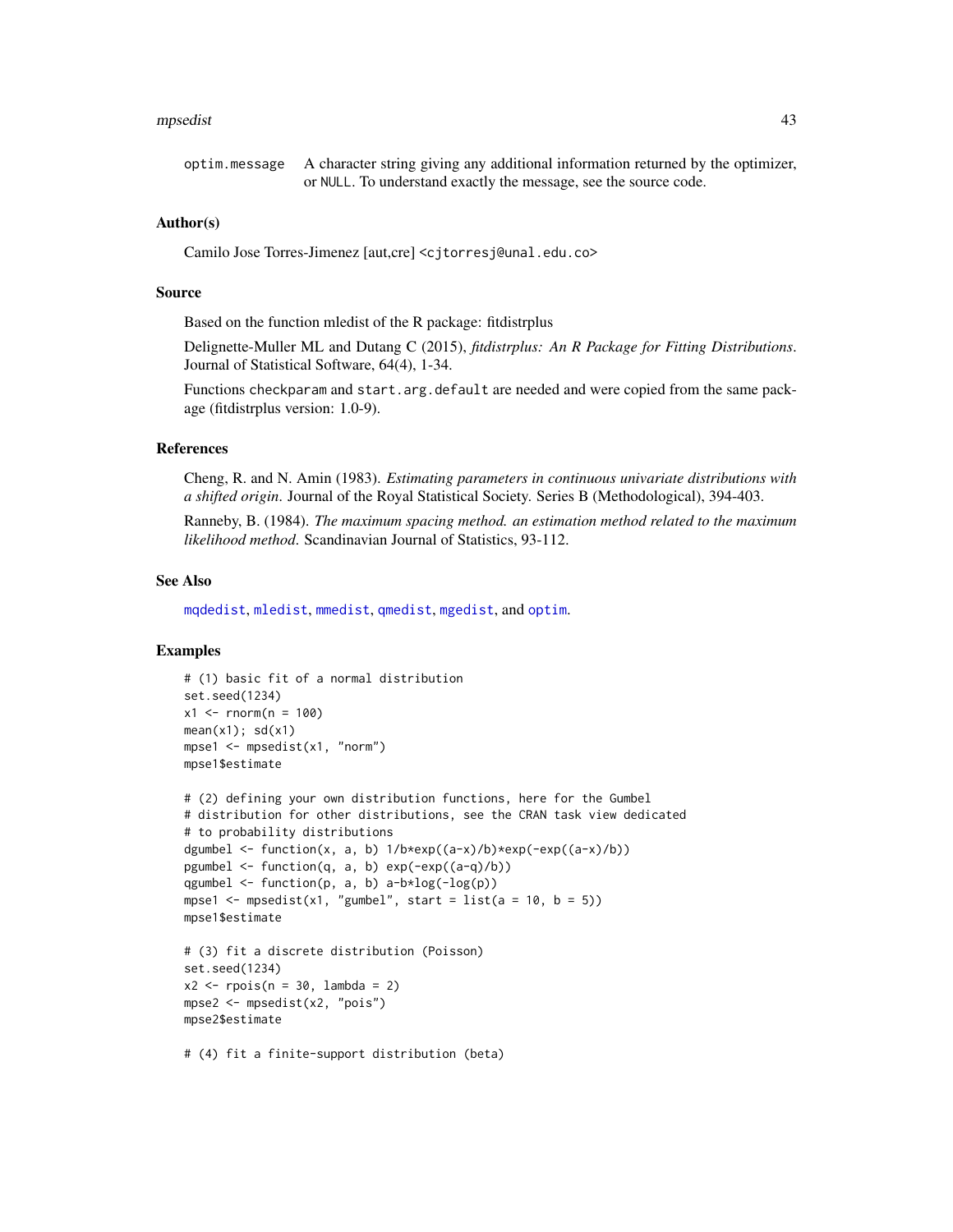optim.message  A character string giving any additional information returned by the optimizer, or NULL. To understand exactly the message, see the source code.

## Author(s)

Camilo Jose Torres-Jimenez [aut,cre] <cjtorresj@unal.edu.co>

## Source

Based on the function mledist of the R package: fitdistrplus

Delignette-Muller ML and Dutang C (2015), *fitdistrplus: An R Package for Fitting Distributions*. Journal of Statistical Software, 64(4), 1-34.

Functions checkparam and start.arg.default are needed and were copied from the same package (fitdistrplus version: 1.0-9).

## References

Cheng, R. and N. Amin (1983). *Estimating parameters in continuous univariate distributions with a shifted origin.* Journal of the Royal Statistical Society. Series B (Methodological), 394-403.

Ranneby, B. (1984). *The maximum spacing method. an estimation method related to the maximum likelihood method.* Scandinavian Journal of Statistics, 93-112.

## See Also

mqdedist, mledist, mmedist, qmedist, mgedist, and optim.

## Examples

```
# (1) basic fit of a normal distribution
set.seed(1234)
x1 <- rnorm(n = 100)
mean(x1); sd(x1)
mpse1 <- mpsedist(x1, "norm")
mpse1$estimate

# (2) defining your own distribution functions, here for the Gumbel
# distribution for other distributions, see the CRAN task view dedicated
# to probability distributions
dgumbel <- function(x, a, b) 1/b*exp((a-x)/b)*exp(-exp((a-x)/b))
pgumbel <- function(q, a, b) exp(-exp((a-q)/b))
qgumbel <- function(p, a, b) a-b*log(-log(p))
mpse1 <- mpsedist(x1, "gumbel", start = list(a = 10, b = 5))
mpse1$estimate

# (3) fit a discrete distribution (Poisson)
set.seed(1234)
x2 <- rpois(n = 30, lambda = 2)
mpse2 <- mpsedist(x2, "pois")
mpse2$estimate

# (4) fit a finite-support distribution (beta)
```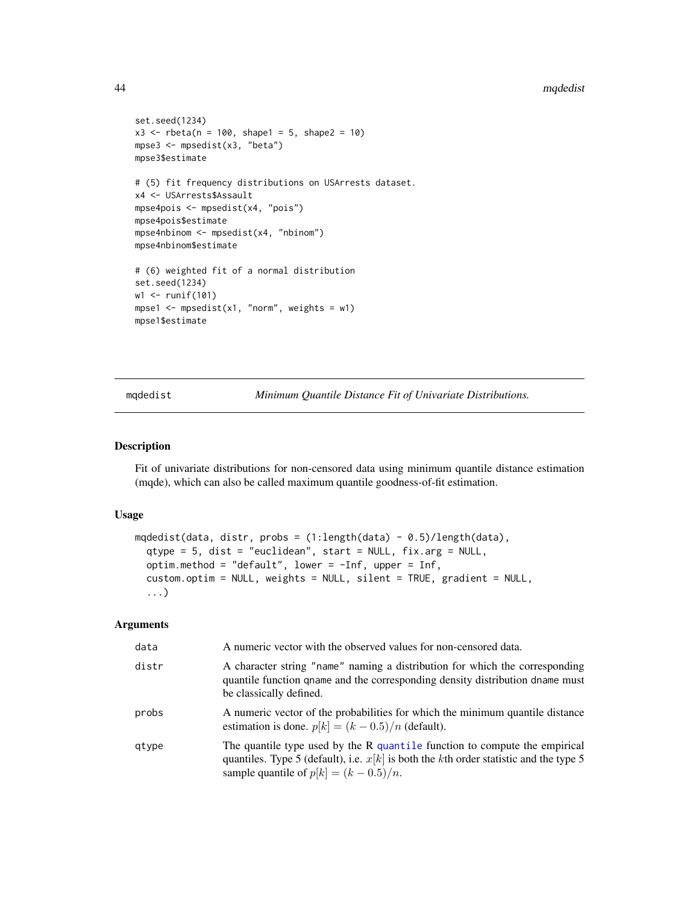```
set.seed(1234)
x3 <- rbeta(n = 100, shape1 = 5, shape2 = 10)
mpse3 <- mpsedist(x3, "beta")
mpse3$estimate

# (5) fit frequency distributions on USArrests dataset.
x4 <- USArrests$Assault
mpse4pois <- mpsedist(x4, "pois")
mpse4pois$estimate
mpse4nbinom <- mpsedist(x4, "nbinom")
mpse4nbinom$estimate

# (6) weighted fit of a normal distribution
set.seed(1234)
w1 <- runif(101)
mpse1 <- mpsedist(x1, "norm", weights = w1)
mpse1$estimate
```

## mqdedist — *Minimum Quantile Distance Fit of Univariate Distributions.*

### Description

Fit of univariate distributions for non-censored data using minimum quantile distance estimation (mqde), which can also be called maximum quantile goodness-of-fit estimation.

### Usage

```
mqdedist(data, distr, probs = (1:length(data) - 0.5)/length(data),
  qtype = 5, dist = "euclidean", start = NULL, fix.arg = NULL,
  optim.method = "default", lower = -Inf, upper = Inf,
  custom.optim = NULL, weights = NULL, silent = TRUE, gradient = NULL,
  ...)
```

### Arguments

| | |
|---|---|
| data | A numeric vector with the observed values for non-censored data. |
| distr | A character string "name" naming a distribution for which the corresponding quantile function qname and the corresponding density distribution dname must be classically defined. |
| probs | A numeric vector of the probabilities for which the minimum quantile distance estimation is done. $p[k] = (k - 0.5)/n$ (default). |
| qtype | The quantile type used by the R quantile function to compute the empirical quantiles. Type 5 (default), i.e. $x[k]$ is both the $k$th order statistic and the type 5 sample quantile of $p[k] = (k - 0.5)/n$. |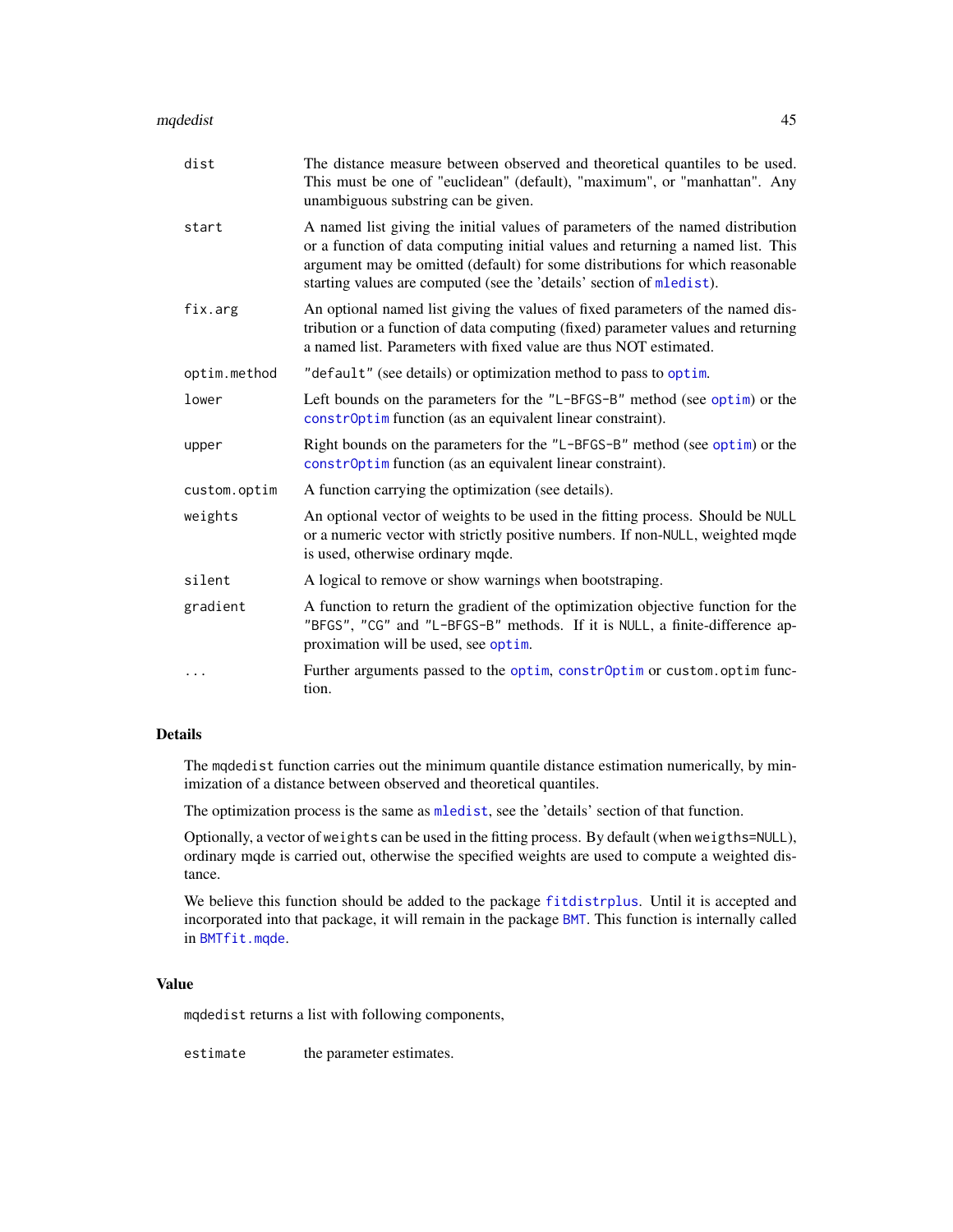| | |
|---|---|
| dist | The distance measure between observed and theoretical quantiles to be used. This must be one of "euclidean" (default), "maximum", or "manhattan". Any unambiguous substring can be given. |
| start | A named list giving the initial values of parameters of the named distribution or a function of data computing initial values and returning a named list. This argument may be omitted (default) for some distributions for which reasonable starting values are computed (see the 'details' section of mledist). |
| fix.arg | An optional named list giving the values of fixed parameters of the named distribution or a function of data computing (fixed) parameter values and returning a named list. Parameters with fixed value are thus NOT estimated. |
| optim.method | "default" (see details) or optimization method to pass to optim. |
| lower | Left bounds on the parameters for the "L-BFGS-B" method (see optim) or the constrOptim function (as an equivalent linear constraint). |
| upper | Right bounds on the parameters for the "L-BFGS-B" method (see optim) or the constrOptim function (as an equivalent linear constraint). |
| custom.optim | A function carrying the optimization (see details). |
| weights | An optional vector of weights to be used in the fitting process. Should be NULL or a numeric vector with strictly positive numbers. If non-NULL, weighted mqde is used, otherwise ordinary mqde. |
| silent | A logical to remove or show warnings when bootstraping. |
| gradient | A function to return the gradient of the optimization objective function for the "BFGS", "CG" and "L-BFGS-B" methods. If it is NULL, a finite-difference approximation will be used, see optim. |
| ... | Further arguments passed to the optim, constrOptim or custom.optim function. |

## Details

The mqdedist function carries out the minimum quantile distance estimation numerically, by minimization of a distance between observed and theoretical quantiles.

The optimization process is the same as mledist, see the 'details' section of that function.

Optionally, a vector of weights can be used in the fitting process. By default (when weigths=NULL), ordinary mqde is carried out, otherwise the specified weights are used to compute a weighted distance.

We believe this function should be added to the package fitdistrplus. Until it is accepted and incorporated into that package, it will remain in the package BMT. This function is internally called in BMTfit.mqde.

## Value

mqdedist returns a list with following components,

| | |
|---|---|
| estimate | the parameter estimates. |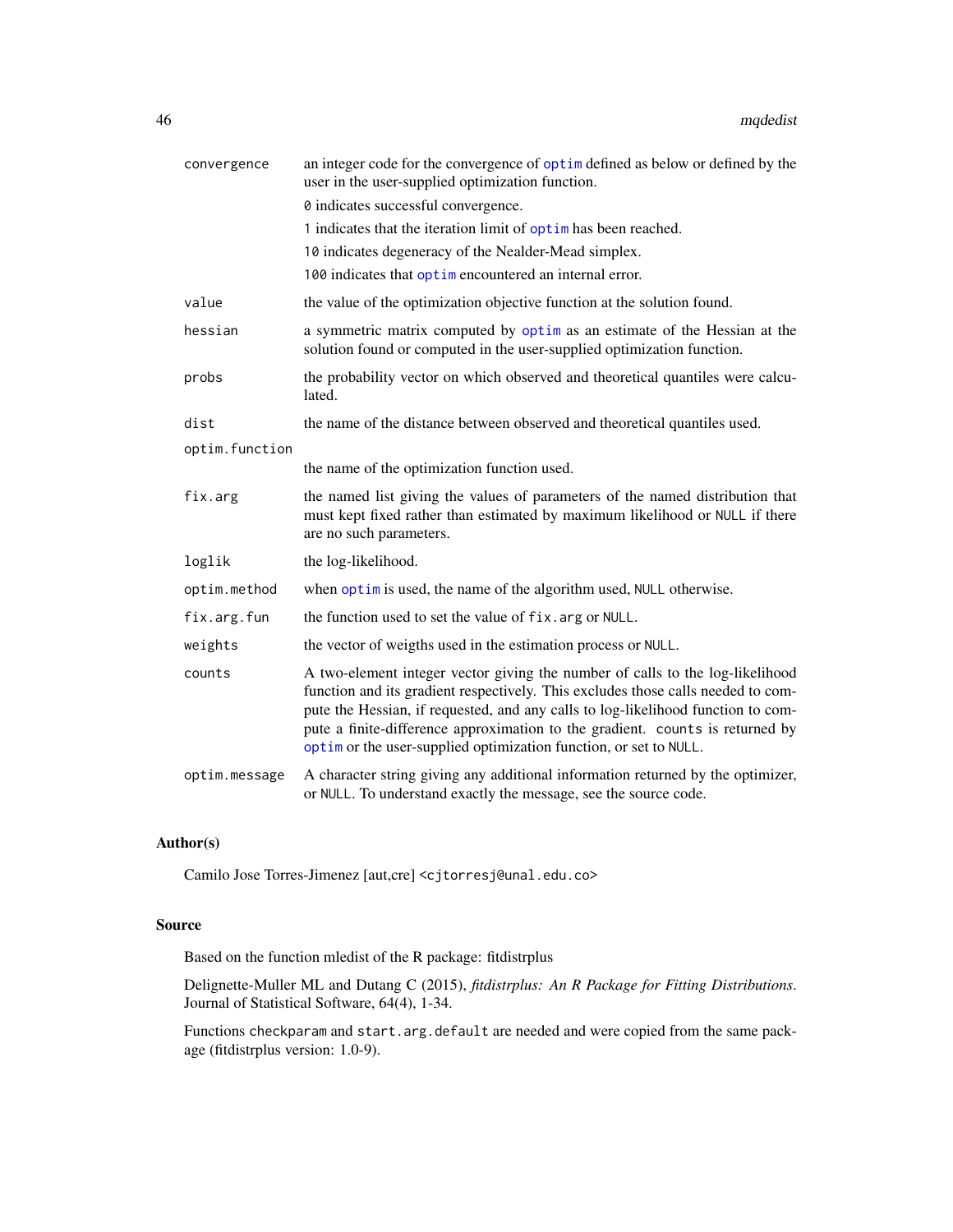| | |
|---|---|
| `convergence` | an integer code for the convergence of `optim` defined as below or defined by the user in the user-supplied optimization function.<br>`0` indicates successful convergence.<br>`1` indicates that the iteration limit of `optim` has been reached.<br>`10` indicates degeneracy of the Nealder-Mead simplex.<br>`100` indicates that `optim` encountered an internal error. |
| `value` | the value of the optimization objective function at the solution found. |
| `hessian` | a symmetric matrix computed by `optim` as an estimate of the Hessian at the solution found or computed in the user-supplied optimization function. |
| `probs` | the probability vector on which observed and theoretical quantiles were calculated. |
| `dist` | the name of the distance between observed and theoretical quantiles used. |
| `optim.function` | the name of the optimization function used. |
| `fix.arg` | the named list giving the values of parameters of the named distribution that must kept fixed rather than estimated by maximum likelihood or `NULL` if there are no such parameters. |
| `loglik` | the log-likelihood. |
| `optim.method` | when `optim` is used, the name of the algorithm used, `NULL` otherwise. |
| `fix.arg.fun` | the function used to set the value of `fix.arg` or `NULL`. |
| `weights` | the vector of weigths used in the estimation process or `NULL`. |
| `counts` | A two-element integer vector giving the number of calls to the log-likelihood function and its gradient respectively. This excludes those calls needed to compute the Hessian, if requested, and any calls to log-likelihood function to compute a finite-difference approximation to the gradient. `counts` is returned by `optim` or the user-supplied optimization function, or set to `NULL`. |
| `optim.message` | A character string giving any additional information returned by the optimizer, or `NULL`. To understand exactly the message, see the source code. |

## Author(s)

Camilo Jose Torres-Jimenez [aut,cre] <cjtorresj@unal.edu.co>

## Source

Based on the function mledist of the R package: fitdistrplus

Delignette-Muller ML and Dutang C (2015), *fitdistrplus: An R Package for Fitting Distributions*. Journal of Statistical Software, 64(4), 1-34.

Functions `checkparam` and `start.arg.default` are needed and were copied from the same package (fitdistrplus version: 1.0-9).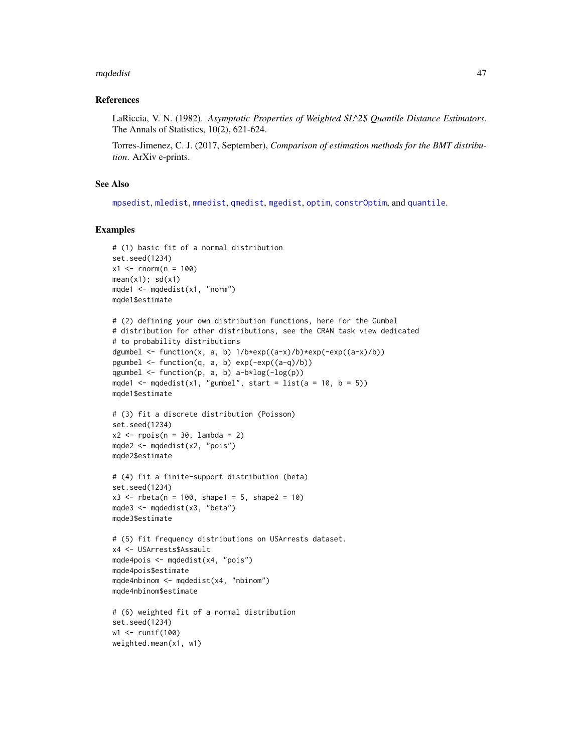### References

LaRiccia, V. N. (1982). *Asymptotic Properties of Weighted $L^2$ Quantile Distance Estimators*. The Annals of Statistics, 10(2), 621-624.

Torres-Jimenez, C. J. (2017, September), *Comparison of estimation methods for the BMT distribution*. ArXiv e-prints.

### See Also

mpsedist, mledist, mmedist, qmedist, mgedist, optim, constrOptim, and quantile.

### Examples

```
# (1) basic fit of a normal distribution
set.seed(1234)
x1 <- rnorm(n = 100)
mean(x1); sd(x1)
mqde1 <- mqdedist(x1, "norm")
mqde1$estimate

# (2) defining your own distribution functions, here for the Gumbel
# distribution for other distributions, see the CRAN task view dedicated
# to probability distributions
dgumbel <- function(x, a, b) 1/b*exp((a-x)/b)*exp(-exp((a-x)/b))
pgumbel <- function(q, a, b) exp(-exp((a-q)/b))
qgumbel <- function(p, a, b) a-b*log(-log(p))
mqde1 <- mqdedist(x1, "gumbel", start = list(a = 10, b = 5))
mqde1$estimate

# (3) fit a discrete distribution (Poisson)
set.seed(1234)
x2 <- rpois(n = 30, lambda = 2)
mqde2 <- mqdedist(x2, "pois")
mqde2$estimate

# (4) fit a finite-support distribution (beta)
set.seed(1234)
x3 <- rbeta(n = 100, shape1 = 5, shape2 = 10)
mqde3 <- mqdedist(x3, "beta")
mqde3$estimate

# (5) fit frequency distributions on USArrests dataset.
x4 <- USArrests$Assault
mqde4pois <- mqdedist(x4, "pois")
mqde4pois$estimate
mqde4nbinom <- mqdedist(x4, "nbinom")
mqde4nbinom$estimate

# (6) weighted fit of a normal distribution
set.seed(1234)
w1 <- runif(100)
weighted.mean(x1, w1)
```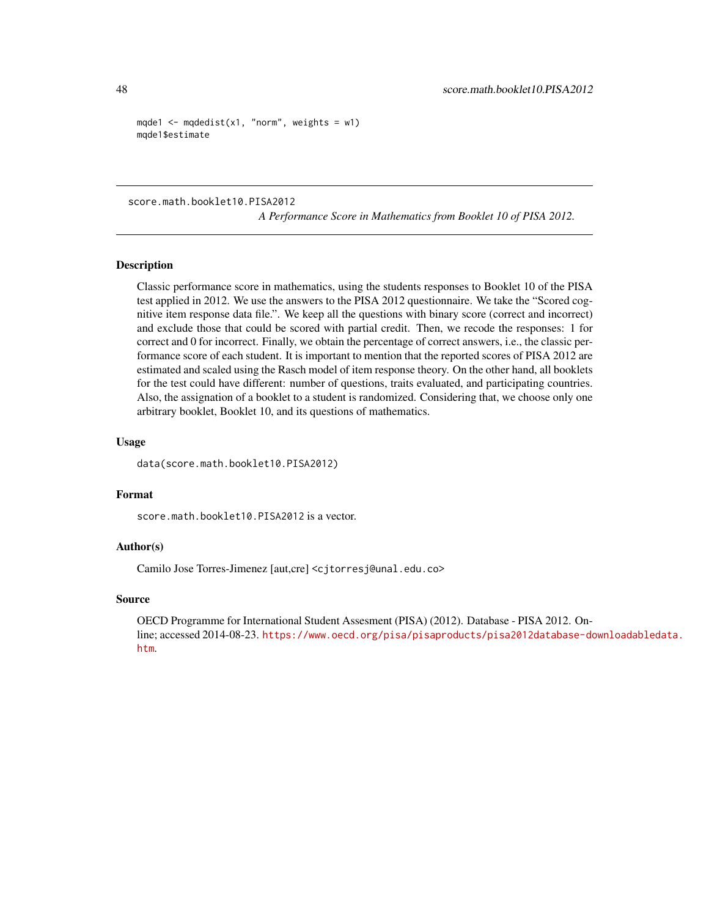```
mqde1 <- mqdedist(x1, "norm", weights = w1)
mqde1$estimate
```

---

## score.math.booklet10.PISA2012

*A Performance Score in Mathematics from Booklet 10 of PISA 2012.*

---

### Description

Classic performance score in mathematics, using the students responses to Booklet 10 of the PISA test applied in 2012. We use the answers to the PISA 2012 questionnaire. We take the "Scored cognitive item response data file.". We keep all the questions with binary score (correct and incorrect) and exclude those that could be scored with partial credit. Then, we recode the responses: 1 for correct and 0 for incorrect. Finally, we obtain the percentage of correct answers, i.e., the classic performance score of each student. It is important to mention that the reported scores of PISA 2012 are estimated and scaled using the Rasch model of item response theory. On the other hand, all booklets for the test could have different: number of questions, traits evaluated, and participating countries. Also, the assignation of a booklet to a student is randomized. Considering that, we choose only one arbitrary booklet, Booklet 10, and its questions of mathematics.

### Usage

```
data(score.math.booklet10.PISA2012)
```

### Format

`score.math.booklet10.PISA2012` is a vector.

### Author(s)

Camilo Jose Torres-Jimenez [aut,cre] <cjtorresj@unal.edu.co>

### Source

OECD Programme for International Student Assesment (PISA) (2012). Database - PISA 2012. Online; accessed 2014-08-23. https://www.oecd.org/pisa/pisaproducts/pisa2012database-downloadabledata.htm.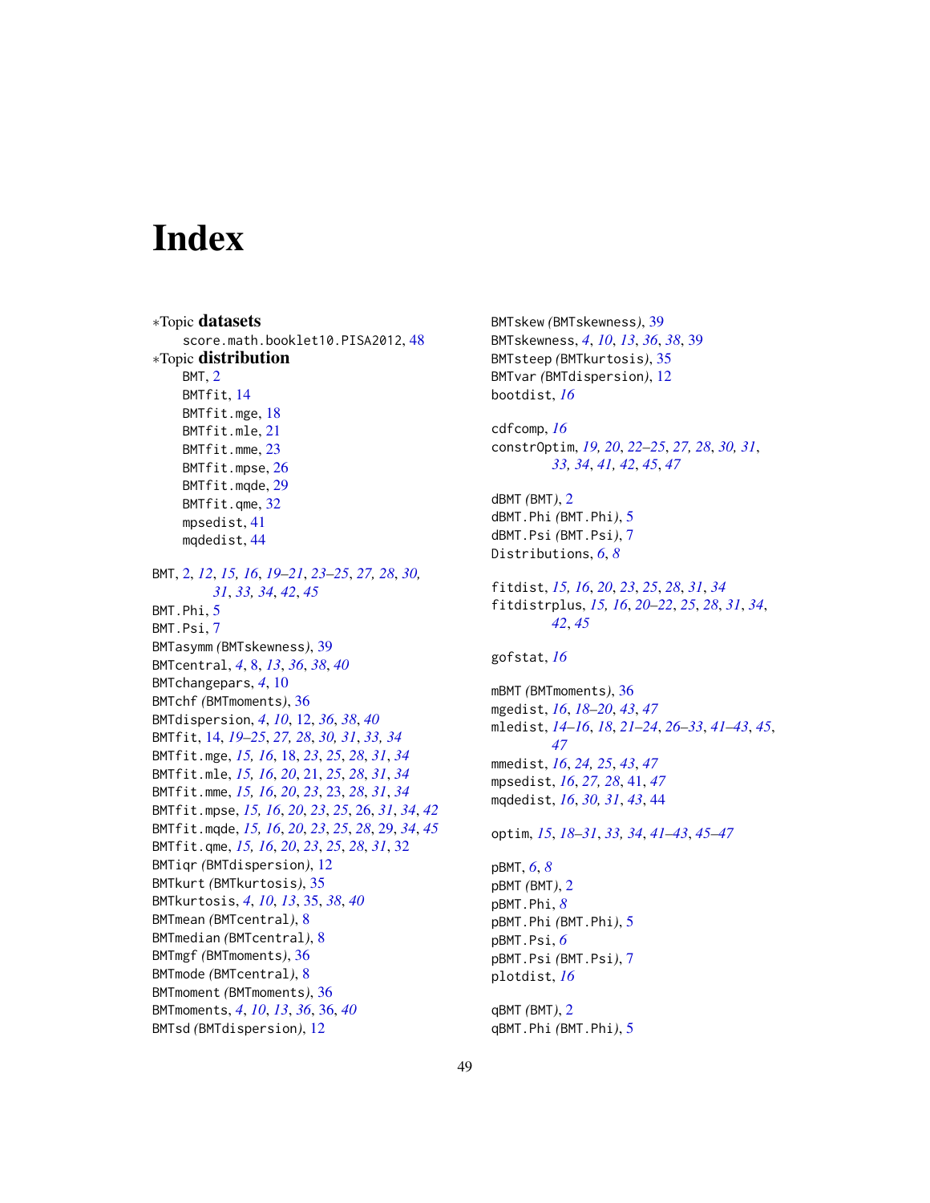# Index

*Topic **datasets**
- score.math.booklet10.PISA2012, 48

*Topic **distribution**
- BMT, 2
- BMTfit, 14
- BMTfit.mge, 18
- BMTfit.mle, 21
- BMTfit.mme, 23
- BMTfit.mpse, 26
- BMTfit.mqde, 29
- BMTfit.qme, 32
- mpsedist, 41
- mqdedist, 44

BMT, 2, *12*, *15, 16*, *19–21*, *23–25*, *27, 28*, *30, 31*, *33, 34*, *42*, *45*
BMT.Phi, 5
BMT.Psi, 7
BMTasymm *(BMTskewness)*, 39
BMTcentral, *4*, 8, *13*, *36*, *38*, *40*
BMTchangepars, *4*, 10
BMTchf *(BMTmoments)*, 36
BMTdispersion, *4*, *10*, 12, *36*, *38*, *40*
BMTfit, 14, *19–25*, *27, 28*, *30, 31*, *33, 34*
BMTfit.mge, *15, 16*, 18, *23*, *25*, *28*, *31*, *34*
BMTfit.mle, *15, 16*, *20*, 21, *25*, *28*, *31*, *34*
BMTfit.mme, *15, 16*, *20*, *23*, 23, *28*, *31*, *34*
BMTfit.mpse, *15, 16*, *20*, *23*, *25*, 26, *31*, *34*, *42*
BMTfit.mqde, *15, 16*, *20*, *23*, *25*, *28*, 29, *34*, *45*
BMTfit.qme, *15, 16*, *20*, *23*, *25*, *28*, *31*, 32
BMTiqr *(BMTdispersion)*, 12
BMTkurt *(BMTkurtosis)*, 35
BMTkurtosis, *4*, *10*, *13*, 35, *38*, *40*
BMTmean *(BMTcentral)*, 8
BMTmedian *(BMTcentral)*, 8
BMTmgf *(BMTmoments)*, 36
BMTmode *(BMTcentral)*, 8
BMTmoment *(BMTmoments)*, 36
BMTmoments, *4*, *10*, *13*, *36*, 36, *40*
BMTsd *(BMTdispersion)*, 12
BMTskew *(BMTskewness)*, 39
BMTskewness, *4*, *10*, *13*, *36*, *38*, 39
BMTsteep *(BMTkurtosis)*, 35
BMTvar *(BMTdispersion)*, 12
bootdist, *16*

cdfcomp, *16*
constrOptim, *19, 20*, *22–25*, *27, 28*, *30, 31*, *33, 34*, *41, 42*, *45*, *47*

dBMT *(BMT)*, 2
dBMT.Phi *(BMT.Phi)*, 5
dBMT.Psi *(BMT.Psi)*, 7
Distributions, *6*, *8*

fitdist, *15, 16*, *20*, *23*, *25*, *28*, *31*, *34*
fitdistrplus, *15, 16*, *20–22*, *25*, *28*, *31*, *34*, *42*, *45*

gofstat, *16*

mBMT *(BMTmoments)*, 36
mgedist, *16*, *18–20*, *43*, *47*
mledist, *14–16*, *18*, *21–24*, *26–33*, *41–43*, *45*, *47*
mmedist, *16*, *24, 25*, *43*, *47*
mpsedist, *16*, *27, 28*, 41, *47*
mqdedist, *16*, *30, 31*, *43*, 44

optim, *15*, *18–31*, *33, 34*, *41–43*, *45–47*

pBMT, *6*, *8*
pBMT *(BMT)*, 2
pBMT.Phi, *8*
pBMT.Phi *(BMT.Phi)*, 5
pBMT.Psi, *6*
pBMT.Psi *(BMT.Psi)*, 7
plotdist, *16*

qBMT *(BMT)*, 2
qBMT.Phi *(BMT.Phi)*, 5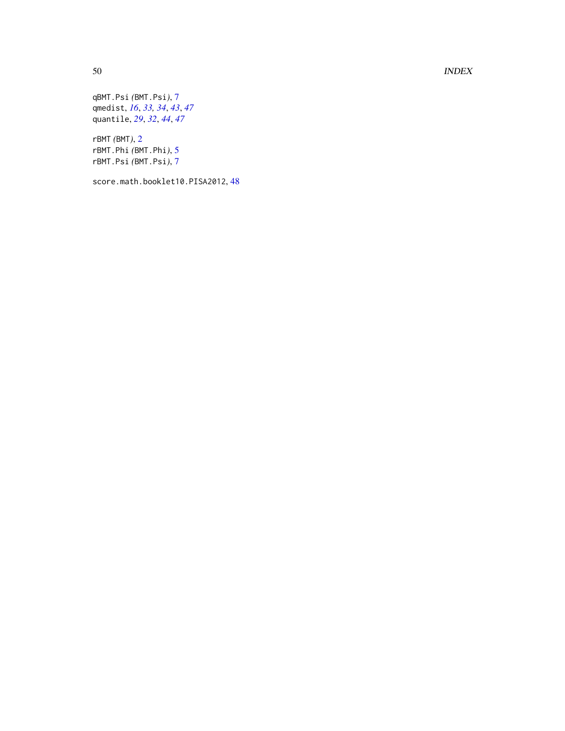qBMT.Psi *(*BMT.Psi*)*, 7
qmedist, *16*, *33*, *34*, *43*, *47*
quantile, *29*, *32*, *44*, *47*

rBMT *(*BMT*)*, 2
rBMT.Phi *(*BMT.Phi*)*, 5
rBMT.Psi *(*BMT.Psi*)*, 7

score.math.booklet10.PISA2012, 48